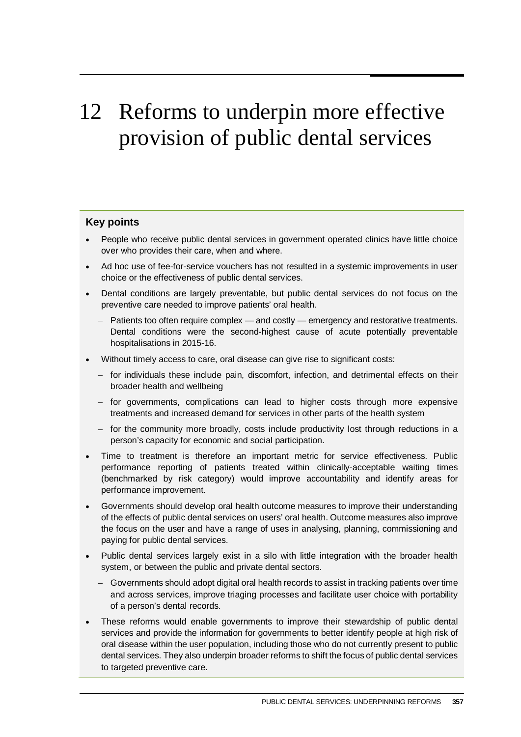# 12 Reforms to underpin more effective provision of public dental services

**Key points**

- People who receive public dental services in government operated clinics have little choice over who provides their care, when and where.
- Ad hoc use of fee-for-service vouchers has not resulted in a systemic improvements in user choice or the effectiveness of public dental services.
- Dental conditions are largely preventable, but public dental services do not focus on the preventive care needed to improve patients' oral health.
  - Patients too often require complex — and costly — emergency and restorative treatments. Dental conditions were the second-highest cause of acute potentially preventable hospitalisations in 2015-16.
- Without timely access to care, oral disease can give rise to significant costs:
  - for individuals these include pain, discomfort, infection, and detrimental effects on their broader health and wellbeing
  - for governments, complications can lead to higher costs through more expensive treatments and increased demand for services in other parts of the health system
  - for the community more broadly, costs include productivity lost through reductions in a person's capacity for economic and social participation.
- Time to treatment is therefore an important metric for service effectiveness. Public performance reporting of patients treated within clinically-acceptable waiting times (benchmarked by risk category) would improve accountability and identify areas for performance improvement.
- Governments should develop oral health outcome measures to improve their understanding of the effects of public dental services on users' oral health. Outcome measures also improve the focus on the user and have a range of uses in analysing, planning, commissioning and paying for public dental services.
- Public dental services largely exist in a silo with little integration with the broader health system, or between the public and private dental sectors.
  - Governments should adopt digital oral health records to assist in tracking patients over time and across services, improve triaging processes and facilitate user choice with portability of a person's dental records.
- These reforms would enable governments to improve their stewardship of public dental services and provide the information for governments to better identify people at high risk of oral disease within the user population, including those who do not currently present to public dental services. They also underpin broader reforms to shift the focus of public dental services to targeted preventive care.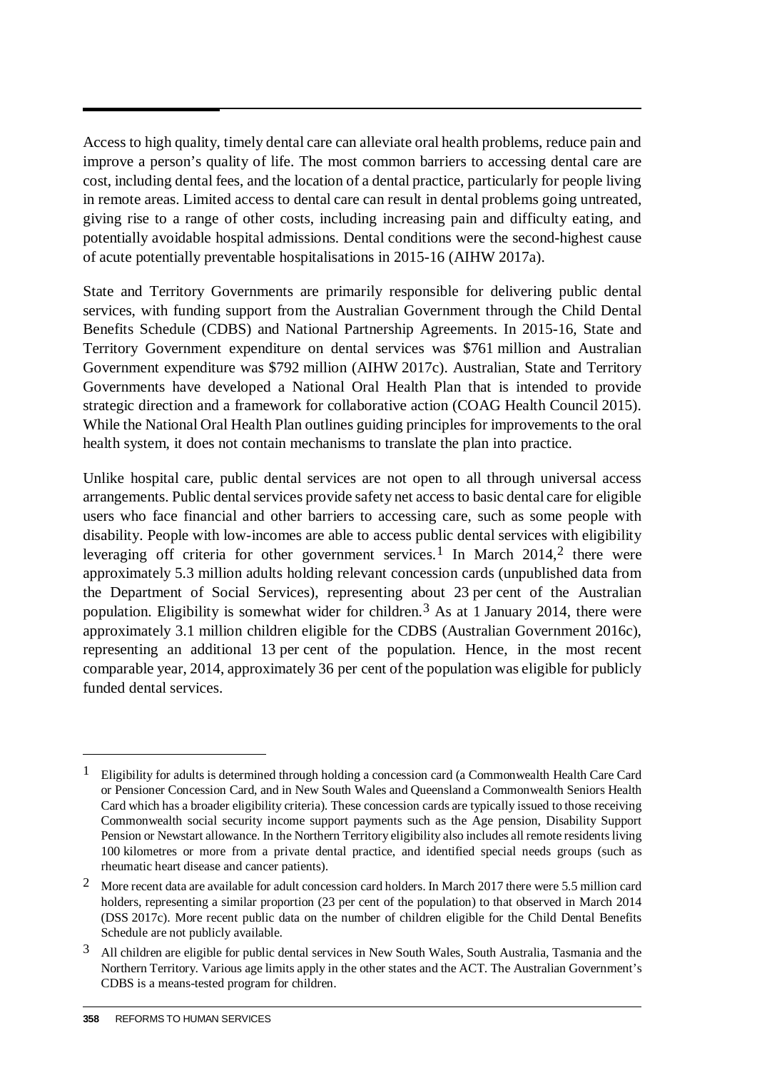Access to high quality, timely dental care can alleviate oral health problems, reduce pain and improve a person's quality of life. The most common barriers to accessing dental care are cost, including dental fees, and the location of a dental practice, particularly for people living in remote areas. Limited access to dental care can result in dental problems going untreated, giving rise to a range of other costs, including increasing pain and difficulty eating, and potentially avoidable hospital admissions. Dental conditions were the second-highest cause of acute potentially preventable hospitalisations in 2015-16 (AIHW 2017a).

State and Territory Governments are primarily responsible for delivering public dental services, with funding support from the Australian Government through the Child Dental Benefits Schedule (CDBS) and National Partnership Agreements. In 2015-16, State and Territory Government expenditure on dental services was $761 million and Australian Government expenditure was $792 million (AIHW 2017c). Australian, State and Territory Governments have developed a National Oral Health Plan that is intended to provide strategic direction and a framework for collaborative action (COAG Health Council 2015). While the National Oral Health Plan outlines guiding principles for improvements to the oral health system, it does not contain mechanisms to translate the plan into practice.

Unlike hospital care, public dental services are not open to all through universal access arrangements. Public dental services provide safety net access to basic dental care for eligible users who face financial and other barriers to accessing care, such as some people with disability. People with low-incomes are able to access public dental services with eligibility leveraging off criteria for other government services.[1] In March 2014,[2] there were approximately 5.3 million adults holding relevant concession cards (unpublished data from the Department of Social Services), representing about 23 per cent of the Australian population. Eligibility is somewhat wider for children.[3] As at 1 January 2014, there were approximately 3.1 million children eligible for the CDBS (Australian Government 2016c), representing an additional 13 per cent of the population. Hence, in the most recent comparable year, 2014, approximately 36 per cent of the population was eligible for publicly funded dental services.

---

[1] Eligibility for adults is determined through holding a concession card (a Commonwealth Health Care Card or Pensioner Concession Card, and in New South Wales and Queensland a Commonwealth Seniors Health Card which has a broader eligibility criteria). These concession cards are typically issued to those receiving Commonwealth social security income support payments such as the Age pension, Disability Support Pension or Newstart allowance. In the Northern Territory eligibility also includes all remote residents living 100 kilometres or more from a private dental practice, and identified special needs groups (such as rheumatic heart disease and cancer patients).

[2] More recent data are available for adult concession card holders. In March 2017 there were 5.5 million card holders, representing a similar proportion (23 per cent of the population) to that observed in March 2014 (DSS 2017c). More recent public data on the number of children eligible for the Child Dental Benefits Schedule are not publicly available.

[3] All children are eligible for public dental services in New South Wales, South Australia, Tasmania and the Northern Territory. Various age limits apply in the other states and the ACT. The Australian Government's CDBS is a means-tested program for children.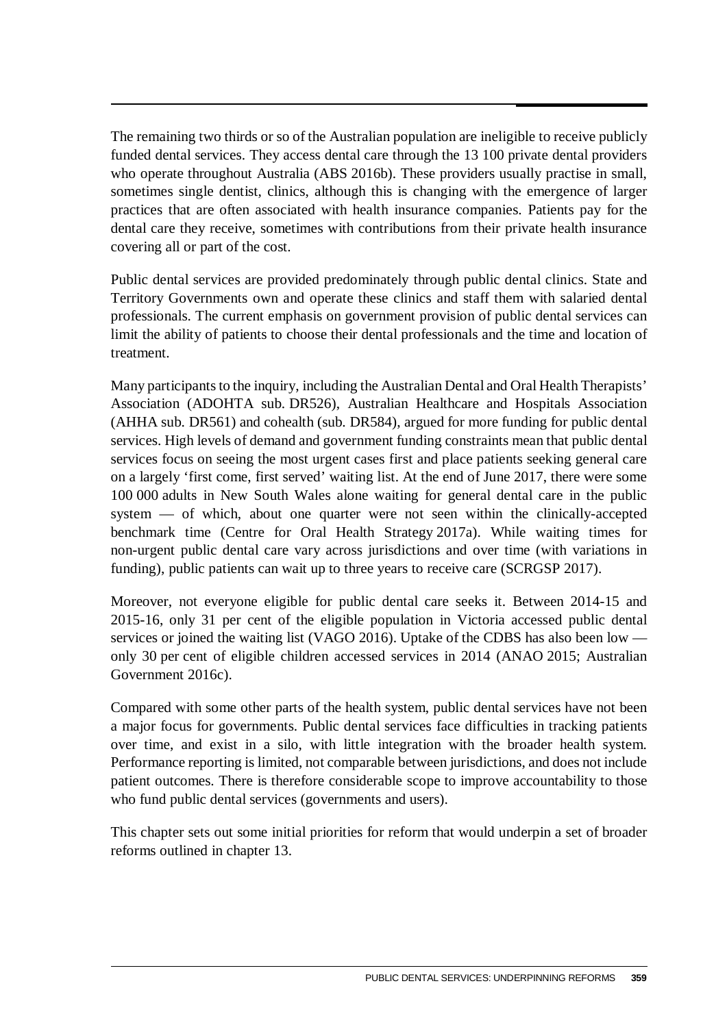The remaining two thirds or so of the Australian population are ineligible to receive publicly funded dental services. They access dental care through the 13 100 private dental providers who operate throughout Australia (ABS 2016b). These providers usually practise in small, sometimes single dentist, clinics, although this is changing with the emergence of larger practices that are often associated with health insurance companies. Patients pay for the dental care they receive, sometimes with contributions from their private health insurance covering all or part of the cost.

Public dental services are provided predominately through public dental clinics. State and Territory Governments own and operate these clinics and staff them with salaried dental professionals. The current emphasis on government provision of public dental services can limit the ability of patients to choose their dental professionals and the time and location of treatment.

Many participants to the inquiry, including the Australian Dental and Oral Health Therapists' Association (ADOHTA sub. DR526), Australian Healthcare and Hospitals Association (AHHA sub. DR561) and cohealth (sub. DR584), argued for more funding for public dental services. High levels of demand and government funding constraints mean that public dental services focus on seeing the most urgent cases first and place patients seeking general care on a largely 'first come, first served' waiting list. At the end of June 2017, there were some 100 000 adults in New South Wales alone waiting for general dental care in the public system — of which, about one quarter were not seen within the clinically-accepted benchmark time (Centre for Oral Health Strategy 2017a). While waiting times for non-urgent public dental care vary across jurisdictions and over time (with variations in funding), public patients can wait up to three years to receive care (SCRGSP 2017).

Moreover, not everyone eligible for public dental care seeks it. Between 2014-15 and 2015-16, only 31 per cent of the eligible population in Victoria accessed public dental services or joined the waiting list (VAGO 2016). Uptake of the CDBS has also been low — only 30 per cent of eligible children accessed services in 2014 (ANAO 2015; Australian Government 2016c).

Compared with some other parts of the health system, public dental services have not been a major focus for governments. Public dental services face difficulties in tracking patients over time, and exist in a silo, with little integration with the broader health system. Performance reporting is limited, not comparable between jurisdictions, and does not include patient outcomes. There is therefore considerable scope to improve accountability to those who fund public dental services (governments and users).

This chapter sets out some initial priorities for reform that would underpin a set of broader reforms outlined in chapter 13.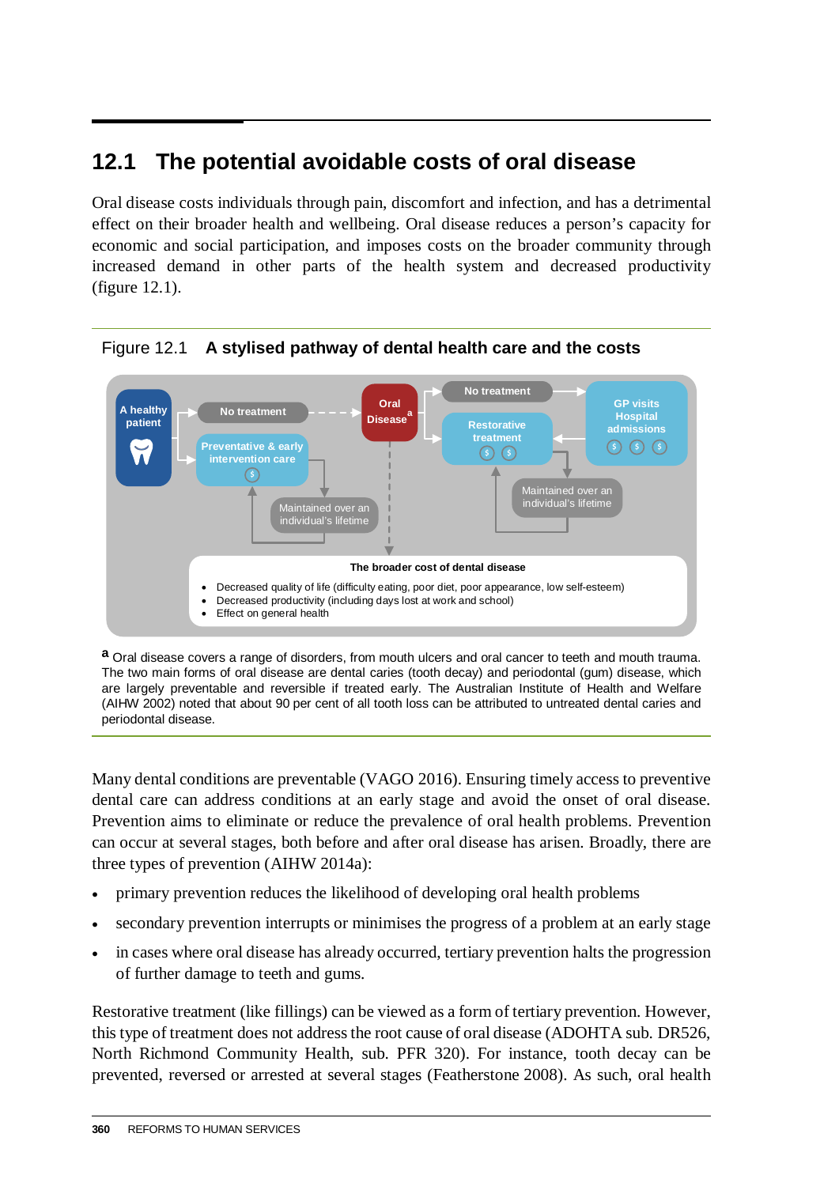## 12.1 The potential avoidable costs of oral disease

Oral disease costs individuals through pain, discomfort and infection, and has a detrimental effect on their broader health and wellbeing. Oral disease reduces a person's capacity for economic and social participation, and imposes costs on the broader community through increased demand in other parts of the health system and decreased productivity (figure 12.1).

Figure 12.1 **A stylised pathway of dental health care and the costs**

A healthy patient

No treatment

Preventative & early intervention care

Maintained over an individual's lifetime

Oral Disease[a]

No treatment

Restorative treatment

GP visits Hospital admissions

Maintained over an individual's lifetime

**The broader cost of dental disease**

- Decreased quality of life (difficulty eating, poor diet, poor appearance, low self-esteem)
- Decreased productivity (including days lost at work and school)
- Effect on general health

[a] Oral disease covers a range of disorders, from mouth ulcers and oral cancer to teeth and mouth trauma. The two main forms of oral disease are dental caries (tooth decay) and periodontal (gum) disease, which are largely preventable and reversible if treated early. The Australian Institute of Health and Welfare (AIHW 2002) noted that about 90 per cent of all tooth loss can be attributed to untreated dental caries and periodontal disease.

Many dental conditions are preventable (VAGO 2016). Ensuring timely access to preventive dental care can address conditions at an early stage and avoid the onset of oral disease. Prevention aims to eliminate or reduce the prevalence of oral health problems. Prevention can occur at several stages, both before and after oral disease has arisen. Broadly, there are three types of prevention (AIHW 2014a):

- primary prevention reduces the likelihood of developing oral health problems
- secondary prevention interrupts or minimises the progress of a problem at an early stage
- in cases where oral disease has already occurred, tertiary prevention halts the progression of further damage to teeth and gums.

Restorative treatment (like fillings) can be viewed as a form of tertiary prevention. However, this type of treatment does not address the root cause of oral disease (ADOHTA sub. DR526, North Richmond Community Health, sub. PFR 320). For instance, tooth decay can be prevented, reversed or arrested at several stages (Featherstone 2008). As such, oral health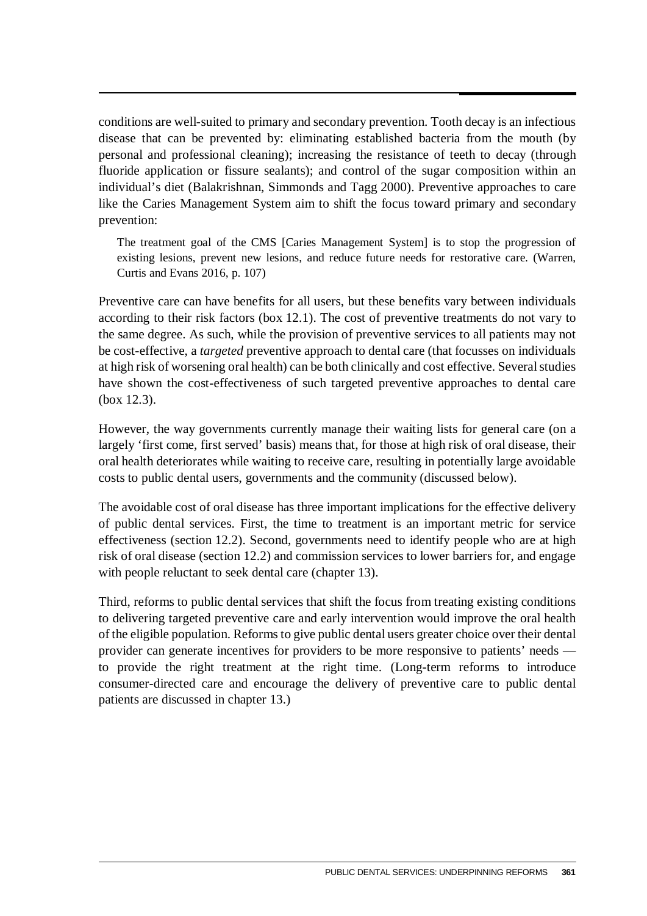conditions are well-suited to primary and secondary prevention. Tooth decay is an infectious disease that can be prevented by: eliminating established bacteria from the mouth (by personal and professional cleaning); increasing the resistance of teeth to decay (through fluoride application or fissure sealants); and control of the sugar composition within an individual's diet (Balakrishnan, Simmonds and Tagg 2000). Preventive approaches to care like the Caries Management System aim to shift the focus toward primary and secondary prevention:

> The treatment goal of the CMS [Caries Management System] is to stop the progression of existing lesions, prevent new lesions, and reduce future needs for restorative care. (Warren, Curtis and Evans 2016, p. 107)

Preventive care can have benefits for all users, but these benefits vary between individuals according to their risk factors (box 12.1). The cost of preventive treatments do not vary to the same degree. As such, while the provision of preventive services to all patients may not be cost-effective, a *targeted* preventive approach to dental care (that focusses on individuals at high risk of worsening oral health) can be both clinically and cost effective. Several studies have shown the cost-effectiveness of such targeted preventive approaches to dental care (box 12.3).

However, the way governments currently manage their waiting lists for general care (on a largely 'first come, first served' basis) means that, for those at high risk of oral disease, their oral health deteriorates while waiting to receive care, resulting in potentially large avoidable costs to public dental users, governments and the community (discussed below).

The avoidable cost of oral disease has three important implications for the effective delivery of public dental services. First, the time to treatment is an important metric for service effectiveness (section 12.2). Second, governments need to identify people who are at high risk of oral disease (section 12.2) and commission services to lower barriers for, and engage with people reluctant to seek dental care (chapter 13).

Third, reforms to public dental services that shift the focus from treating existing conditions to delivering targeted preventive care and early intervention would improve the oral health of the eligible population. Reforms to give public dental users greater choice over their dental provider can generate incentives for providers to be more responsive to patients' needs — to provide the right treatment at the right time. (Long-term reforms to introduce consumer-directed care and encourage the delivery of preventive care to public dental patients are discussed in chapter 13.)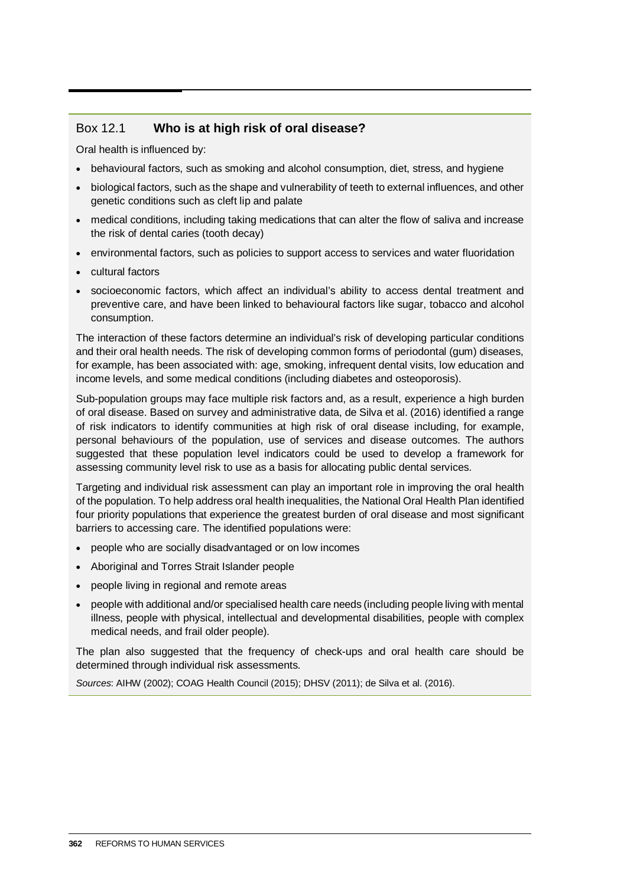## Box 12.1 **Who is at high risk of oral disease?**

Oral health is influenced by:

- behavioural factors, such as smoking and alcohol consumption, diet, stress, and hygiene
- biological factors, such as the shape and vulnerability of teeth to external influences, and other genetic conditions such as cleft lip and palate
- medical conditions, including taking medications that can alter the flow of saliva and increase the risk of dental caries (tooth decay)
- environmental factors, such as policies to support access to services and water fluoridation
- cultural factors
- socioeconomic factors, which affect an individual's ability to access dental treatment and preventive care, and have been linked to behavioural factors like sugar, tobacco and alcohol consumption.

The interaction of these factors determine an individual's risk of developing particular conditions and their oral health needs. The risk of developing common forms of periodontal (gum) diseases, for example, has been associated with: age, smoking, infrequent dental visits, low education and income levels, and some medical conditions (including diabetes and osteoporosis).

Sub-population groups may face multiple risk factors and, as a result, experience a high burden of oral disease. Based on survey and administrative data, de Silva et al. (2016) identified a range of risk indicators to identify communities at high risk of oral disease including, for example, personal behaviours of the population, use of services and disease outcomes. The authors suggested that these population level indicators could be used to develop a framework for assessing community level risk to use as a basis for allocating public dental services.

Targeting and individual risk assessment can play an important role in improving the oral health of the population. To help address oral health inequalities, the National Oral Health Plan identified four priority populations that experience the greatest burden of oral disease and most significant barriers to accessing care. The identified populations were:

- people who are socially disadvantaged or on low incomes
- Aboriginal and Torres Strait Islander people
- people living in regional and remote areas
- people with additional and/or specialised health care needs (including people living with mental illness, people with physical, intellectual and developmental disabilities, people with complex medical needs, and frail older people).

The plan also suggested that the frequency of check-ups and oral health care should be determined through individual risk assessments.

*Sources*: AIHW (2002); COAG Health Council (2015); DHSV (2011); de Silva et al. (2016).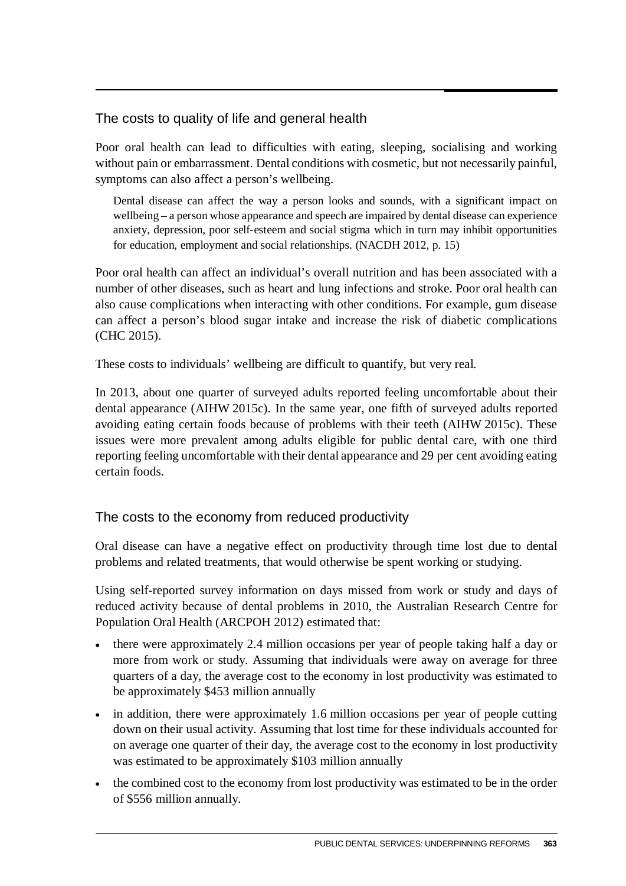## The costs to quality of life and general health

Poor oral health can lead to difficulties with eating, sleeping, socialising and working without pain or embarrassment. Dental conditions with cosmetic, but not necessarily painful, symptoms can also affect a person's wellbeing.

> Dental disease can affect the way a person looks and sounds, with a significant impact on wellbeing – a person whose appearance and speech are impaired by dental disease can experience anxiety, depression, poor self-esteem and social stigma which in turn may inhibit opportunities for education, employment and social relationships. (NACDH 2012, p. 15)

Poor oral health can affect an individual's overall nutrition and has been associated with a number of other diseases, such as heart and lung infections and stroke. Poor oral health can also cause complications when interacting with other conditions. For example, gum disease can affect a person's blood sugar intake and increase the risk of diabetic complications (CHC 2015).

These costs to individuals' wellbeing are difficult to quantify, but very real.

In 2013, about one quarter of surveyed adults reported feeling uncomfortable about their dental appearance (AIHW 2015c). In the same year, one fifth of surveyed adults reported avoiding eating certain foods because of problems with their teeth (AIHW 2015c). These issues were more prevalent among adults eligible for public dental care, with one third reporting feeling uncomfortable with their dental appearance and 29 per cent avoiding eating certain foods.

## The costs to the economy from reduced productivity

Oral disease can have a negative effect on productivity through time lost due to dental problems and related treatments, that would otherwise be spent working or studying.

Using self-reported survey information on days missed from work or study and days of reduced activity because of dental problems in 2010, the Australian Research Centre for Population Oral Health (ARCPOH 2012) estimated that:

- there were approximately 2.4 million occasions per year of people taking half a day or more from work or study. Assuming that individuals were away on average for three quarters of a day, the average cost to the economy in lost productivity was estimated to be approximately $453 million annually
- in addition, there were approximately 1.6 million occasions per year of people cutting down on their usual activity. Assuming that lost time for these individuals accounted for on average one quarter of their day, the average cost to the economy in lost productivity was estimated to be approximately $103 million annually
- the combined cost to the economy from lost productivity was estimated to be in the order of $556 million annually.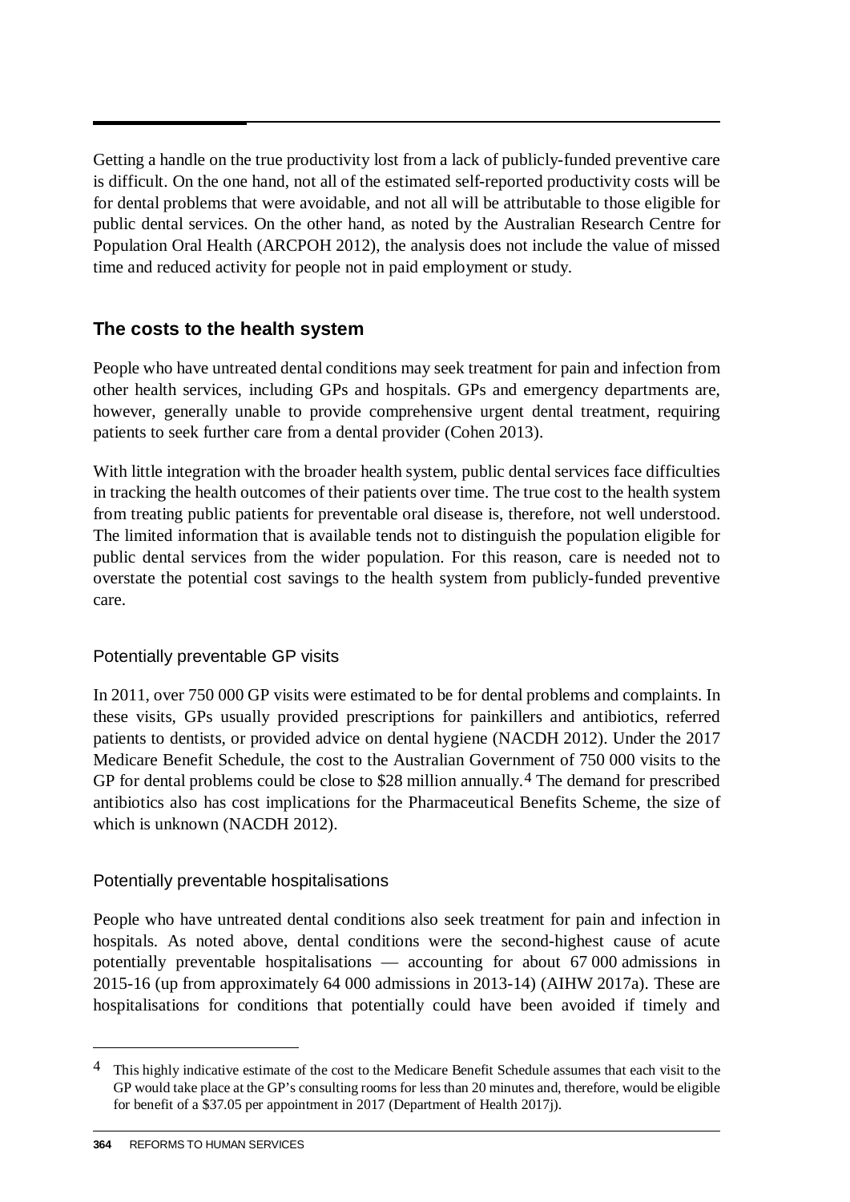Getting a handle on the true productivity lost from a lack of publicly-funded preventive care is difficult. On the one hand, not all of the estimated self-reported productivity costs will be for dental problems that were avoidable, and not all will be attributable to those eligible for public dental services. On the other hand, as noted by the Australian Research Centre for Population Oral Health (ARCPOH 2012), the analysis does not include the value of missed time and reduced activity for people not in paid employment or study.

### The costs to the health system

People who have untreated dental conditions may seek treatment for pain and infection from other health services, including GPs and hospitals. GPs and emergency departments are, however, generally unable to provide comprehensive urgent dental treatment, requiring patients to seek further care from a dental provider (Cohen 2013).

With little integration with the broader health system, public dental services face difficulties in tracking the health outcomes of their patients over time. The true cost to the health system from treating public patients for preventable oral disease is, therefore, not well understood. The limited information that is available tends not to distinguish the population eligible for public dental services from the wider population. For this reason, care is needed not to overstate the potential cost savings to the health system from publicly-funded preventive care.

#### Potentially preventable GP visits

In 2011, over 750 000 GP visits were estimated to be for dental problems and complaints. In these visits, GPs usually provided prescriptions for painkillers and antibiotics, referred patients to dentists, or provided advice on dental hygiene (NACDH 2012). Under the 2017 Medicare Benefit Schedule, the cost to the Australian Government of 750 000 visits to the GP for dental problems could be close to $28 million annually.[4] The demand for prescribed antibiotics also has cost implications for the Pharmaceutical Benefits Scheme, the size of which is unknown (NACDH 2012).

#### Potentially preventable hospitalisations

People who have untreated dental conditions also seek treatment for pain and infection in hospitals. As noted above, dental conditions were the second-highest cause of acute potentially preventable hospitalisations — accounting for about 67 000 admissions in 2015-16 (up from approximately 64 000 admissions in 2013-14) (AIHW 2017a). These are hospitalisations for conditions that potentially could have been avoided if timely and

---

[4] This highly indicative estimate of the cost to the Medicare Benefit Schedule assumes that each visit to the GP would take place at the GP's consulting rooms for less than 20 minutes and, therefore, would be eligible for benefit of a $37.05 per appointment in 2017 (Department of Health 2017j).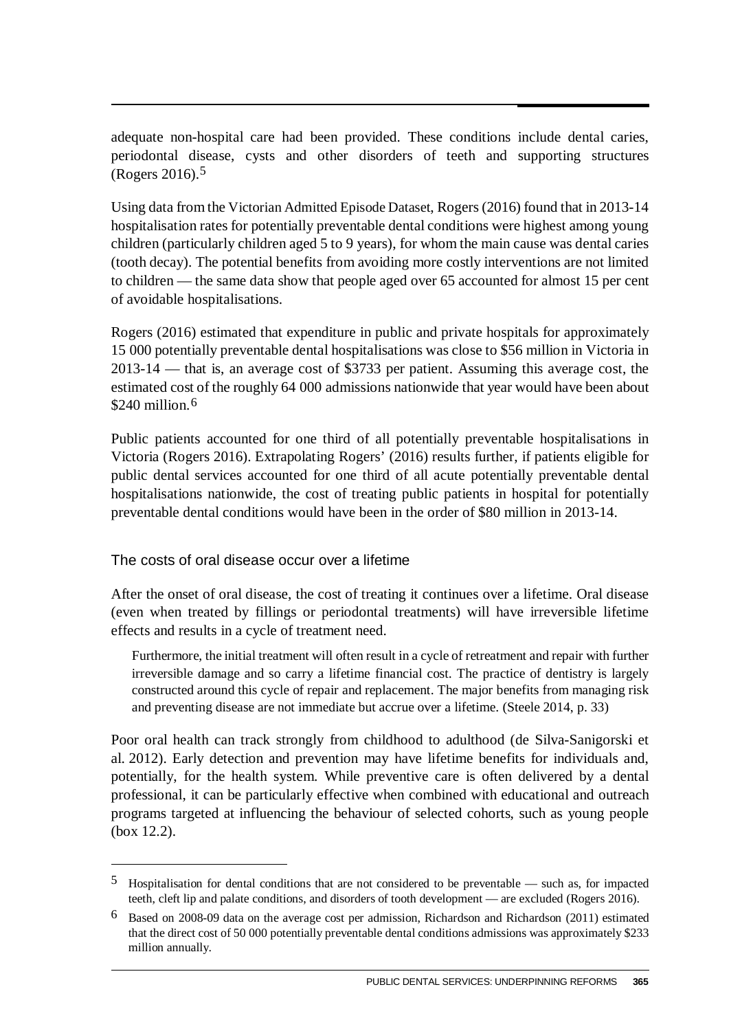adequate non-hospital care had been provided. These conditions include dental caries, periodontal disease, cysts and other disorders of teeth and supporting structures (Rogers 2016).[5]

Using data from the Victorian Admitted Episode Dataset, Rogers (2016) found that in 2013-14 hospitalisation rates for potentially preventable dental conditions were highest among young children (particularly children aged 5 to 9 years), for whom the main cause was dental caries (tooth decay). The potential benefits from avoiding more costly interventions are not limited to children — the same data show that people aged over 65 accounted for almost 15 per cent of avoidable hospitalisations.

Rogers (2016) estimated that expenditure in public and private hospitals for approximately 15 000 potentially preventable dental hospitalisations was close to \$56 million in Victoria in 2013-14 — that is, an average cost of \$3733 per patient. Assuming this average cost, the estimated cost of the roughly 64 000 admissions nationwide that year would have been about \$240 million.[6]

Public patients accounted for one third of all potentially preventable hospitalisations in Victoria (Rogers 2016). Extrapolating Rogers' (2016) results further, if patients eligible for public dental services accounted for one third of all acute potentially preventable dental hospitalisations nationwide, the cost of treating public patients in hospital for potentially preventable dental conditions would have been in the order of \$80 million in 2013-14.

### The costs of oral disease occur over a lifetime

After the onset of oral disease, the cost of treating it continues over a lifetime. Oral disease (even when treated by fillings or periodontal treatments) will have irreversible lifetime effects and results in a cycle of treatment need.

> Furthermore, the initial treatment will often result in a cycle of retreatment and repair with further irreversible damage and so carry a lifetime financial cost. The practice of dentistry is largely constructed around this cycle of repair and replacement. The major benefits from managing risk and preventing disease are not immediate but accrue over a lifetime. (Steele 2014, p. 33)

Poor oral health can track strongly from childhood to adulthood (de Silva-Sanigorski et al. 2012). Early detection and prevention may have lifetime benefits for individuals and, potentially, for the health system. While preventive care is often delivered by a dental professional, it can be particularly effective when combined with educational and outreach programs targeted at influencing the behaviour of selected cohorts, such as young people (box 12.2).

---

[5] Hospitalisation for dental conditions that are not considered to be preventable — such as, for impacted teeth, cleft lip and palate conditions, and disorders of tooth development — are excluded (Rogers 2016).

[6] Based on 2008-09 data on the average cost per admission, Richardson and Richardson (2011) estimated that the direct cost of 50 000 potentially preventable dental conditions admissions was approximately \$233 million annually.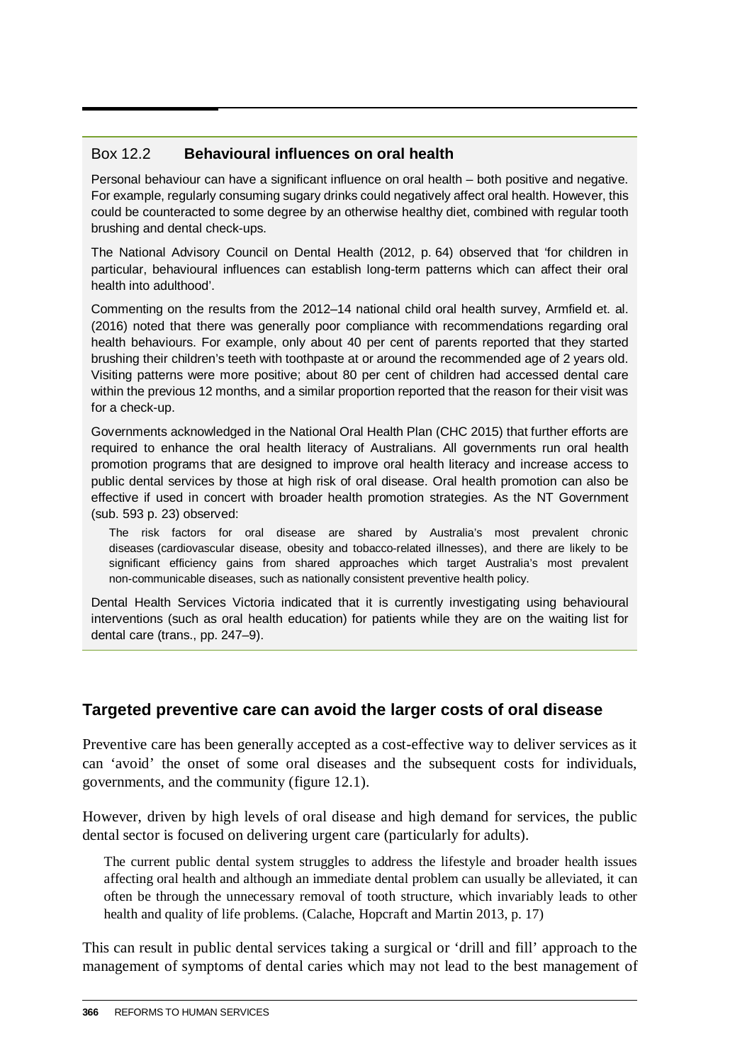### Box 12.2 **Behavioural influences on oral health**

Personal behaviour can have a significant influence on oral health – both positive and negative. For example, regularly consuming sugary drinks could negatively affect oral health. However, this could be counteracted to some degree by an otherwise healthy diet, combined with regular tooth brushing and dental check-ups.

The National Advisory Council on Dental Health (2012, p. 64) observed that 'for children in particular, behavioural influences can establish long-term patterns which can affect their oral health into adulthood'.

Commenting on the results from the 2012–14 national child oral health survey, Armfield et. al. (2016) noted that there was generally poor compliance with recommendations regarding oral health behaviours. For example, only about 40 per cent of parents reported that they started brushing their children's teeth with toothpaste at or around the recommended age of 2 years old. Visiting patterns were more positive; about 80 per cent of children had accessed dental care within the previous 12 months, and a similar proportion reported that the reason for their visit was for a check-up.

Governments acknowledged in the National Oral Health Plan (CHC 2015) that further efforts are required to enhance the oral health literacy of Australians. All governments run oral health promotion programs that are designed to improve oral health literacy and increase access to public dental services by those at high risk of oral disease. Oral health promotion can also be effective if used in concert with broader health promotion strategies. As the NT Government (sub. 593 p. 23) observed:

> The risk factors for oral disease are shared by Australia's most prevalent chronic diseases (cardiovascular disease, obesity and tobacco-related illnesses), and there are likely to be significant efficiency gains from shared approaches which target Australia's most prevalent non-communicable diseases, such as nationally consistent preventive health policy.

Dental Health Services Victoria indicated that it is currently investigating using behavioural interventions (such as oral health education) for patients while they are on the waiting list for dental care (trans., pp. 247–9).

## Targeted preventive care can avoid the larger costs of oral disease

Preventive care has been generally accepted as a cost-effective way to deliver services as it can 'avoid' the onset of some oral diseases and the subsequent costs for individuals, governments, and the community (figure 12.1).

However, driven by high levels of oral disease and high demand for services, the public dental sector is focused on delivering urgent care (particularly for adults).

> The current public dental system struggles to address the lifestyle and broader health issues affecting oral health and although an immediate dental problem can usually be alleviated, it can often be through the unnecessary removal of tooth structure, which invariably leads to other health and quality of life problems. (Calache, Hopcraft and Martin 2013, p. 17)

This can result in public dental services taking a surgical or 'drill and fill' approach to the management of symptoms of dental caries which may not lead to the best management of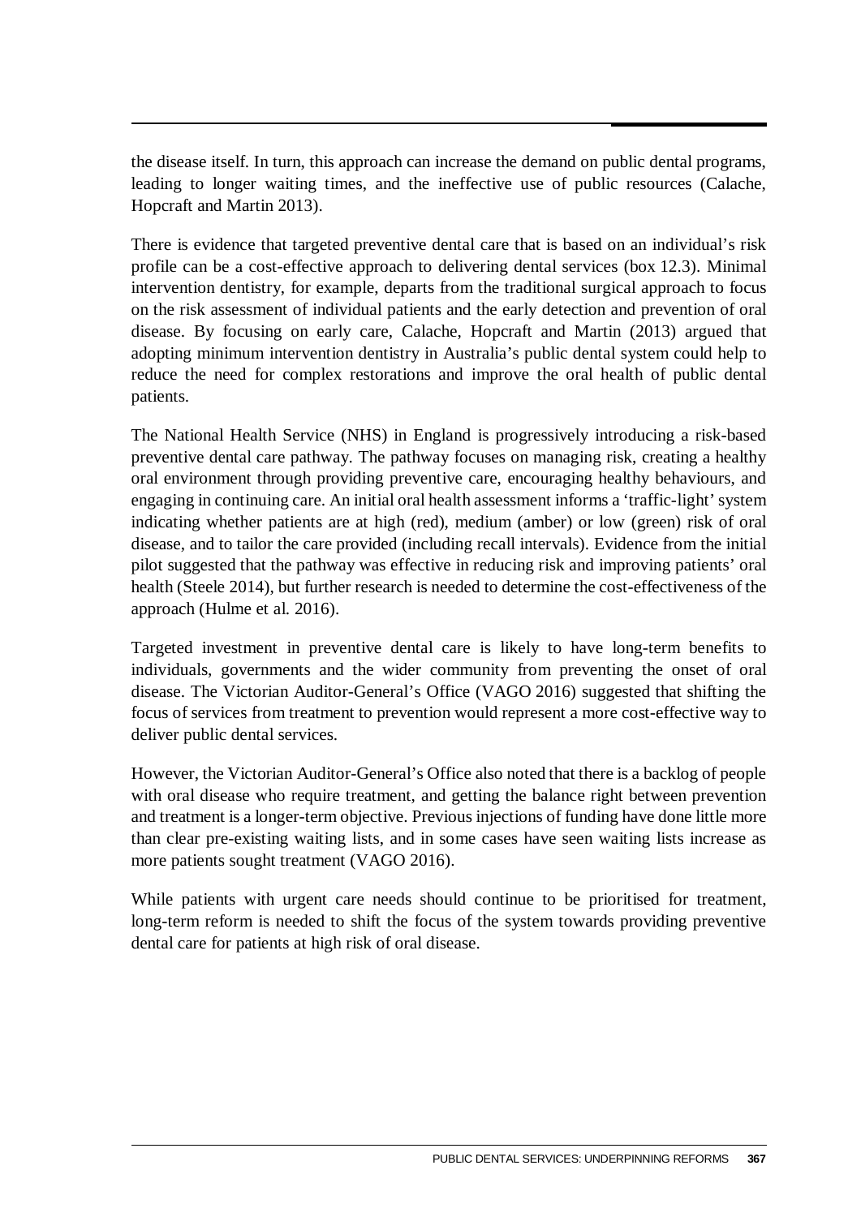the disease itself. In turn, this approach can increase the demand on public dental programs, leading to longer waiting times, and the ineffective use of public resources (Calache, Hopcraft and Martin 2013).

There is evidence that targeted preventive dental care that is based on an individual's risk profile can be a cost-effective approach to delivering dental services (box 12.3). Minimal intervention dentistry, for example, departs from the traditional surgical approach to focus on the risk assessment of individual patients and the early detection and prevention of oral disease. By focusing on early care, Calache, Hopcraft and Martin (2013) argued that adopting minimum intervention dentistry in Australia's public dental system could help to reduce the need for complex restorations and improve the oral health of public dental patients.

The National Health Service (NHS) in England is progressively introducing a risk-based preventive dental care pathway. The pathway focuses on managing risk, creating a healthy oral environment through providing preventive care, encouraging healthy behaviours, and engaging in continuing care. An initial oral health assessment informs a 'traffic-light' system indicating whether patients are at high (red), medium (amber) or low (green) risk of oral disease, and to tailor the care provided (including recall intervals). Evidence from the initial pilot suggested that the pathway was effective in reducing risk and improving patients' oral health (Steele 2014), but further research is needed to determine the cost-effectiveness of the approach (Hulme et al. 2016).

Targeted investment in preventive dental care is likely to have long-term benefits to individuals, governments and the wider community from preventing the onset of oral disease. The Victorian Auditor-General's Office (VAGO 2016) suggested that shifting the focus of services from treatment to prevention would represent a more cost-effective way to deliver public dental services.

However, the Victorian Auditor-General's Office also noted that there is a backlog of people with oral disease who require treatment, and getting the balance right between prevention and treatment is a longer-term objective. Previous injections of funding have done little more than clear pre-existing waiting lists, and in some cases have seen waiting lists increase as more patients sought treatment (VAGO 2016).

While patients with urgent care needs should continue to be prioritised for treatment, long-term reform is needed to shift the focus of the system towards providing preventive dental care for patients at high risk of oral disease.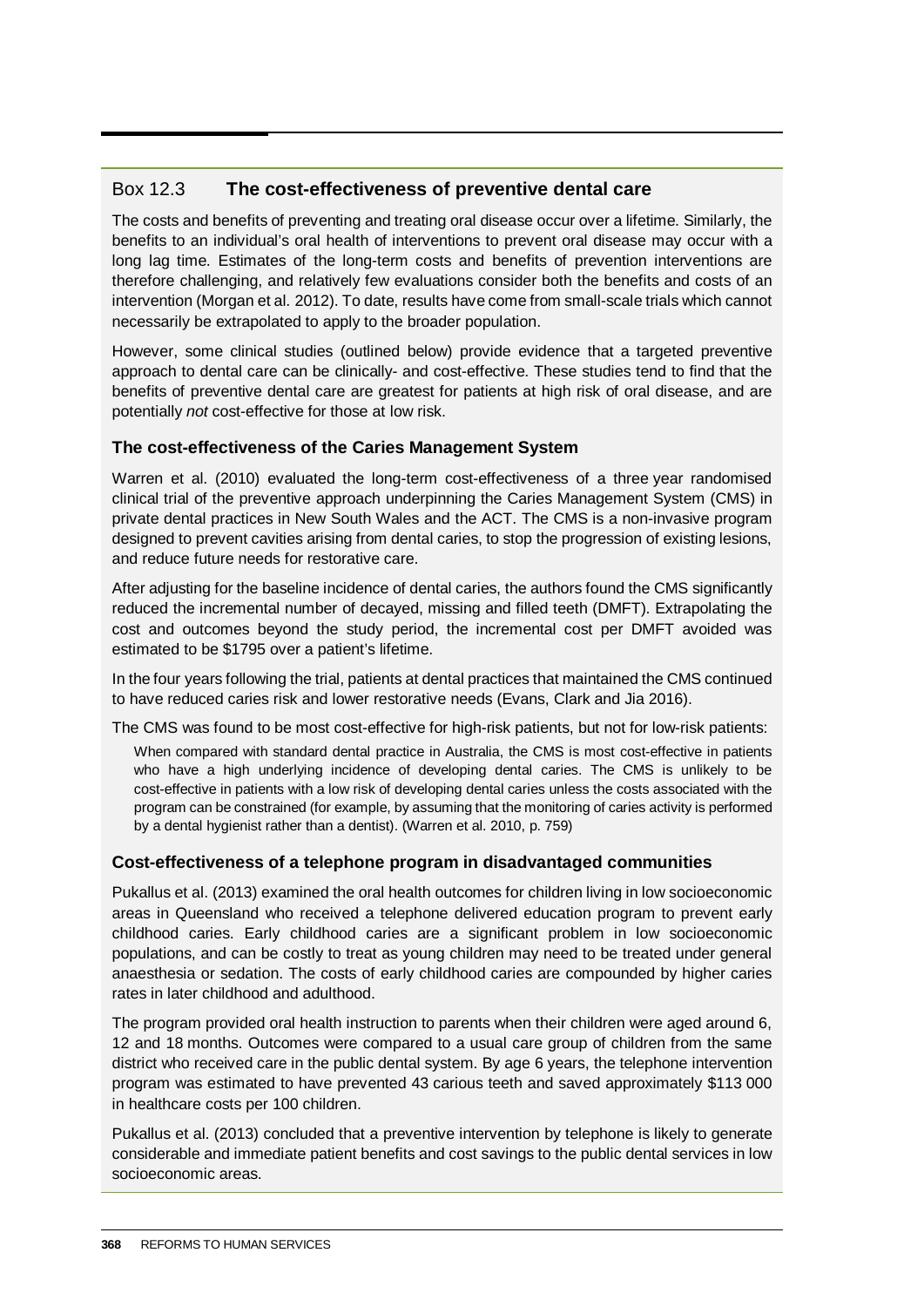## Box 12.3 The cost-effectiveness of preventive dental care

The costs and benefits of preventing and treating oral disease occur over a lifetime. Similarly, the benefits to an individual's oral health of interventions to prevent oral disease may occur with a long lag time. Estimates of the long-term costs and benefits of prevention interventions are therefore challenging, and relatively few evaluations consider both the benefits and costs of an intervention (Morgan et al. 2012). To date, results have come from small-scale trials which cannot necessarily be extrapolated to apply to the broader population.

However, some clinical studies (outlined below) provide evidence that a targeted preventive approach to dental care can be clinically- and cost-effective. These studies tend to find that the benefits of preventive dental care are greatest for patients at high risk of oral disease, and are potentially *not* cost-effective for those at low risk.

### The cost-effectiveness of the Caries Management System

Warren et al. (2010) evaluated the long-term cost-effectiveness of a three year randomised clinical trial of the preventive approach underpinning the Caries Management System (CMS) in private dental practices in New South Wales and the ACT. The CMS is a non-invasive program designed to prevent cavities arising from dental caries, to stop the progression of existing lesions, and reduce future needs for restorative care.

After adjusting for the baseline incidence of dental caries, the authors found the CMS significantly reduced the incremental number of decayed, missing and filled teeth (DMFT). Extrapolating the cost and outcomes beyond the study period, the incremental cost per DMFT avoided was estimated to be $1795 over a patient's lifetime.

In the four years following the trial, patients at dental practices that maintained the CMS continued to have reduced caries risk and lower restorative needs (Evans, Clark and Jia 2016).

The CMS was found to be most cost-effective for high-risk patients, but not for low-risk patients:

> When compared with standard dental practice in Australia, the CMS is most cost-effective in patients who have a high underlying incidence of developing dental caries. The CMS is unlikely to be cost-effective in patients with a low risk of developing dental caries unless the costs associated with the program can be constrained (for example, by assuming that the monitoring of caries activity is performed by a dental hygienist rather than a dentist). (Warren et al. 2010, p. 759)

### Cost-effectiveness of a telephone program in disadvantaged communities

Pukallus et al. (2013) examined the oral health outcomes for children living in low socioeconomic areas in Queensland who received a telephone delivered education program to prevent early childhood caries. Early childhood caries are a significant problem in low socioeconomic populations, and can be costly to treat as young children may need to be treated under general anaesthesia or sedation. The costs of early childhood caries are compounded by higher caries rates in later childhood and adulthood.

The program provided oral health instruction to parents when their children were aged around 6, 12 and 18 months. Outcomes were compared to a usual care group of children from the same district who received care in the public dental system. By age 6 years, the telephone intervention program was estimated to have prevented 43 carious teeth and saved approximately $113 000 in healthcare costs per 100 children.

Pukallus et al. (2013) concluded that a preventive intervention by telephone is likely to generate considerable and immediate patient benefits and cost savings to the public dental services in low socioeconomic areas.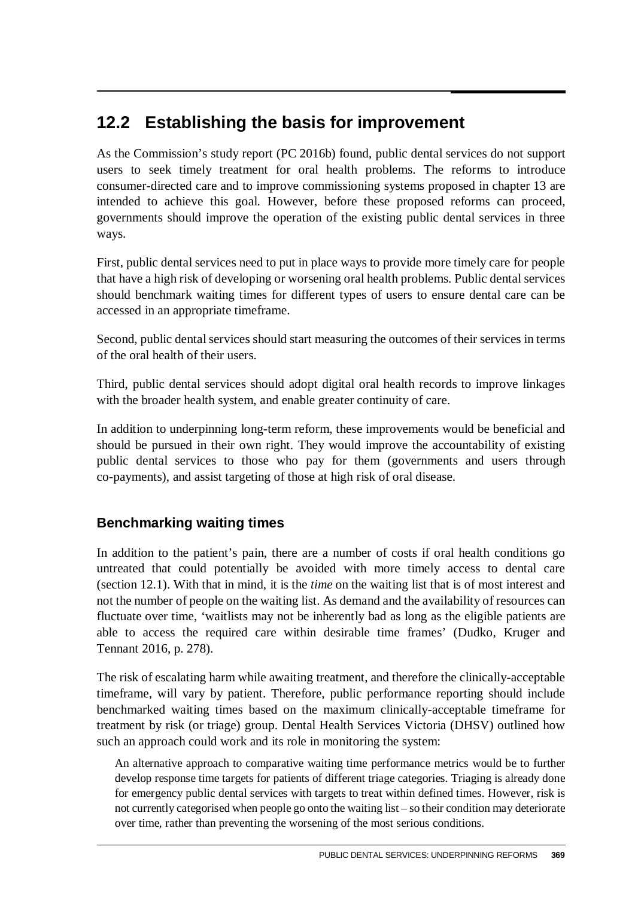## 12.2 Establishing the basis for improvement

As the Commission's study report (PC 2016b) found, public dental services do not support users to seek timely treatment for oral health problems. The reforms to introduce consumer-directed care and to improve commissioning systems proposed in chapter 13 are intended to achieve this goal. However, before these proposed reforms can proceed, governments should improve the operation of the existing public dental services in three ways.

First, public dental services need to put in place ways to provide more timely care for people that have a high risk of developing or worsening oral health problems. Public dental services should benchmark waiting times for different types of users to ensure dental care can be accessed in an appropriate timeframe.

Second, public dental services should start measuring the outcomes of their services in terms of the oral health of their users.

Third, public dental services should adopt digital oral health records to improve linkages with the broader health system, and enable greater continuity of care.

In addition to underpinning long-term reform, these improvements would be beneficial and should be pursued in their own right. They would improve the accountability of existing public dental services to those who pay for them (governments and users through co-payments), and assist targeting of those at high risk of oral disease.

### Benchmarking waiting times

In addition to the patient's pain, there are a number of costs if oral health conditions go untreated that could potentially be avoided with more timely access to dental care (section 12.1). With that in mind, it is the *time* on the waiting list that is of most interest and not the number of people on the waiting list. As demand and the availability of resources can fluctuate over time, 'waitlists may not be inherently bad as long as the eligible patients are able to access the required care within desirable time frames' (Dudko, Kruger and Tennant 2016, p. 278).

The risk of escalating harm while awaiting treatment, and therefore the clinically-acceptable timeframe, will vary by patient. Therefore, public performance reporting should include benchmarked waiting times based on the maximum clinically-acceptable timeframe for treatment by risk (or triage) group. Dental Health Services Victoria (DHSV) outlined how such an approach could work and its role in monitoring the system:

> An alternative approach to comparative waiting time performance metrics would be to further develop response time targets for patients of different triage categories. Triaging is already done for emergency public dental services with targets to treat within defined times. However, risk is not currently categorised when people go onto the waiting list – so their condition may deteriorate over time, rather than preventing the worsening of the most serious conditions.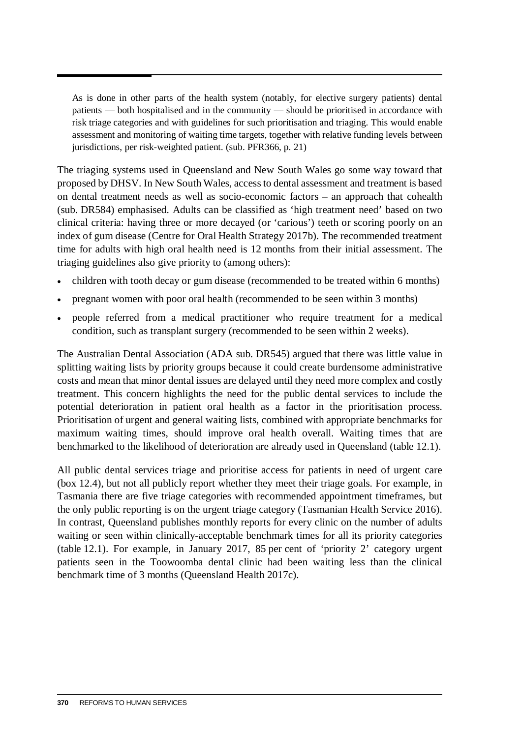> As is done in other parts of the health system (notably, for elective surgery patients) dental patients — both hospitalised and in the community — should be prioritised in accordance with risk triage categories and with guidelines for such prioritisation and triaging. This would enable assessment and monitoring of waiting time targets, together with relative funding levels between jurisdictions, per risk-weighted patient. (sub. PFR366, p. 21)

The triaging systems used in Queensland and New South Wales go some way toward that proposed by DHSV. In New South Wales, access to dental assessment and treatment is based on dental treatment needs as well as socio-economic factors – an approach that cohealth (sub. DR584) emphasised. Adults can be classified as 'high treatment need' based on two clinical criteria: having three or more decayed (or 'carious') teeth or scoring poorly on an index of gum disease (Centre for Oral Health Strategy 2017b). The recommended treatment time for adults with high oral health need is 12 months from their initial assessment. The triaging guidelines also give priority to (among others):

- children with tooth decay or gum disease (recommended to be treated within 6 months)
- pregnant women with poor oral health (recommended to be seen within 3 months)
- people referred from a medical practitioner who require treatment for a medical condition, such as transplant surgery (recommended to be seen within 2 weeks).

The Australian Dental Association (ADA sub. DR545) argued that there was little value in splitting waiting lists by priority groups because it could create burdensome administrative costs and mean that minor dental issues are delayed until they need more complex and costly treatment. This concern highlights the need for the public dental services to include the potential deterioration in patient oral health as a factor in the prioritisation process. Prioritisation of urgent and general waiting lists, combined with appropriate benchmarks for maximum waiting times, should improve oral health overall. Waiting times that are benchmarked to the likelihood of deterioration are already used in Queensland (table 12.1).

All public dental services triage and prioritise access for patients in need of urgent care (box 12.4), but not all publicly report whether they meet their triage goals. For example, in Tasmania there are five triage categories with recommended appointment timeframes, but the only public reporting is on the urgent triage category (Tasmanian Health Service 2016). In contrast, Queensland publishes monthly reports for every clinic on the number of adults waiting or seen within clinically-acceptable benchmark times for all its priority categories (table 12.1). For example, in January 2017, 85 per cent of 'priority 2' category urgent patients seen in the Toowoomba dental clinic had been waiting less than the clinical benchmark time of 3 months (Queensland Health 2017c).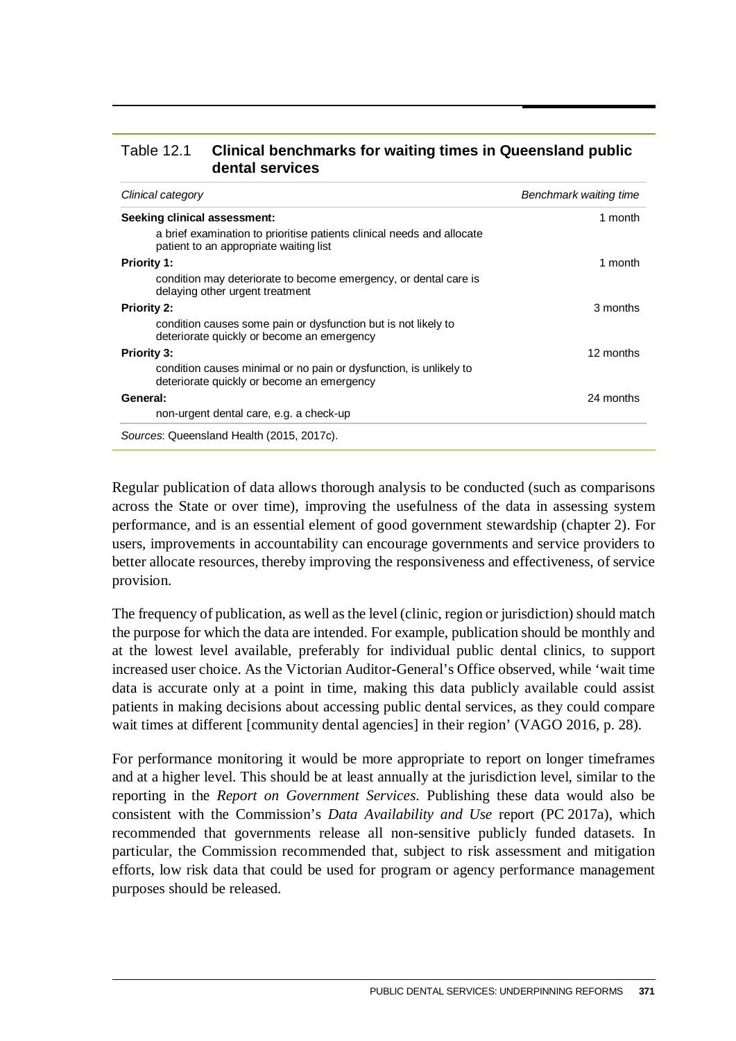Table 12.1 **Clinical benchmarks for waiting times in Queensland public dental services**

| *Clinical category* | *Benchmark waiting time* |
| --- | --- |
| **Seeking clinical assessment:** | 1 month |
| a brief examination to prioritise patients clinical needs and allocate patient to an appropriate waiting list | |
| **Priority 1:** | 1 month |
| condition may deteriorate to become emergency, or dental care is delaying other urgent treatment | |
| **Priority 2:** | 3 months |
| condition causes some pain or dysfunction but is not likely to deteriorate quickly or become an emergency | |
| **Priority 3:** | 12 months |
| condition causes minimal or no pain or dysfunction, is unlikely to deteriorate quickly or become an emergency | |
| **General:** | 24 months |
| non-urgent dental care, e.g. a check-up | |

*Sources*: Queensland Health (2015, 2017c).

Regular publication of data allows thorough analysis to be conducted (such as comparisons across the State or over time), improving the usefulness of the data in assessing system performance, and is an essential element of good government stewardship (chapter 2). For users, improvements in accountability can encourage governments and service providers to better allocate resources, thereby improving the responsiveness and effectiveness, of service provision.

The frequency of publication, as well as the level (clinic, region or jurisdiction) should match the purpose for which the data are intended. For example, publication should be monthly and at the lowest level available, preferably for individual public dental clinics, to support increased user choice. As the Victorian Auditor-General's Office observed, while 'wait time data is accurate only at a point in time, making this data publicly available could assist patients in making decisions about accessing public dental services, as they could compare wait times at different [community dental agencies] in their region' (VAGO 2016, p. 28).

For performance monitoring it would be more appropriate to report on longer timeframes and at a higher level. This should be at least annually at the jurisdiction level, similar to the reporting in the *Report on Government Services*. Publishing these data would also be consistent with the Commission's *Data Availability and Use* report (PC 2017a), which recommended that governments release all non-sensitive publicly funded datasets. In particular, the Commission recommended that, subject to risk assessment and mitigation efforts, low risk data that could be used for program or agency performance management purposes should be released.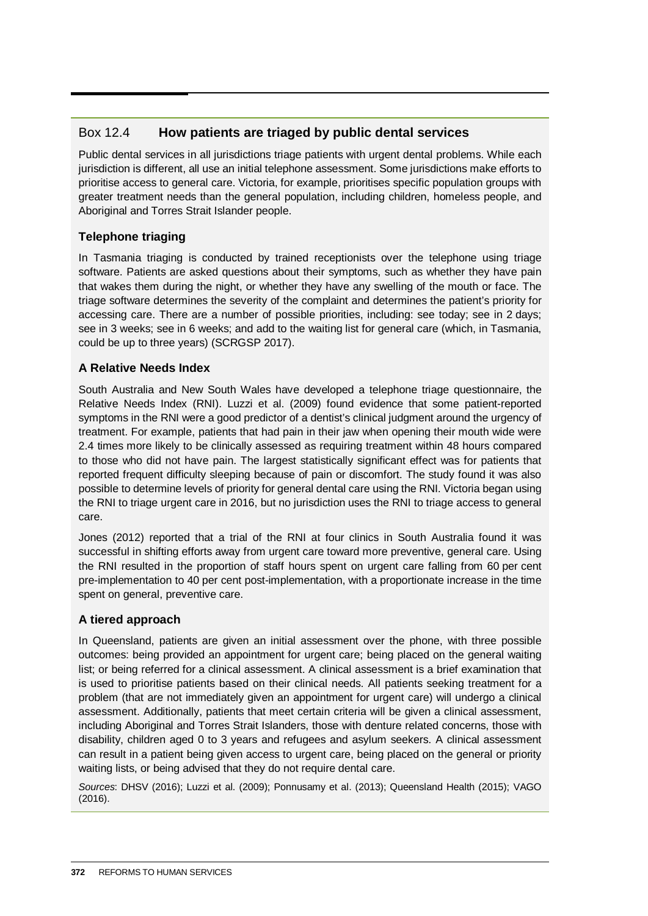## Box 12.4 **How patients are triaged by public dental services**

Public dental services in all jurisdictions triage patients with urgent dental problems. While each jurisdiction is different, all use an initial telephone assessment. Some jurisdictions make efforts to prioritise access to general care. Victoria, for example, prioritises specific population groups with greater treatment needs than the general population, including children, homeless people, and Aboriginal and Torres Strait Islander people.

### Telephone triaging

In Tasmania triaging is conducted by trained receptionists over the telephone using triage software. Patients are asked questions about their symptoms, such as whether they have pain that wakes them during the night, or whether they have any swelling of the mouth or face. The triage software determines the severity of the complaint and determines the patient's priority for accessing care. There are a number of possible priorities, including: see today; see in 2 days; see in 3 weeks; see in 6 weeks; and add to the waiting list for general care (which, in Tasmania, could be up to three years) (SCRGSP 2017).

### A Relative Needs Index

South Australia and New South Wales have developed a telephone triage questionnaire, the Relative Needs Index (RNI). Luzzi et al. (2009) found evidence that some patient-reported symptoms in the RNI were a good predictor of a dentist's clinical judgment around the urgency of treatment. For example, patients that had pain in their jaw when opening their mouth wide were 2.4 times more likely to be clinically assessed as requiring treatment within 48 hours compared to those who did not have pain. The largest statistically significant effect was for patients that reported frequent difficulty sleeping because of pain or discomfort. The study found it was also possible to determine levels of priority for general dental care using the RNI. Victoria began using the RNI to triage urgent care in 2016, but no jurisdiction uses the RNI to triage access to general care.

Jones (2012) reported that a trial of the RNI at four clinics in South Australia found it was successful in shifting efforts away from urgent care toward more preventive, general care. Using the RNI resulted in the proportion of staff hours spent on urgent care falling from 60 per cent pre-implementation to 40 per cent post-implementation, with a proportionate increase in the time spent on general, preventive care.

### A tiered approach

In Queensland, patients are given an initial assessment over the phone, with three possible outcomes: being provided an appointment for urgent care; being placed on the general waiting list; or being referred for a clinical assessment. A clinical assessment is a brief examination that is used to prioritise patients based on their clinical needs. All patients seeking treatment for a problem (that are not immediately given an appointment for urgent care) will undergo a clinical assessment. Additionally, patients that meet certain criteria will be given a clinical assessment, including Aboriginal and Torres Strait Islanders, those with denture related concerns, those with disability, children aged 0 to 3 years and refugees and asylum seekers. A clinical assessment can result in a patient being given access to urgent care, being placed on the general or priority waiting lists, or being advised that they do not require dental care.

*Sources*: DHSV (2016); Luzzi et al. (2009); Ponnusamy et al. (2013); Queensland Health (2015); VAGO (2016).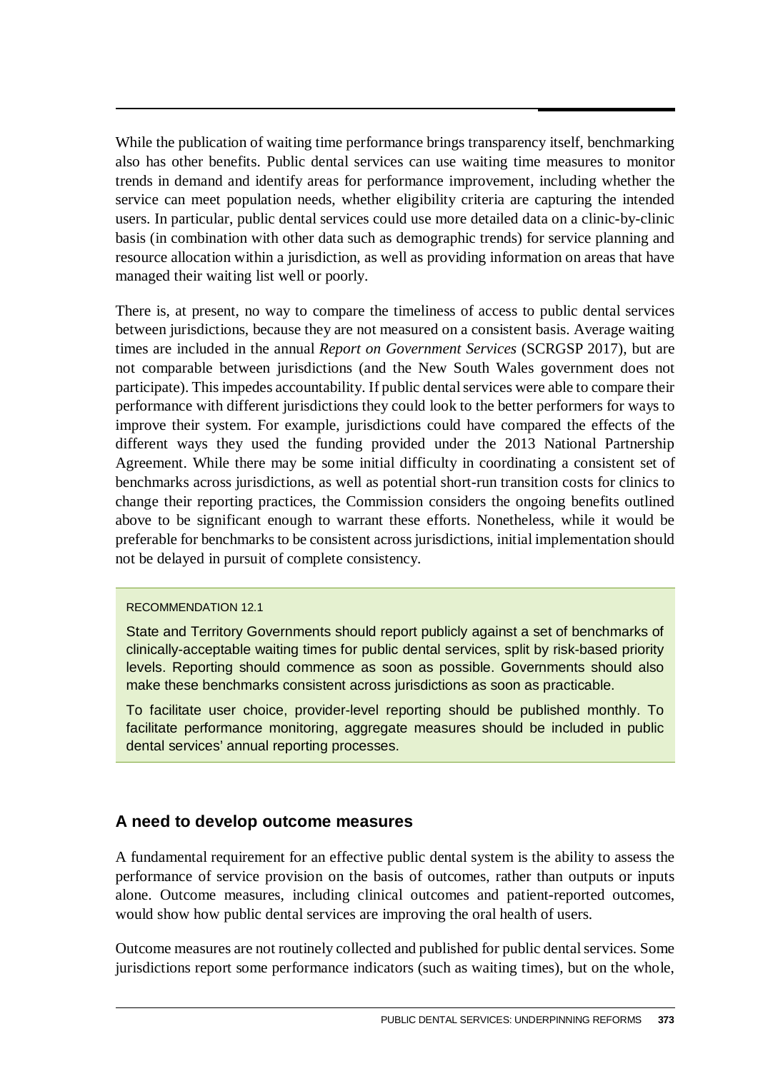While the publication of waiting time performance brings transparency itself, benchmarking also has other benefits. Public dental services can use waiting time measures to monitor trends in demand and identify areas for performance improvement, including whether the service can meet population needs, whether eligibility criteria are capturing the intended users. In particular, public dental services could use more detailed data on a clinic-by-clinic basis (in combination with other data such as demographic trends) for service planning and resource allocation within a jurisdiction, as well as providing information on areas that have managed their waiting list well or poorly.

There is, at present, no way to compare the timeliness of access to public dental services between jurisdictions, because they are not measured on a consistent basis. Average waiting times are included in the annual *Report on Government Services* (SCRGSP 2017), but are not comparable between jurisdictions (and the New South Wales government does not participate). This impedes accountability. If public dental services were able to compare their performance with different jurisdictions they could look to the better performers for ways to improve their system. For example, jurisdictions could have compared the effects of the different ways they used the funding provided under the 2013 National Partnership Agreement. While there may be some initial difficulty in coordinating a consistent set of benchmarks across jurisdictions, as well as potential short-run transition costs for clinics to change their reporting practices, the Commission considers the ongoing benefits outlined above to be significant enough to warrant these efforts. Nonetheless, while it would be preferable for benchmarks to be consistent across jurisdictions, initial implementation should not be delayed in pursuit of complete consistency.

> RECOMMENDATION 12.1
>
> State and Territory Governments should report publicly against a set of benchmarks of clinically-acceptable waiting times for public dental services, split by risk-based priority levels. Reporting should commence as soon as possible. Governments should also make these benchmarks consistent across jurisdictions as soon as practicable.
>
> To facilitate user choice, provider-level reporting should be published monthly. To facilitate performance monitoring, aggregate measures should be included in public dental services' annual reporting processes.

## A need to develop outcome measures

A fundamental requirement for an effective public dental system is the ability to assess the performance of service provision on the basis of outcomes, rather than outputs or inputs alone. Outcome measures, including clinical outcomes and patient-reported outcomes, would show how public dental services are improving the oral health of users.

Outcome measures are not routinely collected and published for public dental services. Some jurisdictions report some performance indicators (such as waiting times), but on the whole,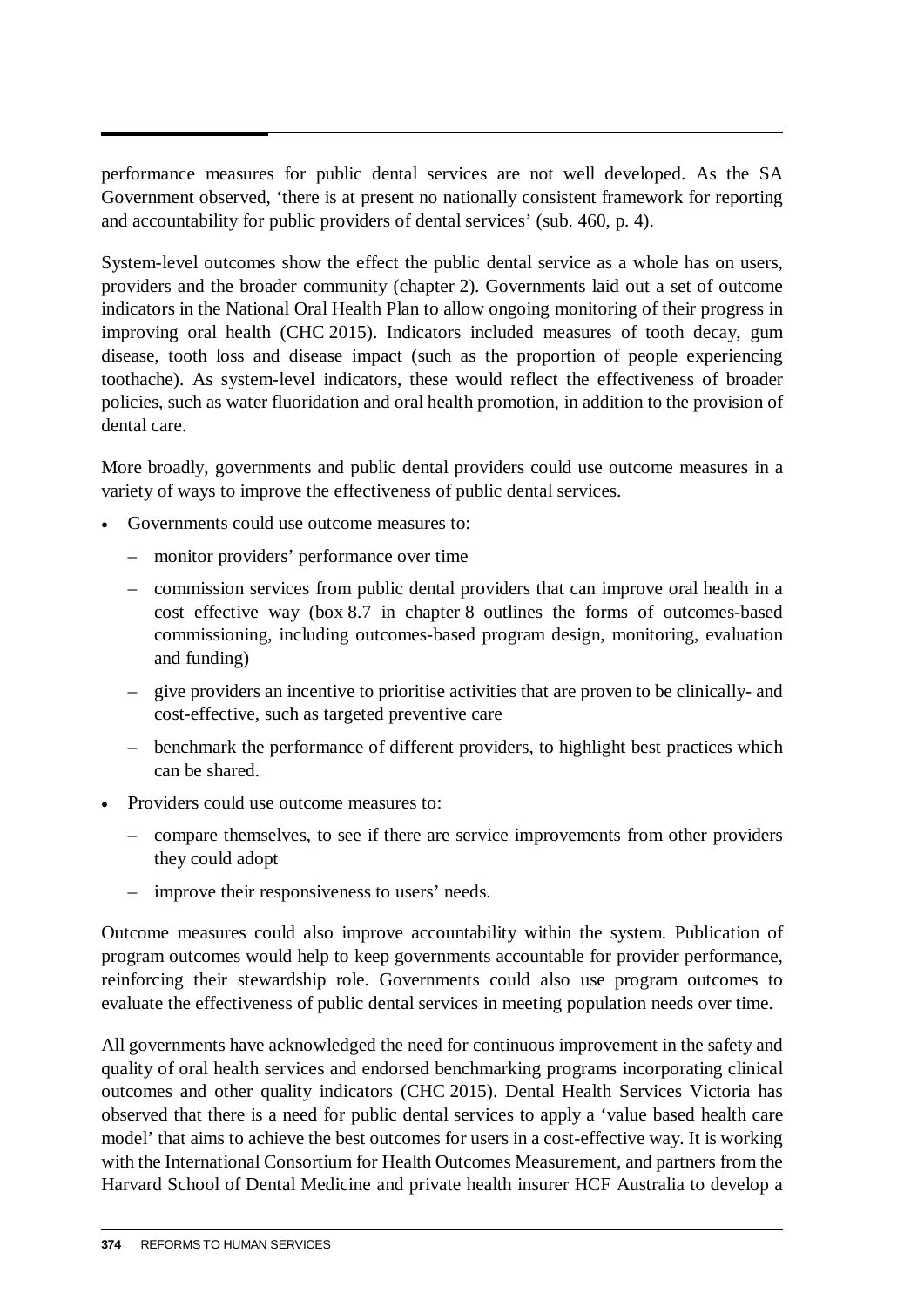performance measures for public dental services are not well developed. As the SA Government observed, 'there is at present no nationally consistent framework for reporting and accountability for public providers of dental services' (sub. 460, p. 4).

System-level outcomes show the effect the public dental service as a whole has on users, providers and the broader community (chapter 2). Governments laid out a set of outcome indicators in the National Oral Health Plan to allow ongoing monitoring of their progress in improving oral health (CHC 2015). Indicators included measures of tooth decay, gum disease, tooth loss and disease impact (such as the proportion of people experiencing toothache). As system-level indicators, these would reflect the effectiveness of broader policies, such as water fluoridation and oral health promotion, in addition to the provision of dental care.

More broadly, governments and public dental providers could use outcome measures in a variety of ways to improve the effectiveness of public dental services.

- Governments could use outcome measures to:
  - monitor providers' performance over time
  - commission services from public dental providers that can improve oral health in a cost effective way (box 8.7 in chapter 8 outlines the forms of outcomes-based commissioning, including outcomes-based program design, monitoring, evaluation and funding)
  - give providers an incentive to prioritise activities that are proven to be clinically- and cost-effective, such as targeted preventive care
  - benchmark the performance of different providers, to highlight best practices which can be shared.
- Providers could use outcome measures to:
  - compare themselves, to see if there are service improvements from other providers they could adopt
  - improve their responsiveness to users' needs.

Outcome measures could also improve accountability within the system. Publication of program outcomes would help to keep governments accountable for provider performance, reinforcing their stewardship role. Governments could also use program outcomes to evaluate the effectiveness of public dental services in meeting population needs over time.

All governments have acknowledged the need for continuous improvement in the safety and quality of oral health services and endorsed benchmarking programs incorporating clinical outcomes and other quality indicators (CHC 2015). Dental Health Services Victoria has observed that there is a need for public dental services to apply a 'value based health care model' that aims to achieve the best outcomes for users in a cost-effective way. It is working with the International Consortium for Health Outcomes Measurement, and partners from the Harvard School of Dental Medicine and private health insurer HCF Australia to develop a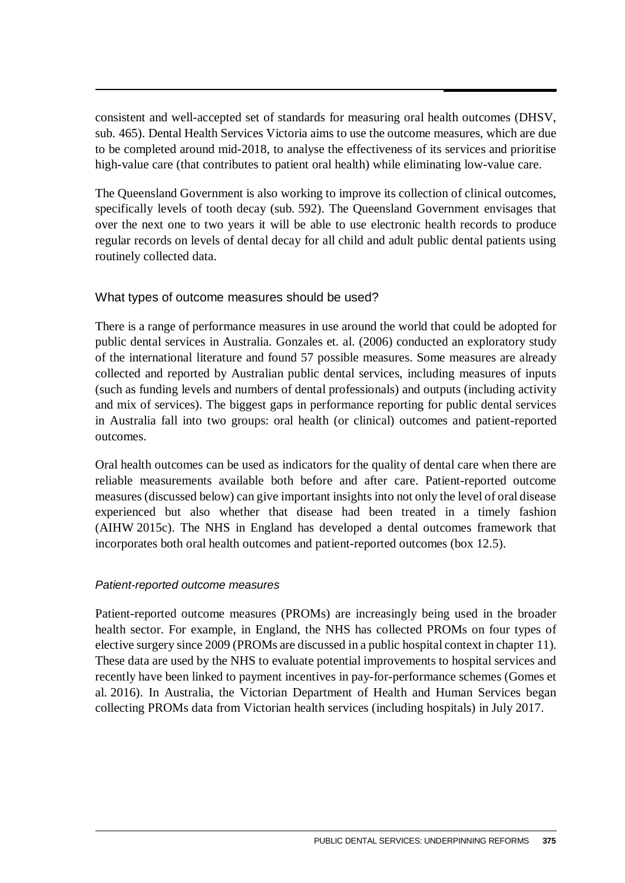consistent and well-accepted set of standards for measuring oral health outcomes (DHSV, sub. 465). Dental Health Services Victoria aims to use the outcome measures, which are due to be completed around mid-2018, to analyse the effectiveness of its services and prioritise high-value care (that contributes to patient oral health) while eliminating low-value care.

The Queensland Government is also working to improve its collection of clinical outcomes, specifically levels of tooth decay (sub. 592). The Queensland Government envisages that over the next one to two years it will be able to use electronic health records to produce regular records on levels of dental decay for all child and adult public dental patients using routinely collected data.

### What types of outcome measures should be used?

There is a range of performance measures in use around the world that could be adopted for public dental services in Australia. Gonzales et. al. (2006) conducted an exploratory study of the international literature and found 57 possible measures. Some measures are already collected and reported by Australian public dental services, including measures of inputs (such as funding levels and numbers of dental professionals) and outputs (including activity and mix of services). The biggest gaps in performance reporting for public dental services in Australia fall into two groups: oral health (or clinical) outcomes and patient-reported outcomes.

Oral health outcomes can be used as indicators for the quality of dental care when there are reliable measurements available both before and after care. Patient-reported outcome measures (discussed below) can give important insights into not only the level of oral disease experienced but also whether that disease had been treated in a timely fashion (AIHW 2015c). The NHS in England has developed a dental outcomes framework that incorporates both oral health outcomes and patient-reported outcomes (box 12.5).

#### *Patient-reported outcome measures*

Patient-reported outcome measures (PROMs) are increasingly being used in the broader health sector. For example, in England, the NHS has collected PROMs on four types of elective surgery since 2009 (PROMs are discussed in a public hospital context in chapter 11). These data are used by the NHS to evaluate potential improvements to hospital services and recently have been linked to payment incentives in pay-for-performance schemes (Gomes et al. 2016). In Australia, the Victorian Department of Health and Human Services began collecting PROMs data from Victorian health services (including hospitals) in July 2017.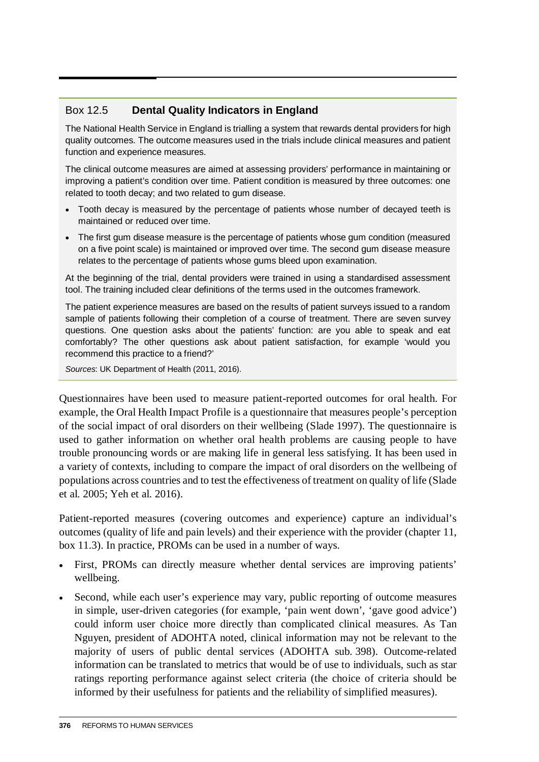### Box 12.5 **Dental Quality Indicators in England**

The National Health Service in England is trialling a system that rewards dental providers for high quality outcomes. The outcome measures used in the trials include clinical measures and patient function and experience measures.

The clinical outcome measures are aimed at assessing providers' performance in maintaining or improving a patient's condition over time. Patient condition is measured by three outcomes: one related to tooth decay; and two related to gum disease.

- Tooth decay is measured by the percentage of patients whose number of decayed teeth is maintained or reduced over time.
- The first gum disease measure is the percentage of patients whose gum condition (measured on a five point scale) is maintained or improved over time. The second gum disease measure relates to the percentage of patients whose gums bleed upon examination.

At the beginning of the trial, dental providers were trained in using a standardised assessment tool. The training included clear definitions of the terms used in the outcomes framework.

The patient experience measures are based on the results of patient surveys issued to a random sample of patients following their completion of a course of treatment. There are seven survey questions. One question asks about the patients' function: are you able to speak and eat comfortably? The other questions ask about patient satisfaction, for example 'would you recommend this practice to a friend?'

*Sources*: UK Department of Health (2011, 2016).

Questionnaires have been used to measure patient-reported outcomes for oral health. For example, the Oral Health Impact Profile is a questionnaire that measures people's perception of the social impact of oral disorders on their wellbeing (Slade 1997). The questionnaire is used to gather information on whether oral health problems are causing people to have trouble pronouncing words or are making life in general less satisfying. It has been used in a variety of contexts, including to compare the impact of oral disorders on the wellbeing of populations across countries and to test the effectiveness of treatment on quality of life (Slade et al. 2005; Yeh et al. 2016).

Patient-reported measures (covering outcomes and experience) capture an individual's outcomes (quality of life and pain levels) and their experience with the provider (chapter 11, box 11.3). In practice, PROMs can be used in a number of ways.

- First, PROMs can directly measure whether dental services are improving patients' wellbeing.
- Second, while each user's experience may vary, public reporting of outcome measures in simple, user-driven categories (for example, 'pain went down', 'gave good advice') could inform user choice more directly than complicated clinical measures. As Tan Nguyen, president of ADOHTA noted, clinical information may not be relevant to the majority of users of public dental services (ADOHTA sub. 398). Outcome-related information can be translated to metrics that would be of use to individuals, such as star ratings reporting performance against select criteria (the choice of criteria should be informed by their usefulness for patients and the reliability of simplified measures).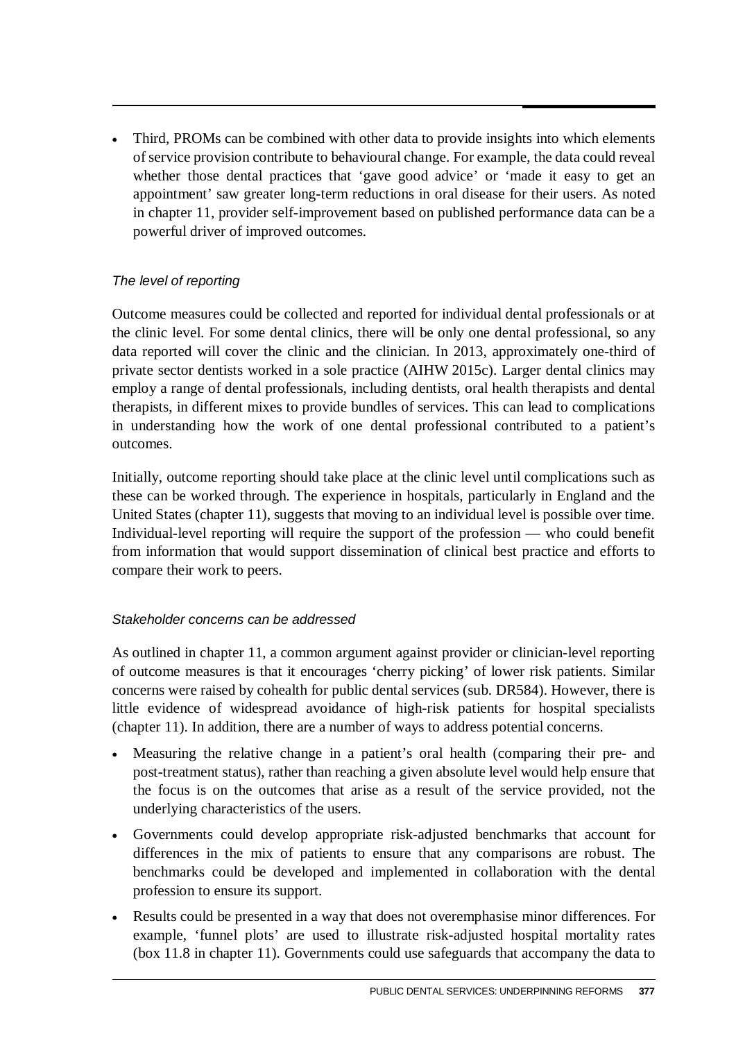- Third, PROMs can be combined with other data to provide insights into which elements of service provision contribute to behavioural change. For example, the data could reveal whether those dental practices that 'gave good advice' or 'made it easy to get an appointment' saw greater long-term reductions in oral disease for their users. As noted in chapter 11, provider self-improvement based on published performance data can be a powerful driver of improved outcomes.

*The level of reporting*

Outcome measures could be collected and reported for individual dental professionals or at the clinic level. For some dental clinics, there will be only one dental professional, so any data reported will cover the clinic and the clinician. In 2013, approximately one-third of private sector dentists worked in a sole practice (AIHW 2015c). Larger dental clinics may employ a range of dental professionals, including dentists, oral health therapists and dental therapists, in different mixes to provide bundles of services. This can lead to complications in understanding how the work of one dental professional contributed to a patient's outcomes.

Initially, outcome reporting should take place at the clinic level until complications such as these can be worked through. The experience in hospitals, particularly in England and the United States (chapter 11), suggests that moving to an individual level is possible over time. Individual-level reporting will require the support of the profession — who could benefit from information that would support dissemination of clinical best practice and efforts to compare their work to peers.

*Stakeholder concerns can be addressed*

As outlined in chapter 11, a common argument against provider or clinician-level reporting of outcome measures is that it encourages 'cherry picking' of lower risk patients. Similar concerns were raised by cohealth for public dental services (sub. DR584). However, there is little evidence of widespread avoidance of high-risk patients for hospital specialists (chapter 11). In addition, there are a number of ways to address potential concerns.

- Measuring the relative change in a patient's oral health (comparing their pre- and post-treatment status), rather than reaching a given absolute level would help ensure that the focus is on the outcomes that arise as a result of the service provided, not the underlying characteristics of the users.
- Governments could develop appropriate risk-adjusted benchmarks that account for differences in the mix of patients to ensure that any comparisons are robust. The benchmarks could be developed and implemented in collaboration with the dental profession to ensure its support.
- Results could be presented in a way that does not overemphasise minor differences. For example, 'funnel plots' are used to illustrate risk-adjusted hospital mortality rates (box 11.8 in chapter 11). Governments could use safeguards that accompany the data to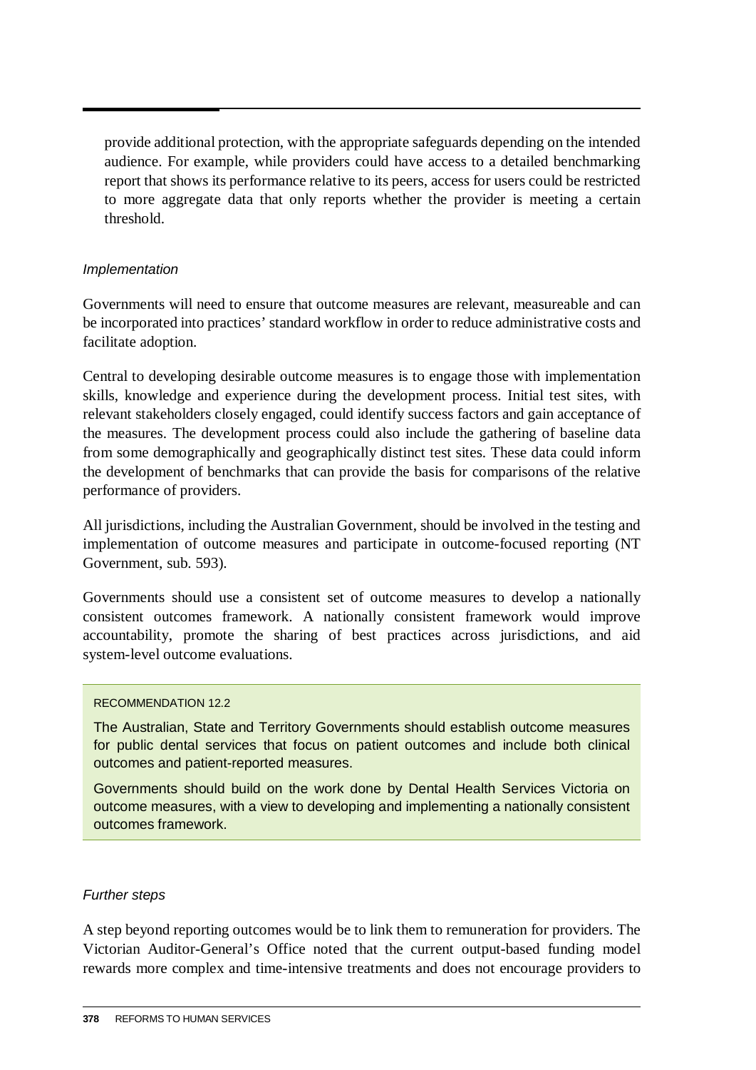provide additional protection, with the appropriate safeguards depending on the intended audience. For example, while providers could have access to a detailed benchmarking report that shows its performance relative to its peers, access for users could be restricted to more aggregate data that only reports whether the provider is meeting a certain threshold.

*Implementation*

Governments will need to ensure that outcome measures are relevant, measureable and can be incorporated into practices' standard workflow in order to reduce administrative costs and facilitate adoption.

Central to developing desirable outcome measures is to engage those with implementation skills, knowledge and experience during the development process. Initial test sites, with relevant stakeholders closely engaged, could identify success factors and gain acceptance of the measures. The development process could also include the gathering of baseline data from some demographically and geographically distinct test sites. These data could inform the development of benchmarks that can provide the basis for comparisons of the relative performance of providers.

All jurisdictions, including the Australian Government, should be involved in the testing and implementation of outcome measures and participate in outcome-focused reporting (NT Government, sub. 593).

Governments should use a consistent set of outcome measures to develop a nationally consistent outcomes framework. A nationally consistent framework would improve accountability, promote the sharing of best practices across jurisdictions, and aid system-level outcome evaluations.

RECOMMENDATION 12.2

The Australian, State and Territory Governments should establish outcome measures for public dental services that focus on patient outcomes and include both clinical outcomes and patient-reported measures.

Governments should build on the work done by Dental Health Services Victoria on outcome measures, with a view to developing and implementing a nationally consistent outcomes framework.

*Further steps*

A step beyond reporting outcomes would be to link them to remuneration for providers. The Victorian Auditor-General's Office noted that the current output-based funding model rewards more complex and time-intensive treatments and does not encourage providers to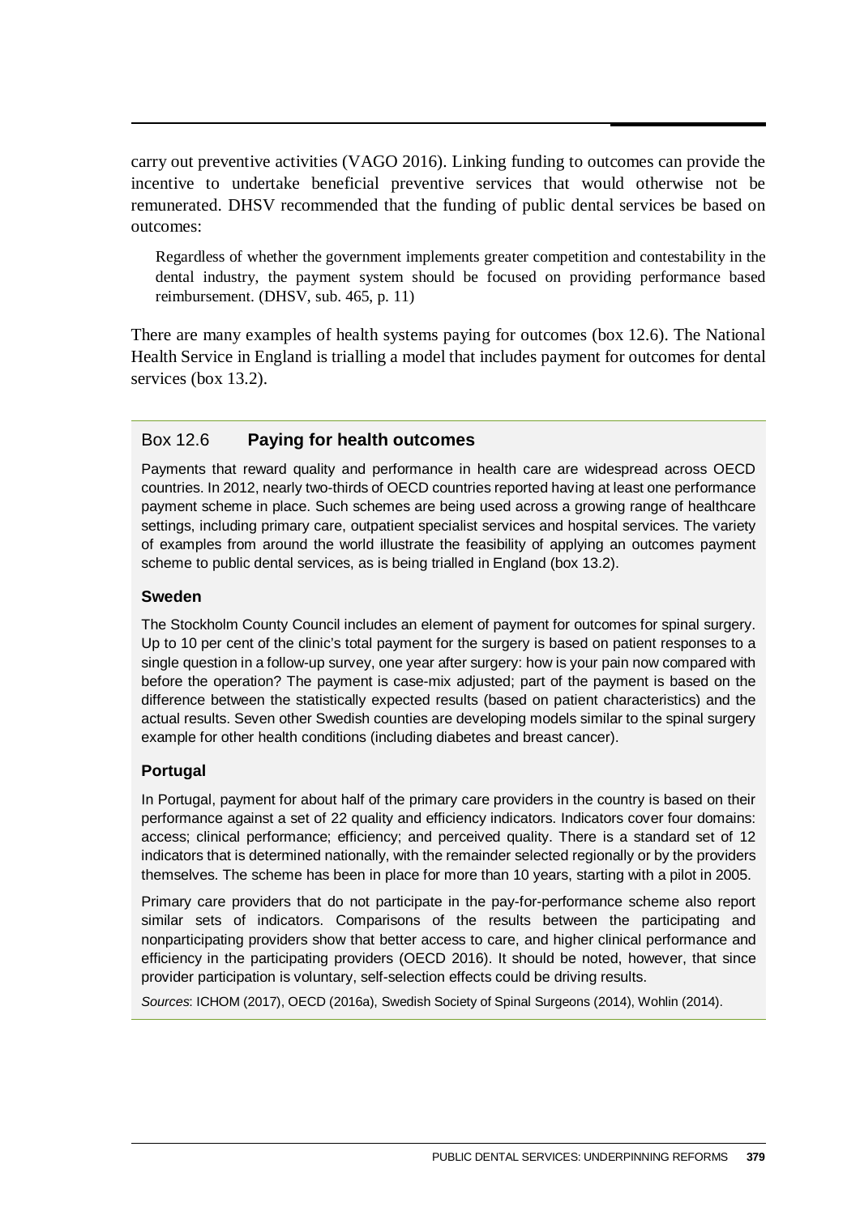carry out preventive activities (VAGO 2016). Linking funding to outcomes can provide the incentive to undertake beneficial preventive services that would otherwise not be remunerated. DHSV recommended that the funding of public dental services be based on outcomes:

> Regardless of whether the government implements greater competition and contestability in the dental industry, the payment system should be focused on providing performance based reimbursement. (DHSV, sub. 465, p. 11)

There are many examples of health systems paying for outcomes (box 12.6). The National Health Service in England is trialling a model that includes payment for outcomes for dental services (box 13.2).

### Box 12.6 **Paying for health outcomes**

Payments that reward quality and performance in health care are widespread across OECD countries. In 2012, nearly two-thirds of OECD countries reported having at least one performance payment scheme in place. Such schemes are being used across a growing range of healthcare settings, including primary care, outpatient specialist services and hospital services. The variety of examples from around the world illustrate the feasibility of applying an outcomes payment scheme to public dental services, as is being trialled in England (box 13.2).

#### Sweden

The Stockholm County Council includes an element of payment for outcomes for spinal surgery. Up to 10 per cent of the clinic's total payment for the surgery is based on patient responses to a single question in a follow-up survey, one year after surgery: how is your pain now compared with before the operation? The payment is case-mix adjusted; part of the payment is based on the difference between the statistically expected results (based on patient characteristics) and the actual results. Seven other Swedish counties are developing models similar to the spinal surgery example for other health conditions (including diabetes and breast cancer).

#### Portugal

In Portugal, payment for about half of the primary care providers in the country is based on their performance against a set of 22 quality and efficiency indicators. Indicators cover four domains: access; clinical performance; efficiency; and perceived quality. There is a standard set of 12 indicators that is determined nationally, with the remainder selected regionally or by the providers themselves. The scheme has been in place for more than 10 years, starting with a pilot in 2005.

Primary care providers that do not participate in the pay-for-performance scheme also report similar sets of indicators. Comparisons of the results between the participating and nonparticipating providers show that better access to care, and higher clinical performance and efficiency in the participating providers (OECD 2016). It should be noted, however, that since provider participation is voluntary, self-selection effects could be driving results.

*Sources*: ICHOM (2017), OECD (2016a), Swedish Society of Spinal Surgeons (2014), Wohlin (2014).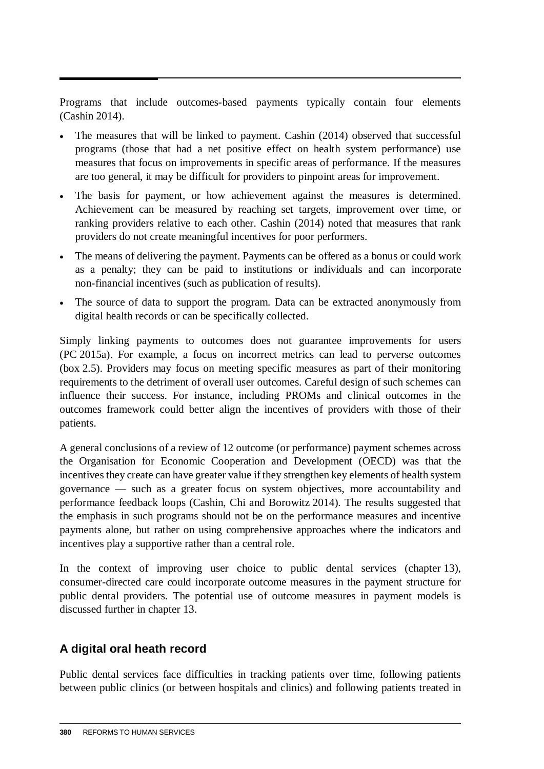Programs that include outcomes-based payments typically contain four elements (Cashin 2014).

- The measures that will be linked to payment. Cashin (2014) observed that successful programs (those that had a net positive effect on health system performance) use measures that focus on improvements in specific areas of performance. If the measures are too general, it may be difficult for providers to pinpoint areas for improvement.
- The basis for payment, or how achievement against the measures is determined. Achievement can be measured by reaching set targets, improvement over time, or ranking providers relative to each other. Cashin (2014) noted that measures that rank providers do not create meaningful incentives for poor performers.
- The means of delivering the payment. Payments can be offered as a bonus or could work as a penalty; they can be paid to institutions or individuals and can incorporate non-financial incentives (such as publication of results).
- The source of data to support the program. Data can be extracted anonymously from digital health records or can be specifically collected.

Simply linking payments to outcomes does not guarantee improvements for users (PC 2015a). For example, a focus on incorrect metrics can lead to perverse outcomes (box 2.5). Providers may focus on meeting specific measures as part of their monitoring requirements to the detriment of overall user outcomes. Careful design of such schemes can influence their success. For instance, including PROMs and clinical outcomes in the outcomes framework could better align the incentives of providers with those of their patients.

A general conclusions of a review of 12 outcome (or performance) payment schemes across the Organisation for Economic Cooperation and Development (OECD) was that the incentives they create can have greater value if they strengthen key elements of health system governance — such as a greater focus on system objectives, more accountability and performance feedback loops (Cashin, Chi and Borowitz 2014). The results suggested that the emphasis in such programs should not be on the performance measures and incentive payments alone, but rather on using comprehensive approaches where the indicators and incentives play a supportive rather than a central role.

In the context of improving user choice to public dental services (chapter 13), consumer-directed care could incorporate outcome measures in the payment structure for public dental providers. The potential use of outcome measures in payment models is discussed further in chapter 13.

## A digital oral heath record

Public dental services face difficulties in tracking patients over time, following patients between public clinics (or between hospitals and clinics) and following patients treated in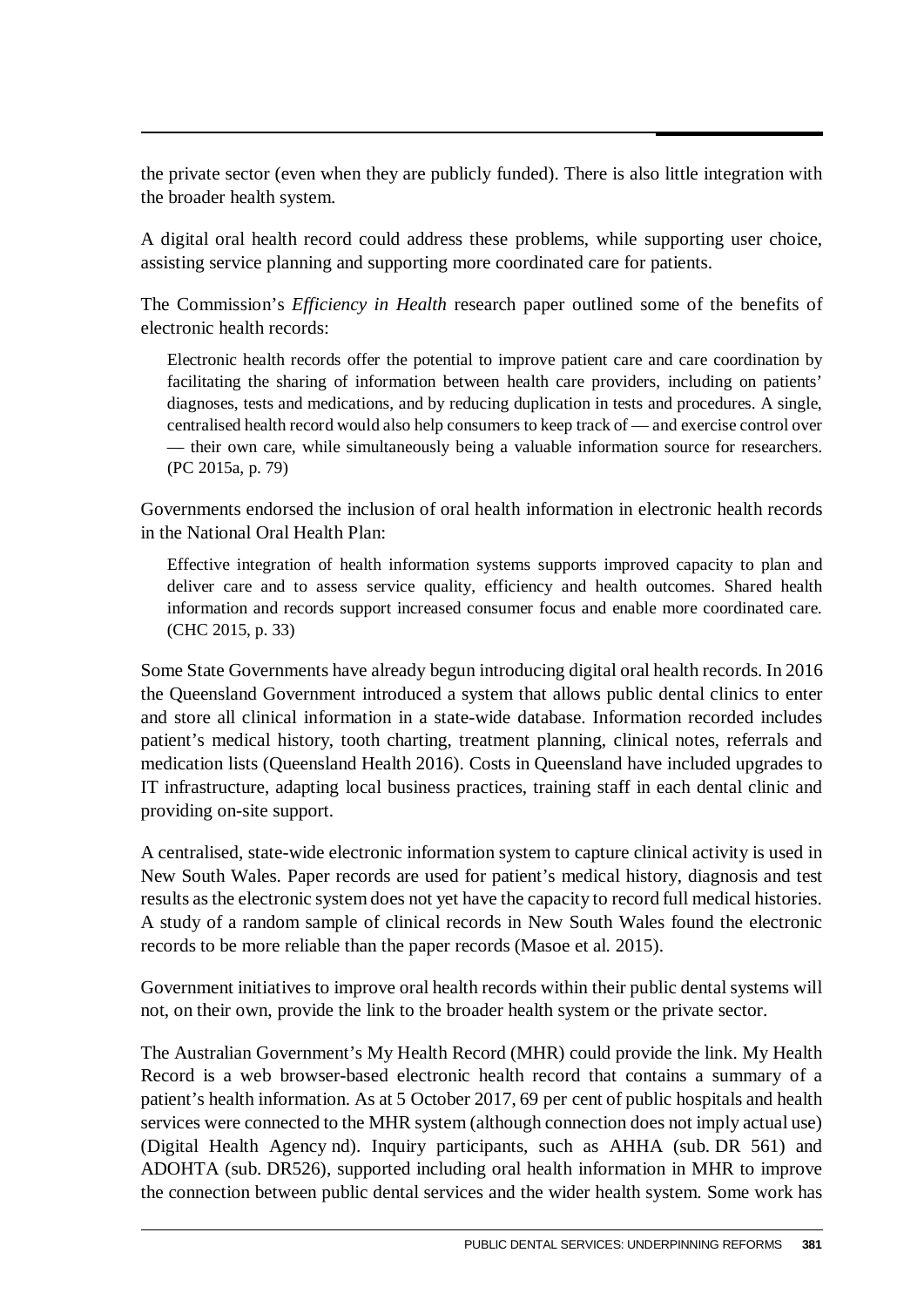the private sector (even when they are publicly funded). There is also little integration with the broader health system.

A digital oral health record could address these problems, while supporting user choice, assisting service planning and supporting more coordinated care for patients.

The Commission's *Efficiency in Health* research paper outlined some of the benefits of electronic health records:

> Electronic health records offer the potential to improve patient care and care coordination by facilitating the sharing of information between health care providers, including on patients' diagnoses, tests and medications, and by reducing duplication in tests and procedures. A single, centralised health record would also help consumers to keep track of — and exercise control over — their own care, while simultaneously being a valuable information source for researchers. (PC 2015a, p. 79)

Governments endorsed the inclusion of oral health information in electronic health records in the National Oral Health Plan:

> Effective integration of health information systems supports improved capacity to plan and deliver care and to assess service quality, efficiency and health outcomes. Shared health information and records support increased consumer focus and enable more coordinated care. (CHC 2015, p. 33)

Some State Governments have already begun introducing digital oral health records. In 2016 the Queensland Government introduced a system that allows public dental clinics to enter and store all clinical information in a state-wide database. Information recorded includes patient's medical history, tooth charting, treatment planning, clinical notes, referrals and medication lists (Queensland Health 2016). Costs in Queensland have included upgrades to IT infrastructure, adapting local business practices, training staff in each dental clinic and providing on-site support.

A centralised, state-wide electronic information system to capture clinical activity is used in New South Wales. Paper records are used for patient's medical history, diagnosis and test results as the electronic system does not yet have the capacity to record full medical histories. A study of a random sample of clinical records in New South Wales found the electronic records to be more reliable than the paper records (Masoe et al. 2015).

Government initiatives to improve oral health records within their public dental systems will not, on their own, provide the link to the broader health system or the private sector.

The Australian Government's My Health Record (MHR) could provide the link. My Health Record is a web browser-based electronic health record that contains a summary of a patient's health information. As at 5 October 2017, 69 per cent of public hospitals and health services were connected to the MHR system (although connection does not imply actual use) (Digital Health Agency nd). Inquiry participants, such as AHHA (sub. DR 561) and ADOHTA (sub. DR526), supported including oral health information in MHR to improve the connection between public dental services and the wider health system. Some work has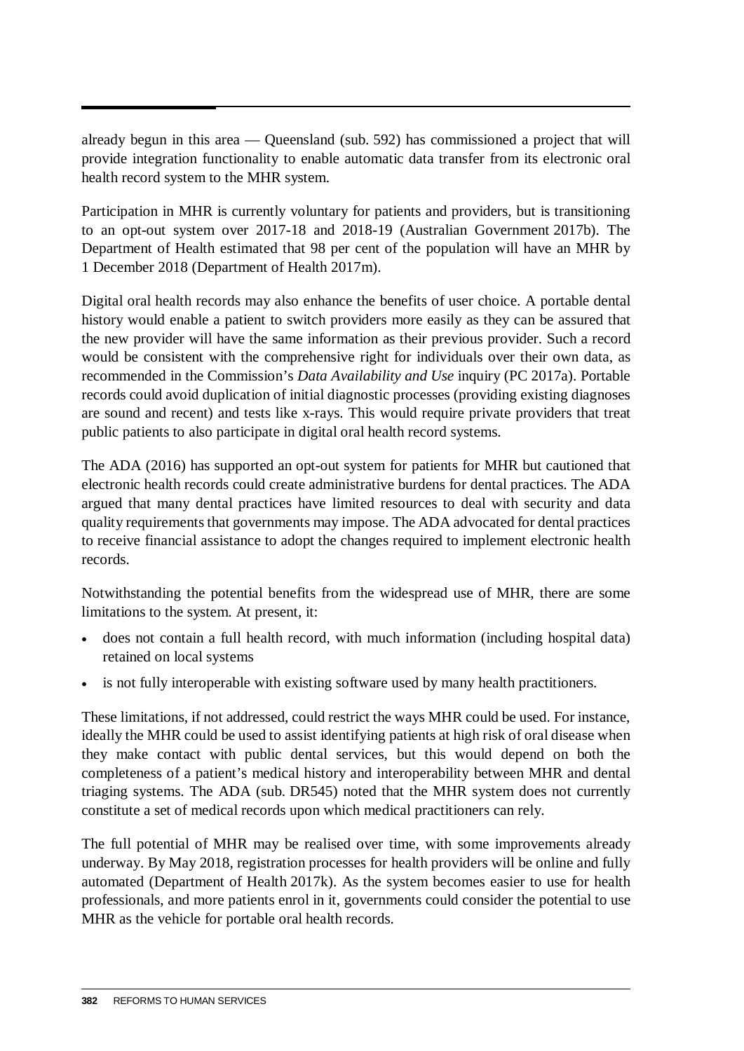already begun in this area — Queensland (sub. 592) has commissioned a project that will provide integration functionality to enable automatic data transfer from its electronic oral health record system to the MHR system.

Participation in MHR is currently voluntary for patients and providers, but is transitioning to an opt-out system over 2017-18 and 2018-19 (Australian Government 2017b). The Department of Health estimated that 98 per cent of the population will have an MHR by 1 December 2018 (Department of Health 2017m).

Digital oral health records may also enhance the benefits of user choice. A portable dental history would enable a patient to switch providers more easily as they can be assured that the new provider will have the same information as their previous provider. Such a record would be consistent with the comprehensive right for individuals over their own data, as recommended in the Commission's *Data Availability and Use* inquiry (PC 2017a). Portable records could avoid duplication of initial diagnostic processes (providing existing diagnoses are sound and recent) and tests like x-rays. This would require private providers that treat public patients to also participate in digital oral health record systems.

The ADA (2016) has supported an opt-out system for patients for MHR but cautioned that electronic health records could create administrative burdens for dental practices. The ADA argued that many dental practices have limited resources to deal with security and data quality requirements that governments may impose. The ADA advocated for dental practices to receive financial assistance to adopt the changes required to implement electronic health records.

Notwithstanding the potential benefits from the widespread use of MHR, there are some limitations to the system. At present, it:

- does not contain a full health record, with much information (including hospital data) retained on local systems
- is not fully interoperable with existing software used by many health practitioners.

These limitations, if not addressed, could restrict the ways MHR could be used. For instance, ideally the MHR could be used to assist identifying patients at high risk of oral disease when they make contact with public dental services, but this would depend on both the completeness of a patient's medical history and interoperability between MHR and dental triaging systems. The ADA (sub. DR545) noted that the MHR system does not currently constitute a set of medical records upon which medical practitioners can rely.

The full potential of MHR may be realised over time, with some improvements already underway. By May 2018, registration processes for health providers will be online and fully automated (Department of Health 2017k). As the system becomes easier to use for health professionals, and more patients enrol in it, governments could consider the potential to use MHR as the vehicle for portable oral health records.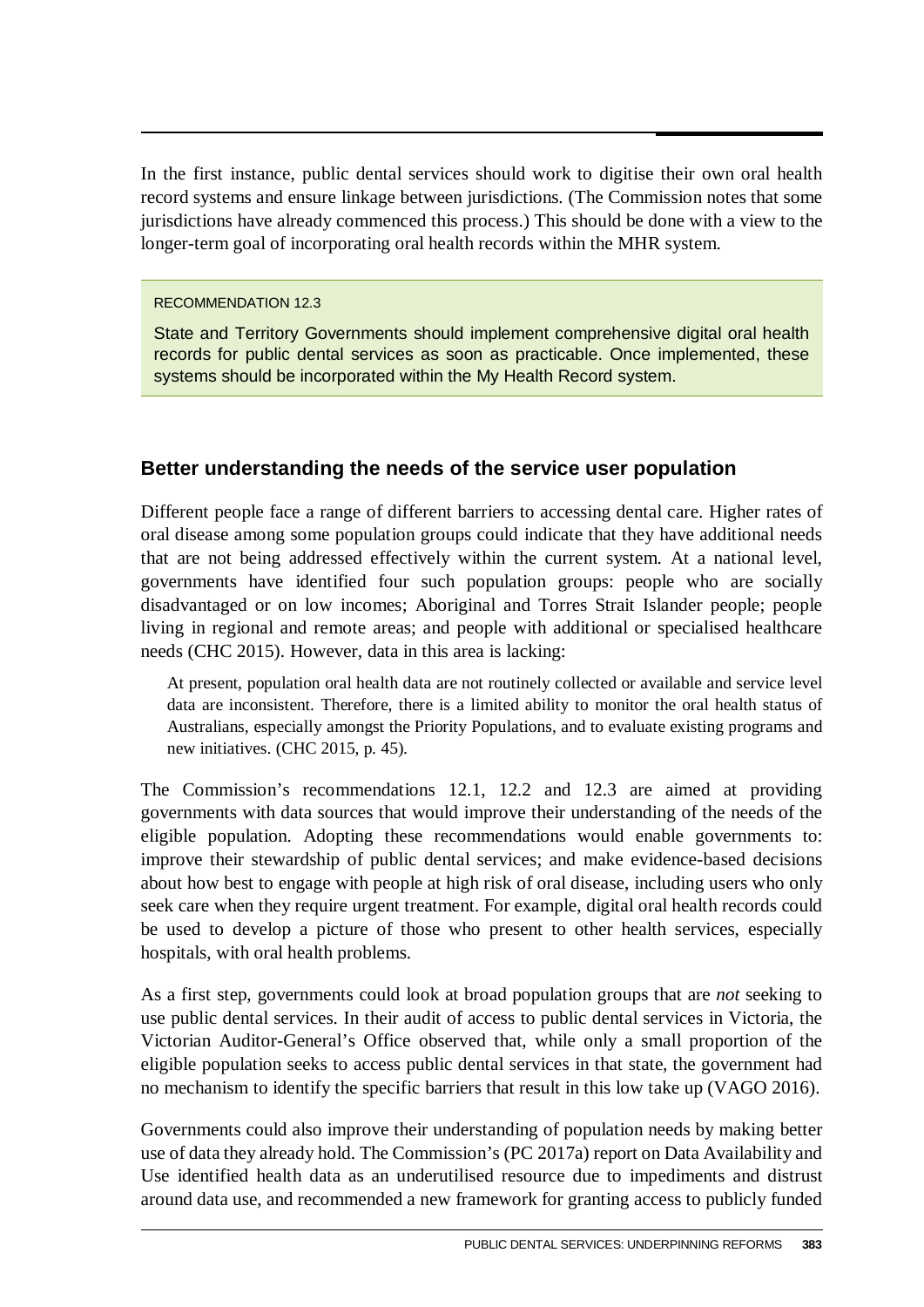In the first instance, public dental services should work to digitise their own oral health record systems and ensure linkage between jurisdictions. (The Commission notes that some jurisdictions have already commenced this process.) This should be done with a view to the longer-term goal of incorporating oral health records within the MHR system.

> RECOMMENDATION 12.3
>
> State and Territory Governments should implement comprehensive digital oral health records for public dental services as soon as practicable. Once implemented, these systems should be incorporated within the My Health Record system.

## Better understanding the needs of the service user population

Different people face a range of different barriers to accessing dental care. Higher rates of oral disease among some population groups could indicate that they have additional needs that are not being addressed effectively within the current system. At a national level, governments have identified four such population groups: people who are socially disadvantaged or on low incomes; Aboriginal and Torres Strait Islander people; people living in regional and remote areas; and people with additional or specialised healthcare needs (CHC 2015). However, data in this area is lacking:

> At present, population oral health data are not routinely collected or available and service level data are inconsistent. Therefore, there is a limited ability to monitor the oral health status of Australians, especially amongst the Priority Populations, and to evaluate existing programs and new initiatives. (CHC 2015, p. 45).

The Commission's recommendations 12.1, 12.2 and 12.3 are aimed at providing governments with data sources that would improve their understanding of the needs of the eligible population. Adopting these recommendations would enable governments to: improve their stewardship of public dental services; and make evidence-based decisions about how best to engage with people at high risk of oral disease, including users who only seek care when they require urgent treatment. For example, digital oral health records could be used to develop a picture of those who present to other health services, especially hospitals, with oral health problems.

As a first step, governments could look at broad population groups that are *not* seeking to use public dental services. In their audit of access to public dental services in Victoria, the Victorian Auditor-General's Office observed that, while only a small proportion of the eligible population seeks to access public dental services in that state, the government had no mechanism to identify the specific barriers that result in this low take up (VAGO 2016).

Governments could also improve their understanding of population needs by making better use of data they already hold. The Commission's (PC 2017a) report on Data Availability and Use identified health data as an underutilised resource due to impediments and distrust around data use, and recommended a new framework for granting access to publicly funded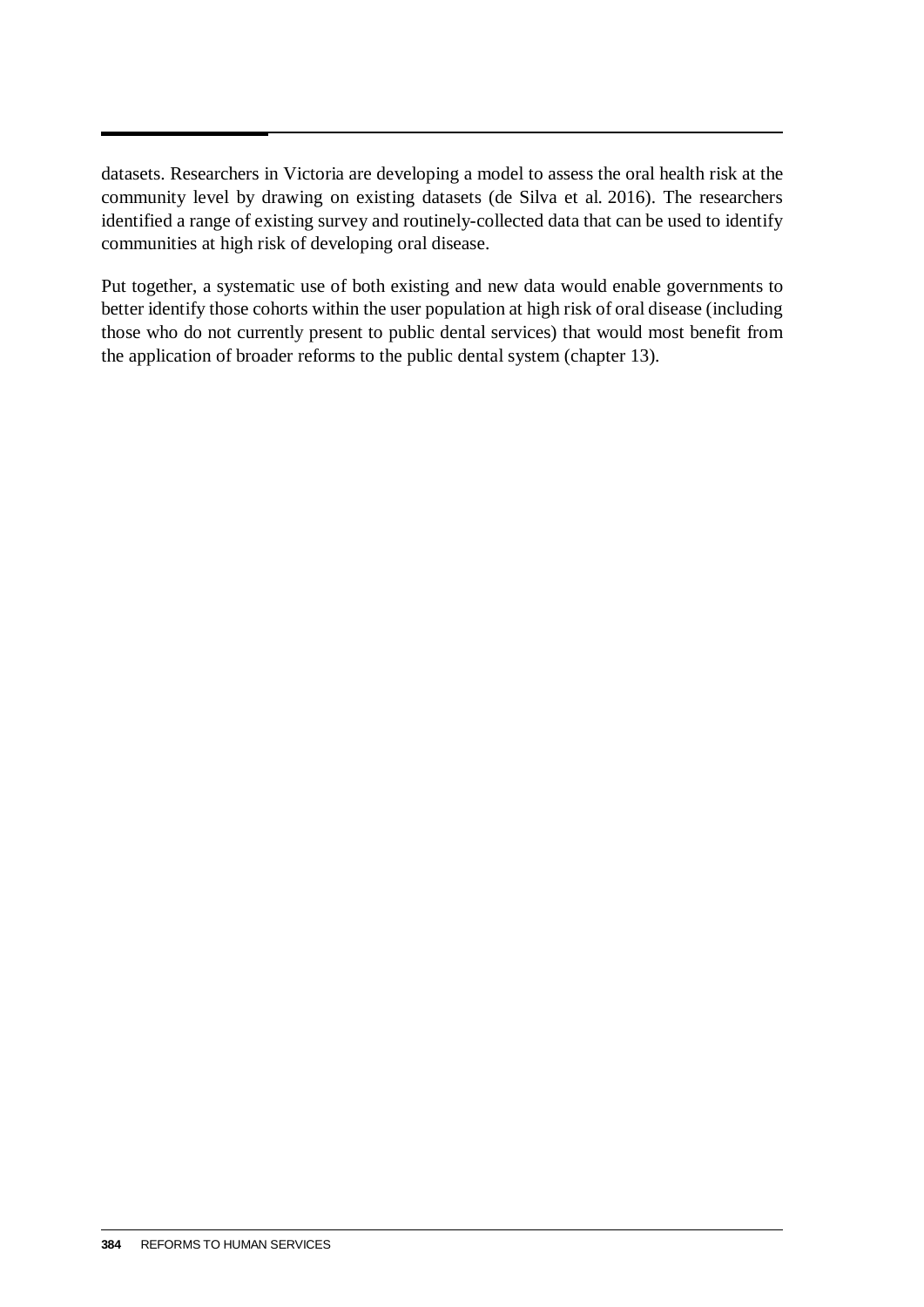datasets. Researchers in Victoria are developing a model to assess the oral health risk at the community level by drawing on existing datasets (de Silva et al. 2016). The researchers identified a range of existing survey and routinely-collected data that can be used to identify communities at high risk of developing oral disease.

Put together, a systematic use of both existing and new data would enable governments to better identify those cohorts within the user population at high risk of oral disease (including those who do not currently present to public dental services) that would most benefit from the application of broader reforms to the public dental system (chapter 13).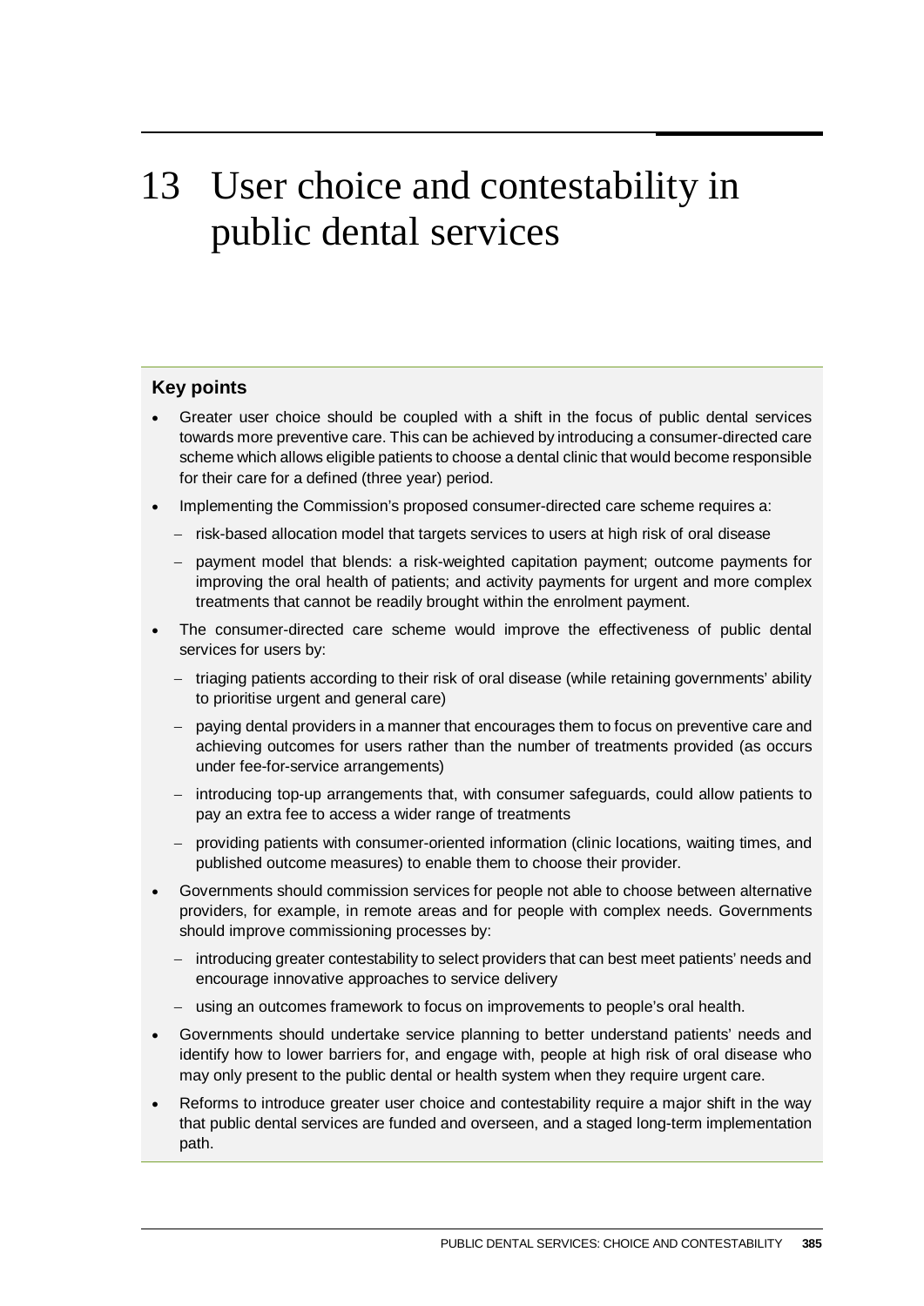# 13 User choice and contestability in public dental services

### Key points

- Greater user choice should be coupled with a shift in the focus of public dental services towards more preventive care. This can be achieved by introducing a consumer-directed care scheme which allows eligible patients to choose a dental clinic that would become responsible for their care for a defined (three year) period.
- Implementing the Commission's proposed consumer-directed care scheme requires a:
  - risk-based allocation model that targets services to users at high risk of oral disease
  - payment model that blends: a risk-weighted capitation payment; outcome payments for improving the oral health of patients; and activity payments for urgent and more complex treatments that cannot be readily brought within the enrolment payment.
- The consumer-directed care scheme would improve the effectiveness of public dental services for users by:
  - triaging patients according to their risk of oral disease (while retaining governments' ability to prioritise urgent and general care)
  - paying dental providers in a manner that encourages them to focus on preventive care and achieving outcomes for users rather than the number of treatments provided (as occurs under fee-for-service arrangements)
  - introducing top-up arrangements that, with consumer safeguards, could allow patients to pay an extra fee to access a wider range of treatments
  - providing patients with consumer-oriented information (clinic locations, waiting times, and published outcome measures) to enable them to choose their provider.
- Governments should commission services for people not able to choose between alternative providers, for example, in remote areas and for people with complex needs. Governments should improve commissioning processes by:
  - introducing greater contestability to select providers that can best meet patients' needs and encourage innovative approaches to service delivery
  - using an outcomes framework to focus on improvements to people's oral health.
- Governments should undertake service planning to better understand patients' needs and identify how to lower barriers for, and engage with, people at high risk of oral disease who may only present to the public dental or health system when they require urgent care.
- Reforms to introduce greater user choice and contestability require a major shift in the way that public dental services are funded and overseen, and a staged long-term implementation path.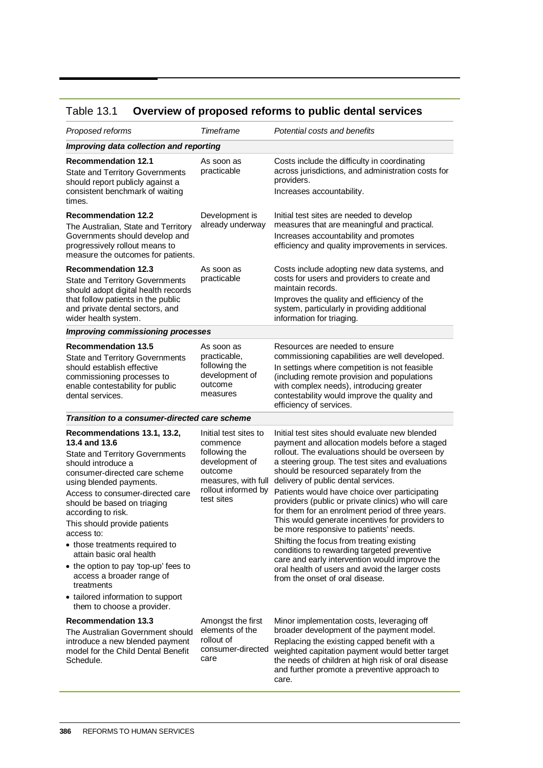Table 13.1 **Overview of proposed reforms to public dental services**

| *Proposed reforms* | *Timeframe* | *Potential costs and benefits* |
|---|---|---|
| ***Improving data collection and reporting*** | | |
| **Recommendation 12.1**<br>State and Territory Governments should report publicly against a consistent benchmark of waiting times. | As soon as practicable | Costs include the difficulty in coordinating across jurisdictions, and administration costs for providers.<br>Increases accountability. |
| **Recommendation 12.2**<br>The Australian, State and Territory Governments should develop and progressively rollout means to measure the outcomes for patients. | Development is already underway | Initial test sites are needed to develop measures that are meaningful and practical.<br>Increases accountability and promotes efficiency and quality improvements in services. |
| **Recommendation 12.3**<br>State and Territory Governments should adopt digital health records that follow patients in the public and private dental sectors, and wider health system. | As soon as practicable | Costs include adopting new data systems, and costs for users and providers to create and maintain records.<br>Improves the quality and efficiency of the system, particularly in providing additional information for triaging. |
| ***Improving commissioning processes*** | | |
| **Recommendation 13.5**<br>State and Territory Governments should establish effective commissioning processes to enable contestability for public dental services. | As soon as practicable, following the development of outcome measures | Resources are needed to ensure commissioning capabilities are well developed.<br>In settings where competition is not feasible (including remote provision and populations with complex needs), introducing greater contestability would improve the quality and efficiency of services. |
| ***Transition to a consumer-directed care scheme*** | | |
| **Recommendations 13.1, 13.2, 13.4 and 13.6**<br>State and Territory Governments should introduce a consumer-directed care scheme using blended payments.<br>Access to consumer-directed care should be based on triaging according to risk.<br>This should provide patients access to:<br>• those treatments required to attain basic oral health<br>• the option to pay 'top-up' fees to access a broader range of treatments<br>• tailored information to support them to choose a provider. | Initial test sites to commence following the development of outcome measures, with full rollout informed by test sites | Initial test sites should evaluate new blended payment and allocation models before a staged rollout. The evaluations should be overseen by a steering group. The test sites and evaluations should be resourced separately from the delivery of public dental services.<br>Patients would have choice over participating providers (public or private clinics) who will care for them for an enrolment period of three years. This would generate incentives for providers to be more responsive to patients' needs.<br>Shifting the focus from treating existing conditions to rewarding targeted preventive care and early intervention would improve the oral health of users and avoid the larger costs from the onset of oral disease. |
| **Recommendation 13.3**<br>The Australian Government should introduce a new blended payment model for the Child Dental Benefit Schedule. | Amongst the first elements of the rollout of consumer-directed care | Minor implementation costs, leveraging off broader development of the payment model.<br>Replacing the existing capped benefit with a weighted capitation payment would better target the needs of children at high risk of oral disease and further promote a preventive approach to care. |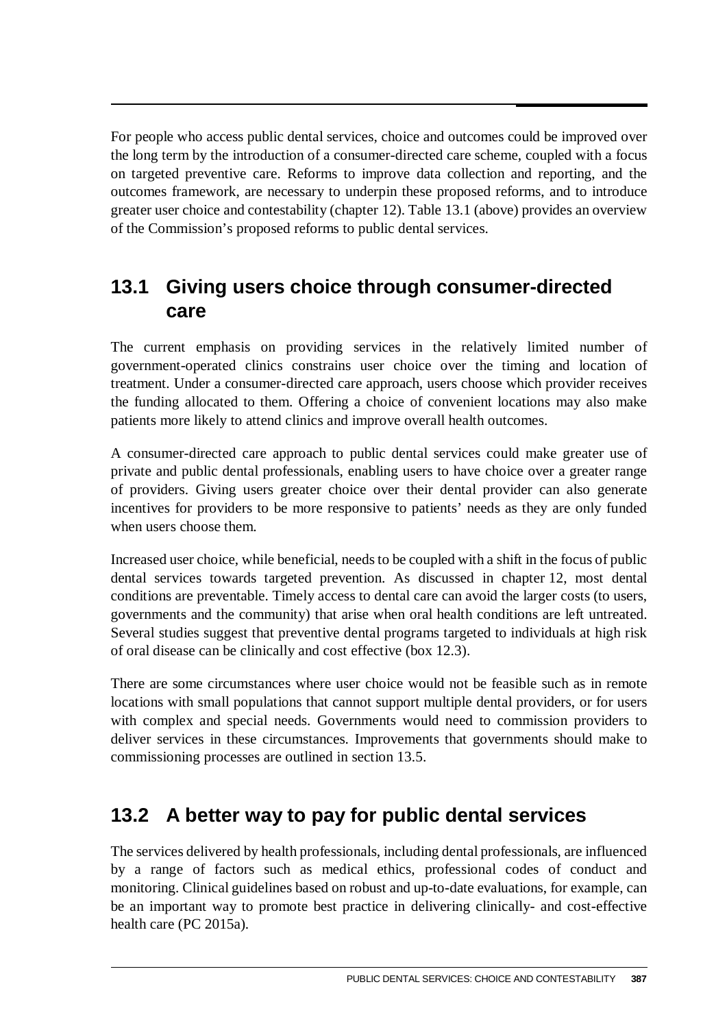For people who access public dental services, choice and outcomes could be improved over the long term by the introduction of a consumer-directed care scheme, coupled with a focus on targeted preventive care. Reforms to improve data collection and reporting, and the outcomes framework, are necessary to underpin these proposed reforms, and to introduce greater user choice and contestability (chapter 12). Table 13.1 (above) provides an overview of the Commission's proposed reforms to public dental services.

## 13.1 Giving users choice through consumer-directed care

The current emphasis on providing services in the relatively limited number of government-operated clinics constrains user choice over the timing and location of treatment. Under a consumer-directed care approach, users choose which provider receives the funding allocated to them. Offering a choice of convenient locations may also make patients more likely to attend clinics and improve overall health outcomes.

A consumer-directed care approach to public dental services could make greater use of private and public dental professionals, enabling users to have choice over a greater range of providers. Giving users greater choice over their dental provider can also generate incentives for providers to be more responsive to patients' needs as they are only funded when users choose them.

Increased user choice, while beneficial, needs to be coupled with a shift in the focus of public dental services towards targeted prevention. As discussed in chapter 12, most dental conditions are preventable. Timely access to dental care can avoid the larger costs (to users, governments and the community) that arise when oral health conditions are left untreated. Several studies suggest that preventive dental programs targeted to individuals at high risk of oral disease can be clinically and cost effective (box 12.3).

There are some circumstances where user choice would not be feasible such as in remote locations with small populations that cannot support multiple dental providers, or for users with complex and special needs. Governments would need to commission providers to deliver services in these circumstances. Improvements that governments should make to commissioning processes are outlined in section 13.5.

## 13.2 A better way to pay for public dental services

The services delivered by health professionals, including dental professionals, are influenced by a range of factors such as medical ethics, professional codes of conduct and monitoring. Clinical guidelines based on robust and up-to-date evaluations, for example, can be an important way to promote best practice in delivering clinically- and cost-effective health care (PC 2015a).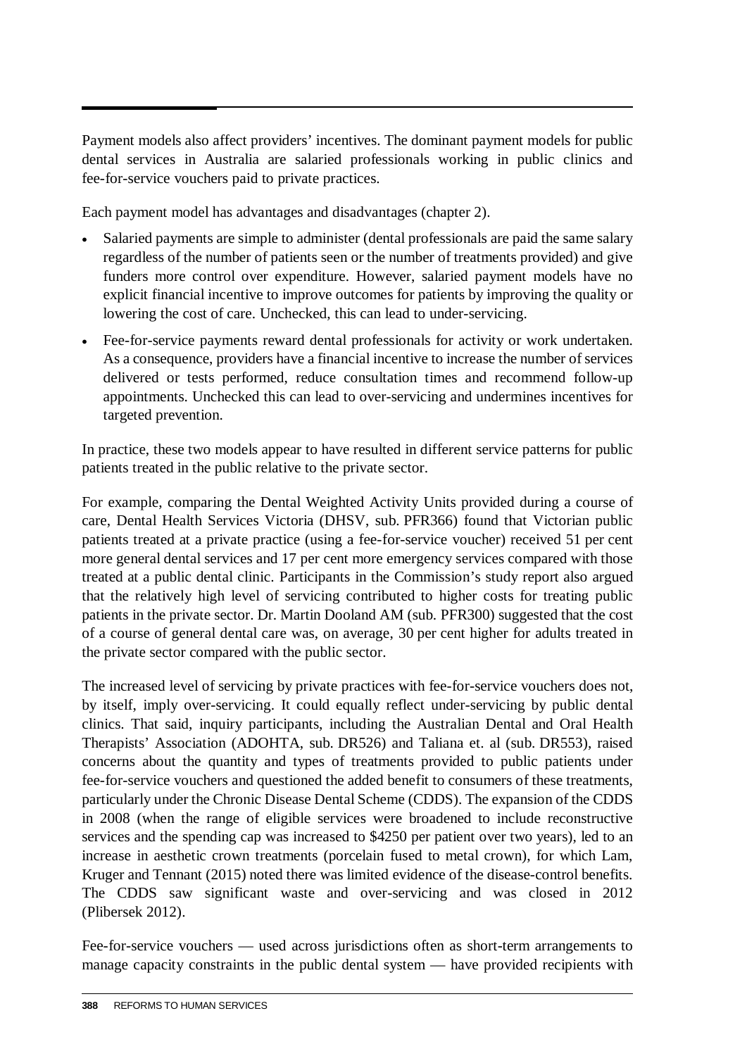Payment models also affect providers' incentives. The dominant payment models for public dental services in Australia are salaried professionals working in public clinics and fee-for-service vouchers paid to private practices.

Each payment model has advantages and disadvantages (chapter 2).

- Salaried payments are simple to administer (dental professionals are paid the same salary regardless of the number of patients seen or the number of treatments provided) and give funders more control over expenditure. However, salaried payment models have no explicit financial incentive to improve outcomes for patients by improving the quality or lowering the cost of care. Unchecked, this can lead to under-servicing.
- Fee-for-service payments reward dental professionals for activity or work undertaken. As a consequence, providers have a financial incentive to increase the number of services delivered or tests performed, reduce consultation times and recommend follow-up appointments. Unchecked this can lead to over-servicing and undermines incentives for targeted prevention.

In practice, these two models appear to have resulted in different service patterns for public patients treated in the public relative to the private sector.

For example, comparing the Dental Weighted Activity Units provided during a course of care, Dental Health Services Victoria (DHSV, sub. PFR366) found that Victorian public patients treated at a private practice (using a fee-for-service voucher) received 51 per cent more general dental services and 17 per cent more emergency services compared with those treated at a public dental clinic. Participants in the Commission's study report also argued that the relatively high level of servicing contributed to higher costs for treating public patients in the private sector. Dr. Martin Dooland AM (sub. PFR300) suggested that the cost of a course of general dental care was, on average, 30 per cent higher for adults treated in the private sector compared with the public sector.

The increased level of servicing by private practices with fee-for-service vouchers does not, by itself, imply over-servicing. It could equally reflect under-servicing by public dental clinics. That said, inquiry participants, including the Australian Dental and Oral Health Therapists' Association (ADOHTA, sub. DR526) and Taliana et. al (sub. DR553), raised concerns about the quantity and types of treatments provided to public patients under fee-for-service vouchers and questioned the added benefit to consumers of these treatments, particularly under the Chronic Disease Dental Scheme (CDDS). The expansion of the CDDS in 2008 (when the range of eligible services were broadened to include reconstructive services and the spending cap was increased to $4250 per patient over two years), led to an increase in aesthetic crown treatments (porcelain fused to metal crown), for which Lam, Kruger and Tennant (2015) noted there was limited evidence of the disease-control benefits. The CDDS saw significant waste and over-servicing and was closed in 2012 (Plibersek 2012).

Fee-for-service vouchers — used across jurisdictions often as short-term arrangements to manage capacity constraints in the public dental system — have provided recipients with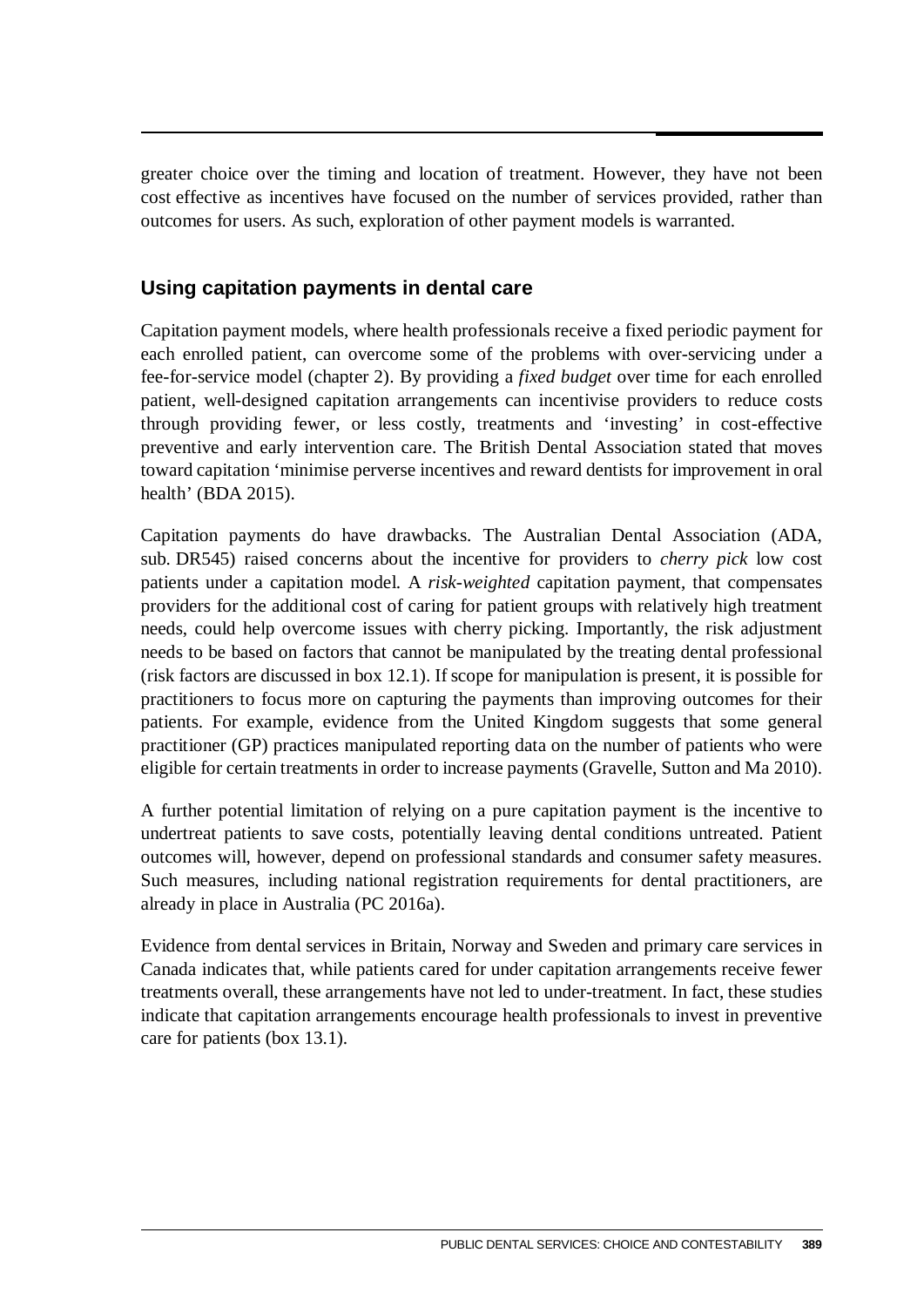greater choice over the timing and location of treatment. However, they have not been cost effective as incentives have focused on the number of services provided, rather than outcomes for users. As such, exploration of other payment models is warranted.

### Using capitation payments in dental care

Capitation payment models, where health professionals receive a fixed periodic payment for each enrolled patient, can overcome some of the problems with over-servicing under a fee-for-service model (chapter 2). By providing a *fixed budget* over time for each enrolled patient, well-designed capitation arrangements can incentivise providers to reduce costs through providing fewer, or less costly, treatments and 'investing' in cost-effective preventive and early intervention care. The British Dental Association stated that moves toward capitation 'minimise perverse incentives and reward dentists for improvement in oral health' (BDA 2015).

Capitation payments do have drawbacks. The Australian Dental Association (ADA, sub. DR545) raised concerns about the incentive for providers to *cherry pick* low cost patients under a capitation model. A *risk-weighted* capitation payment, that compensates providers for the additional cost of caring for patient groups with relatively high treatment needs, could help overcome issues with cherry picking. Importantly, the risk adjustment needs to be based on factors that cannot be manipulated by the treating dental professional (risk factors are discussed in box 12.1). If scope for manipulation is present, it is possible for practitioners to focus more on capturing the payments than improving outcomes for their patients. For example, evidence from the United Kingdom suggests that some general practitioner (GP) practices manipulated reporting data on the number of patients who were eligible for certain treatments in order to increase payments (Gravelle, Sutton and Ma 2010).

A further potential limitation of relying on a pure capitation payment is the incentive to undertreat patients to save costs, potentially leaving dental conditions untreated. Patient outcomes will, however, depend on professional standards and consumer safety measures. Such measures, including national registration requirements for dental practitioners, are already in place in Australia (PC 2016a).

Evidence from dental services in Britain, Norway and Sweden and primary care services in Canada indicates that, while patients cared for under capitation arrangements receive fewer treatments overall, these arrangements have not led to under-treatment. In fact, these studies indicate that capitation arrangements encourage health professionals to invest in preventive care for patients (box 13.1).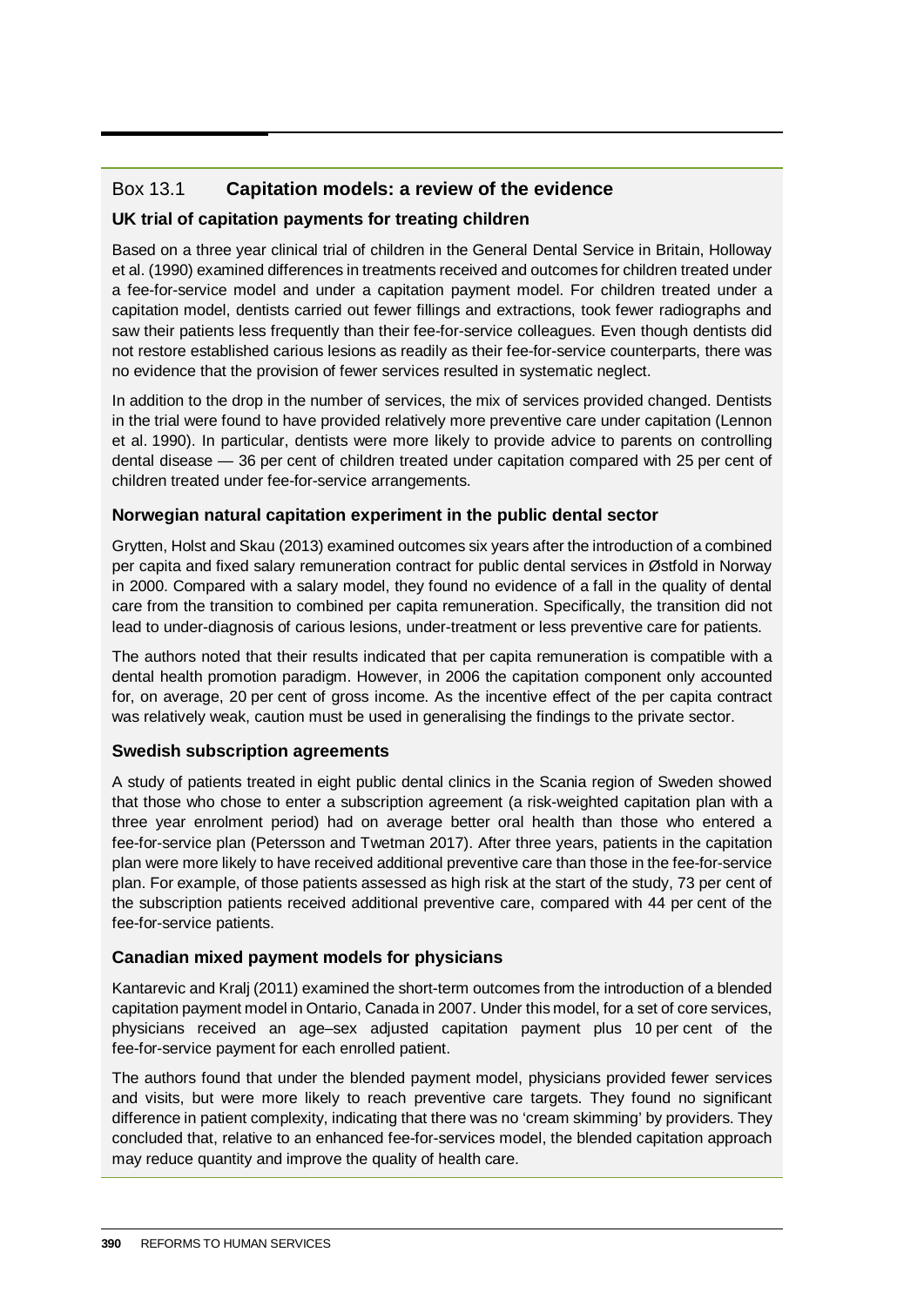## Box 13.1 **Capitation models: a review of the evidence**

### UK trial of capitation payments for treating children

Based on a three year clinical trial of children in the General Dental Service in Britain, Holloway et al. (1990) examined differences in treatments received and outcomes for children treated under a fee-for-service model and under a capitation payment model. For children treated under a capitation model, dentists carried out fewer fillings and extractions, took fewer radiographs and saw their patients less frequently than their fee-for-service colleagues. Even though dentists did not restore established carious lesions as readily as their fee-for-service counterparts, there was no evidence that the provision of fewer services resulted in systematic neglect.

In addition to the drop in the number of services, the mix of services provided changed. Dentists in the trial were found to have provided relatively more preventive care under capitation (Lennon et al. 1990). In particular, dentists were more likely to provide advice to parents on controlling dental disease — 36 per cent of children treated under capitation compared with 25 per cent of children treated under fee-for-service arrangements.

### Norwegian natural capitation experiment in the public dental sector

Grytten, Holst and Skau (2013) examined outcomes six years after the introduction of a combined per capita and fixed salary remuneration contract for public dental services in Østfold in Norway in 2000. Compared with a salary model, they found no evidence of a fall in the quality of dental care from the transition to combined per capita remuneration. Specifically, the transition did not lead to under-diagnosis of carious lesions, under-treatment or less preventive care for patients.

The authors noted that their results indicated that per capita remuneration is compatible with a dental health promotion paradigm. However, in 2006 the capitation component only accounted for, on average, 20 per cent of gross income. As the incentive effect of the per capita contract was relatively weak, caution must be used in generalising the findings to the private sector.

### Swedish subscription agreements

A study of patients treated in eight public dental clinics in the Scania region of Sweden showed that those who chose to enter a subscription agreement (a risk-weighted capitation plan with a three year enrolment period) had on average better oral health than those who entered a fee-for-service plan (Petersson and Twetman 2017). After three years, patients in the capitation plan were more likely to have received additional preventive care than those in the fee-for-service plan. For example, of those patients assessed as high risk at the start of the study, 73 per cent of the subscription patients received additional preventive care, compared with 44 per cent of the fee-for-service patients.

### Canadian mixed payment models for physicians

Kantarevic and Kralj (2011) examined the short-term outcomes from the introduction of a blended capitation payment model in Ontario, Canada in 2007. Under this model, for a set of core services, physicians received an age–sex adjusted capitation payment plus 10 per cent of the fee-for-service payment for each enrolled patient.

The authors found that under the blended payment model, physicians provided fewer services and visits, but were more likely to reach preventive care targets. They found no significant difference in patient complexity, indicating that there was no 'cream skimming' by providers. They concluded that, relative to an enhanced fee-for-services model, the blended capitation approach may reduce quantity and improve the quality of health care.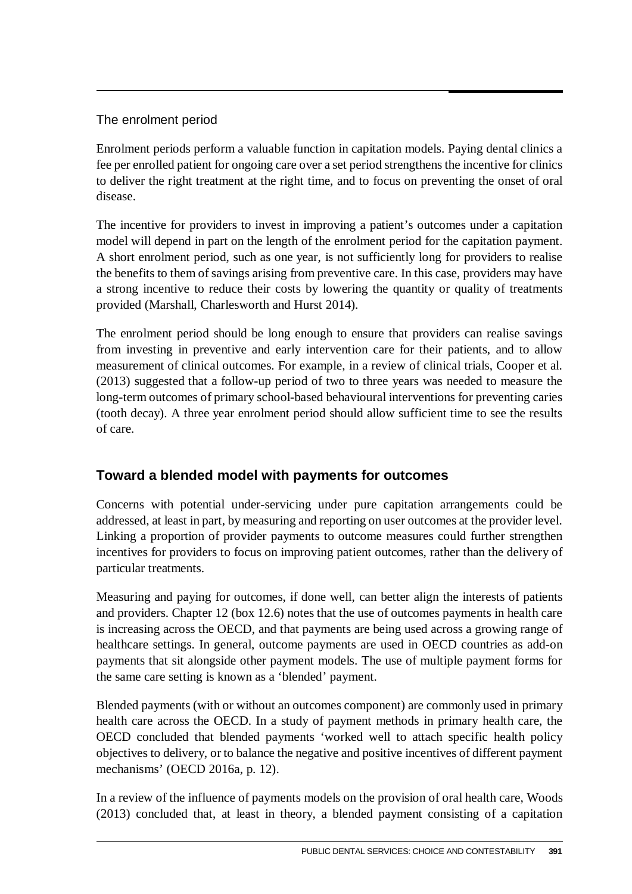### The enrolment period

Enrolment periods perform a valuable function in capitation models. Paying dental clinics a fee per enrolled patient for ongoing care over a set period strengthens the incentive for clinics to deliver the right treatment at the right time, and to focus on preventing the onset of oral disease.

The incentive for providers to invest in improving a patient's outcomes under a capitation model will depend in part on the length of the enrolment period for the capitation payment. A short enrolment period, such as one year, is not sufficiently long for providers to realise the benefits to them of savings arising from preventive care. In this case, providers may have a strong incentive to reduce their costs by lowering the quantity or quality of treatments provided (Marshall, Charlesworth and Hurst 2014).

The enrolment period should be long enough to ensure that providers can realise savings from investing in preventive and early intervention care for their patients, and to allow measurement of clinical outcomes. For example, in a review of clinical trials, Cooper et al. (2013) suggested that a follow-up period of two to three years was needed to measure the long-term outcomes of primary school-based behavioural interventions for preventing caries (tooth decay). A three year enrolment period should allow sufficient time to see the results of care.

## Toward a blended model with payments for outcomes

Concerns with potential under-servicing under pure capitation arrangements could be addressed, at least in part, by measuring and reporting on user outcomes at the provider level. Linking a proportion of provider payments to outcome measures could further strengthen incentives for providers to focus on improving patient outcomes, rather than the delivery of particular treatments.

Measuring and paying for outcomes, if done well, can better align the interests of patients and providers. Chapter 12 (box 12.6) notes that the use of outcomes payments in health care is increasing across the OECD, and that payments are being used across a growing range of healthcare settings. In general, outcome payments are used in OECD countries as add-on payments that sit alongside other payment models. The use of multiple payment forms for the same care setting is known as a 'blended' payment.

Blended payments (with or without an outcomes component) are commonly used in primary health care across the OECD. In a study of payment methods in primary health care, the OECD concluded that blended payments 'worked well to attach specific health policy objectives to delivery, or to balance the negative and positive incentives of different payment mechanisms' (OECD 2016a, p. 12).

In a review of the influence of payments models on the provision of oral health care, Woods (2013) concluded that, at least in theory, a blended payment consisting of a capitation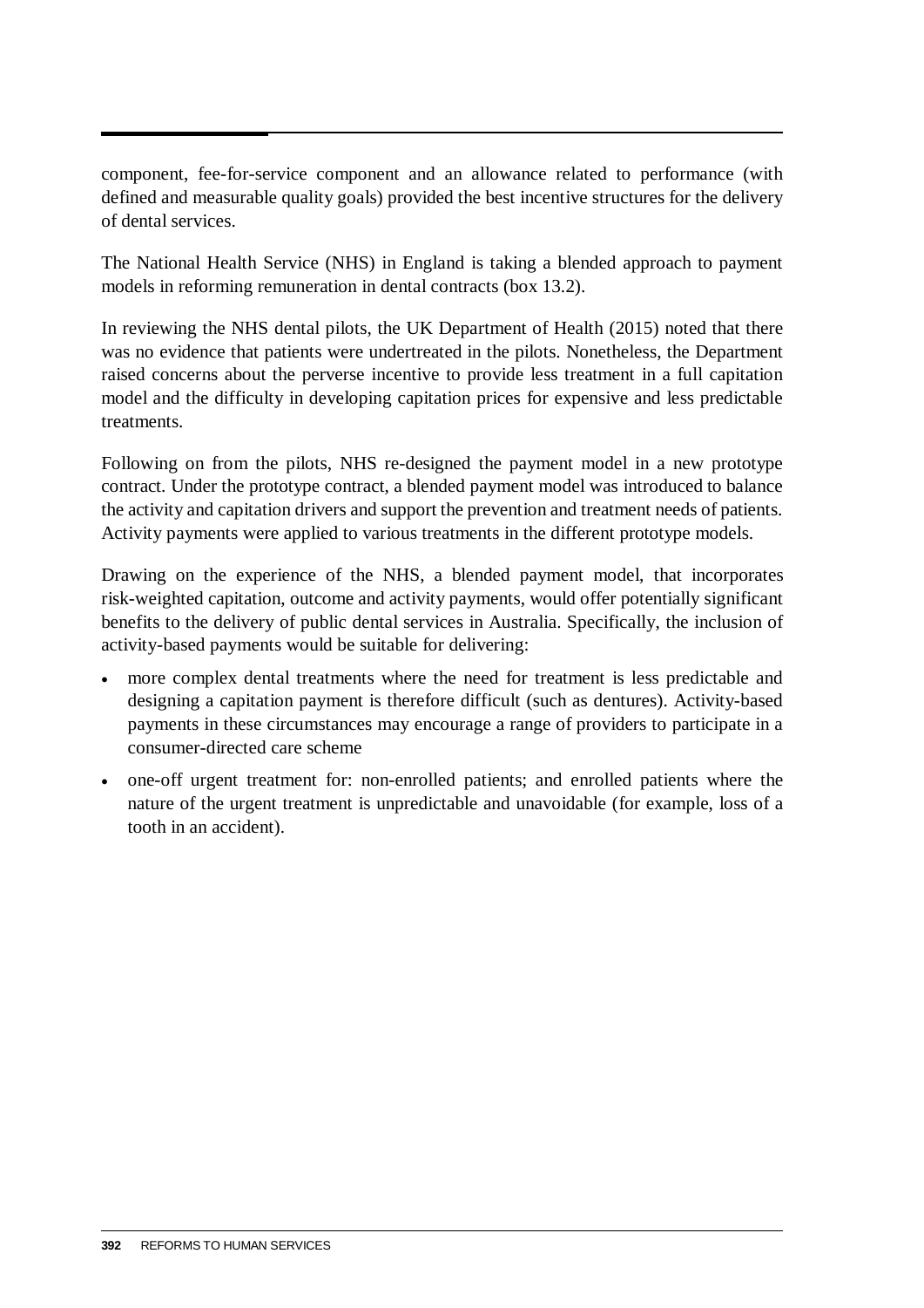component, fee-for-service component and an allowance related to performance (with defined and measurable quality goals) provided the best incentive structures for the delivery of dental services.

The National Health Service (NHS) in England is taking a blended approach to payment models in reforming remuneration in dental contracts (box 13.2).

In reviewing the NHS dental pilots, the UK Department of Health (2015) noted that there was no evidence that patients were undertreated in the pilots. Nonetheless, the Department raised concerns about the perverse incentive to provide less treatment in a full capitation model and the difficulty in developing capitation prices for expensive and less predictable treatments.

Following on from the pilots, NHS re-designed the payment model in a new prototype contract. Under the prototype contract, a blended payment model was introduced to balance the activity and capitation drivers and support the prevention and treatment needs of patients. Activity payments were applied to various treatments in the different prototype models.

Drawing on the experience of the NHS, a blended payment model, that incorporates risk-weighted capitation, outcome and activity payments, would offer potentially significant benefits to the delivery of public dental services in Australia. Specifically, the inclusion of activity-based payments would be suitable for delivering:

- more complex dental treatments where the need for treatment is less predictable and designing a capitation payment is therefore difficult (such as dentures). Activity-based payments in these circumstances may encourage a range of providers to participate in a consumer-directed care scheme
- one-off urgent treatment for: non-enrolled patients; and enrolled patients where the nature of the urgent treatment is unpredictable and unavoidable (for example, loss of a tooth in an accident).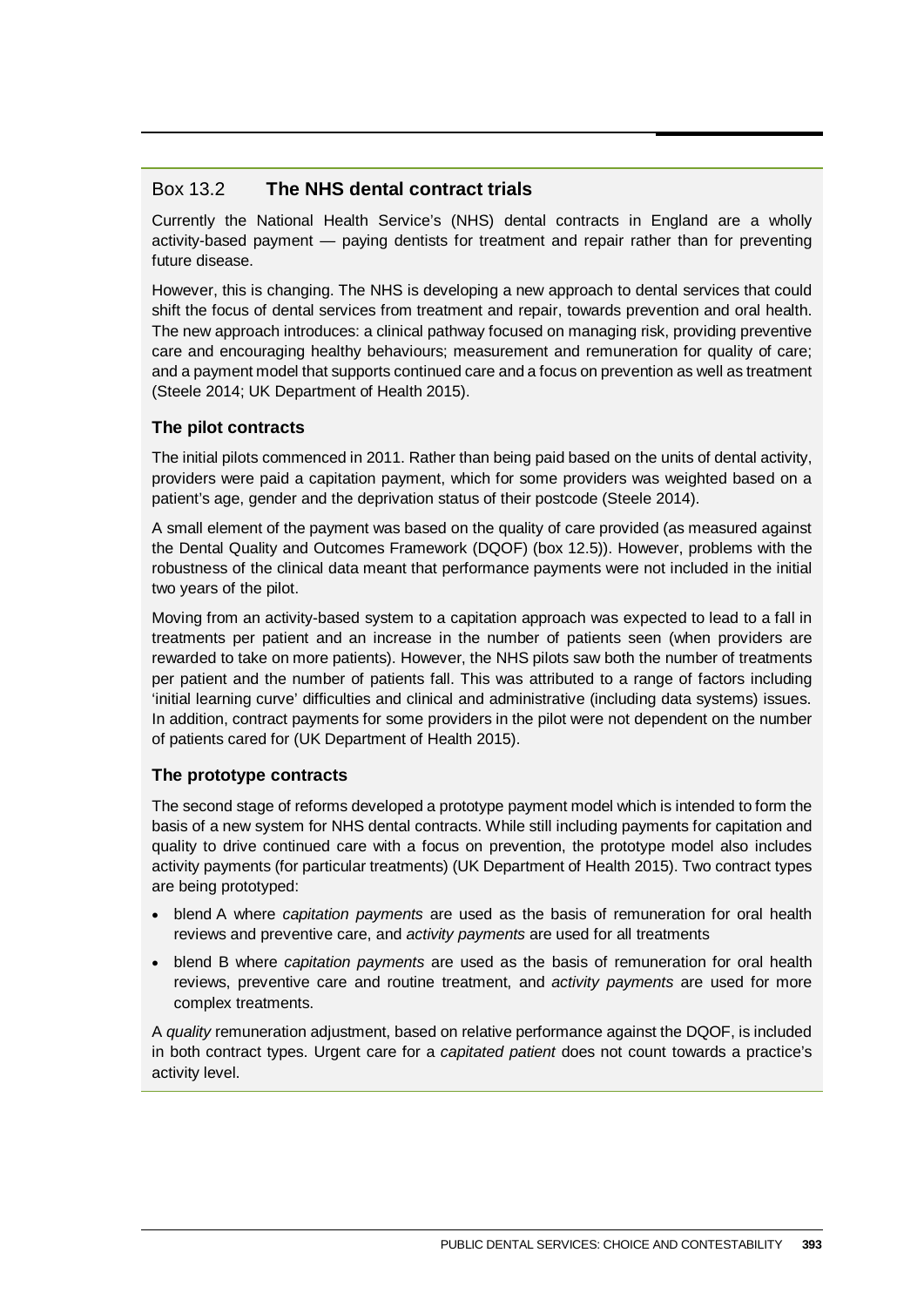## Box 13.2 The NHS dental contract trials

Currently the National Health Service's (NHS) dental contracts in England are a wholly activity-based payment — paying dentists for treatment and repair rather than for preventing future disease.

However, this is changing. The NHS is developing a new approach to dental services that could shift the focus of dental services from treatment and repair, towards prevention and oral health. The new approach introduces: a clinical pathway focused on managing risk, providing preventive care and encouraging healthy behaviours; measurement and remuneration for quality of care; and a payment model that supports continued care and a focus on prevention as well as treatment (Steele 2014; UK Department of Health 2015).

### The pilot contracts

The initial pilots commenced in 2011. Rather than being paid based on the units of dental activity, providers were paid a capitation payment, which for some providers was weighted based on a patient's age, gender and the deprivation status of their postcode (Steele 2014).

A small element of the payment was based on the quality of care provided (as measured against the Dental Quality and Outcomes Framework (DQOF) (box 12.5)). However, problems with the robustness of the clinical data meant that performance payments were not included in the initial two years of the pilot.

Moving from an activity-based system to a capitation approach was expected to lead to a fall in treatments per patient and an increase in the number of patients seen (when providers are rewarded to take on more patients). However, the NHS pilots saw both the number of treatments per patient and the number of patients fall. This was attributed to a range of factors including 'initial learning curve' difficulties and clinical and administrative (including data systems) issues. In addition, contract payments for some providers in the pilot were not dependent on the number of patients cared for (UK Department of Health 2015).

### The prototype contracts

The second stage of reforms developed a prototype payment model which is intended to form the basis of a new system for NHS dental contracts. While still including payments for capitation and quality to drive continued care with a focus on prevention, the prototype model also includes activity payments (for particular treatments) (UK Department of Health 2015). Two contract types are being prototyped:

- blend A where *capitation payments* are used as the basis of remuneration for oral health reviews and preventive care, and *activity payments* are used for all treatments
- blend B where *capitation payments* are used as the basis of remuneration for oral health reviews, preventive care and routine treatment, and *activity payments* are used for more complex treatments.

A *quality* remuneration adjustment, based on relative performance against the DQOF, is included in both contract types. Urgent care for a *capitated patient* does not count towards a practice's activity level.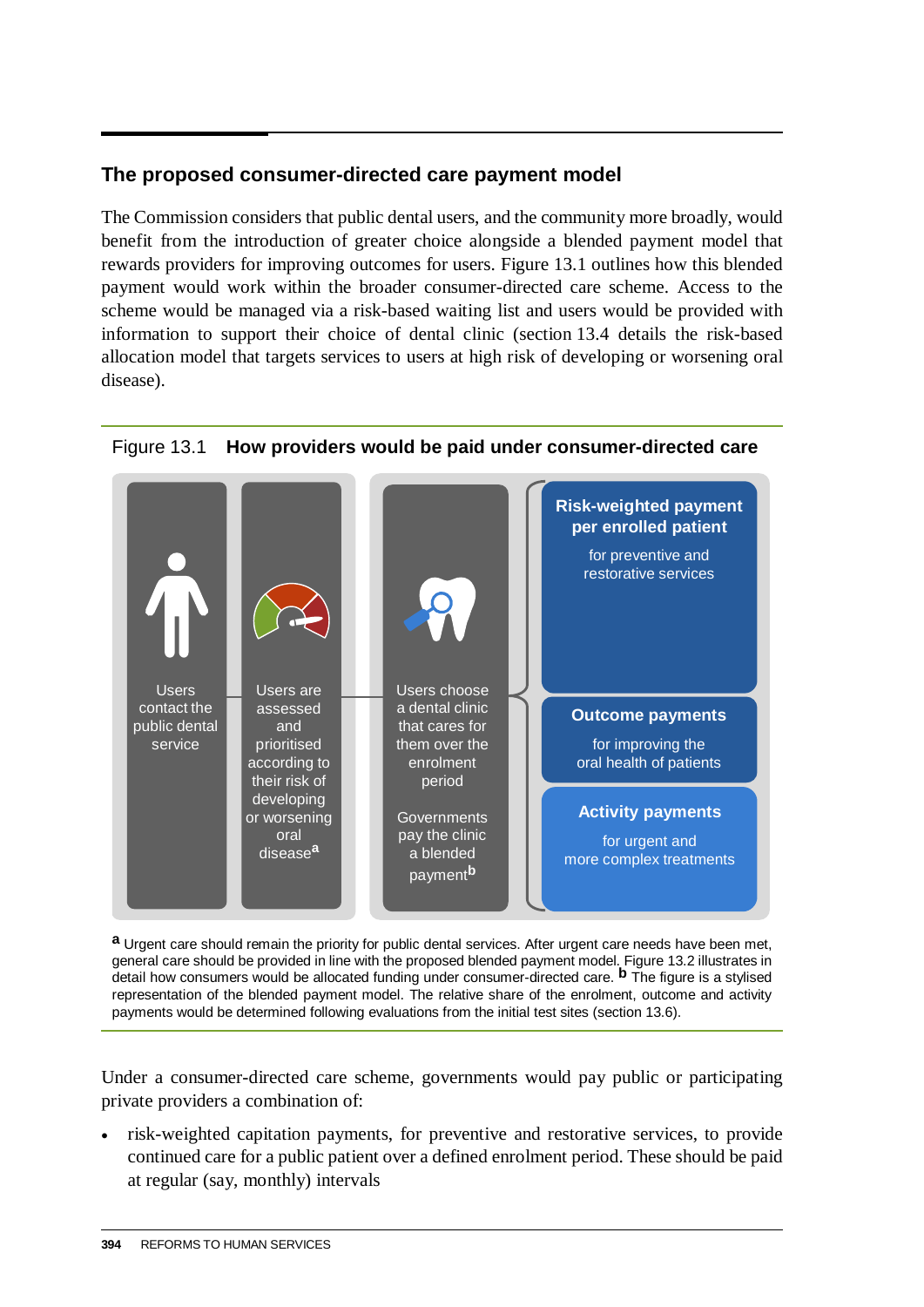## The proposed consumer-directed care payment model

The Commission considers that public dental users, and the community more broadly, would benefit from the introduction of greater choice alongside a blended payment model that rewards providers for improving outcomes for users. Figure 13.1 outlines how this blended payment would work within the broader consumer-directed care scheme. Access to the scheme would be managed via a risk-based waiting list and users would be provided with information to support their choice of dental clinic (section 13.4 details the risk-based allocation model that targets services to users at high risk of developing or worsening oral disease).

Figure 13.1 **How providers would be paid under consumer-directed care**

Users contact the public dental service

Users are assessed and prioritised according to their risk of developing or worsening oral disease[a]

Users choose a dental clinic that cares for them over the enrolment period

Governments pay the clinic a blended payment[b]

**Risk-weighted payment per enrolled patient**
for preventive and restorative services

**Outcome payments**
for improving the oral health of patients

**Activity payments**
for urgent and more complex treatments

[a] Urgent care should remain the priority for public dental services. After urgent care needs have been met, general care should be provided in line with the proposed blended payment model. Figure 13.2 illustrates in detail how consumers would be allocated funding under consumer-directed care. [b] The figure is a stylised representation of the blended payment model. The relative share of the enrolment, outcome and activity payments would be determined following evaluations from the initial test sites (section 13.6).

Under a consumer-directed care scheme, governments would pay public or participating private providers a combination of:

- risk-weighted capitation payments, for preventive and restorative services, to provide continued care for a public patient over a defined enrolment period. These should be paid at regular (say, monthly) intervals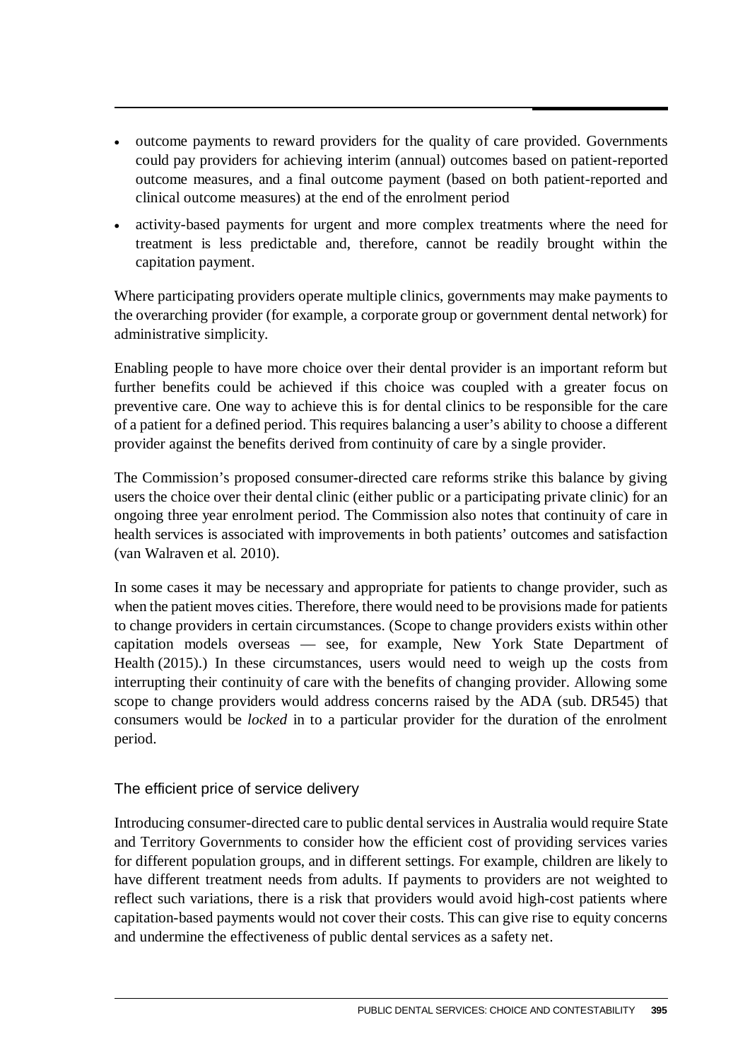- outcome payments to reward providers for the quality of care provided. Governments could pay providers for achieving interim (annual) outcomes based on patient-reported outcome measures, and a final outcome payment (based on both patient-reported and clinical outcome measures) at the end of the enrolment period
- activity-based payments for urgent and more complex treatments where the need for treatment is less predictable and, therefore, cannot be readily brought within the capitation payment.

Where participating providers operate multiple clinics, governments may make payments to the overarching provider (for example, a corporate group or government dental network) for administrative simplicity.

Enabling people to have more choice over their dental provider is an important reform but further benefits could be achieved if this choice was coupled with a greater focus on preventive care. One way to achieve this is for dental clinics to be responsible for the care of a patient for a defined period. This requires balancing a user's ability to choose a different provider against the benefits derived from continuity of care by a single provider.

The Commission's proposed consumer-directed care reforms strike this balance by giving users the choice over their dental clinic (either public or a participating private clinic) for an ongoing three year enrolment period. The Commission also notes that continuity of care in health services is associated with improvements in both patients' outcomes and satisfaction (van Walraven et al. 2010).

In some cases it may be necessary and appropriate for patients to change provider, such as when the patient moves cities. Therefore, there would need to be provisions made for patients to change providers in certain circumstances. (Scope to change providers exists within other capitation models overseas — see, for example, New York State Department of Health (2015).) In these circumstances, users would need to weigh up the costs from interrupting their continuity of care with the benefits of changing provider. Allowing some scope to change providers would address concerns raised by the ADA (sub. DR545) that consumers would be *locked* in to a particular provider for the duration of the enrolment period.

### The efficient price of service delivery

Introducing consumer-directed care to public dental services in Australia would require State and Territory Governments to consider how the efficient cost of providing services varies for different population groups, and in different settings. For example, children are likely to have different treatment needs from adults. If payments to providers are not weighted to reflect such variations, there is a risk that providers would avoid high-cost patients where capitation-based payments would not cover their costs. This can give rise to equity concerns and undermine the effectiveness of public dental services as a safety net.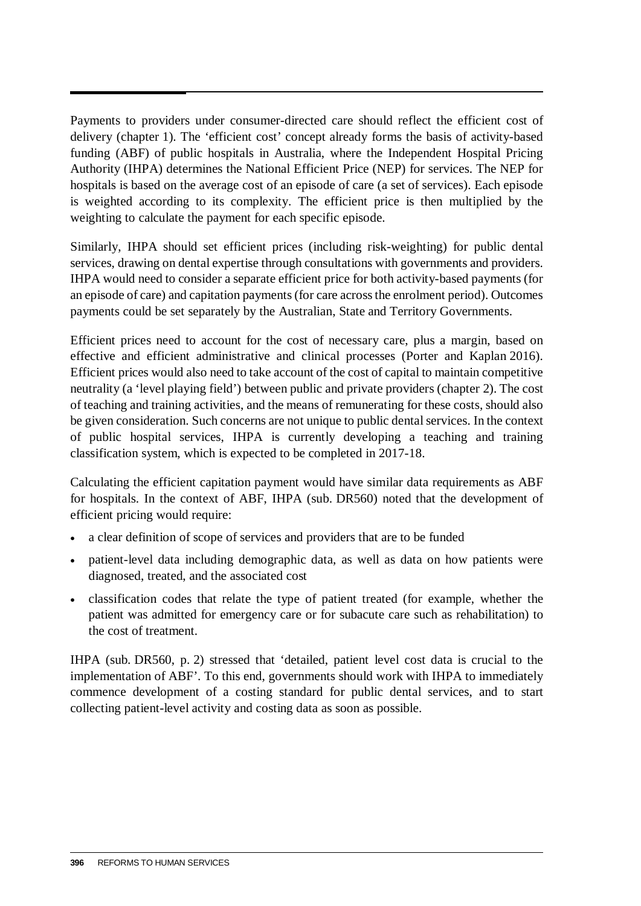Payments to providers under consumer-directed care should reflect the efficient cost of delivery (chapter 1). The 'efficient cost' concept already forms the basis of activity-based funding (ABF) of public hospitals in Australia, where the Independent Hospital Pricing Authority (IHPA) determines the National Efficient Price (NEP) for services. The NEP for hospitals is based on the average cost of an episode of care (a set of services). Each episode is weighted according to its complexity. The efficient price is then multiplied by the weighting to calculate the payment for each specific episode.

Similarly, IHPA should set efficient prices (including risk-weighting) for public dental services, drawing on dental expertise through consultations with governments and providers. IHPA would need to consider a separate efficient price for both activity-based payments (for an episode of care) and capitation payments (for care across the enrolment period). Outcomes payments could be set separately by the Australian, State and Territory Governments.

Efficient prices need to account for the cost of necessary care, plus a margin, based on effective and efficient administrative and clinical processes (Porter and Kaplan 2016). Efficient prices would also need to take account of the cost of capital to maintain competitive neutrality (a 'level playing field') between public and private providers (chapter 2). The cost of teaching and training activities, and the means of remunerating for these costs, should also be given consideration. Such concerns are not unique to public dental services. In the context of public hospital services, IHPA is currently developing a teaching and training classification system, which is expected to be completed in 2017-18.

Calculating the efficient capitation payment would have similar data requirements as ABF for hospitals. In the context of ABF, IHPA (sub. DR560) noted that the development of efficient pricing would require:

- a clear definition of scope of services and providers that are to be funded
- patient-level data including demographic data, as well as data on how patients were diagnosed, treated, and the associated cost
- classification codes that relate the type of patient treated (for example, whether the patient was admitted for emergency care or for subacute care such as rehabilitation) to the cost of treatment.

IHPA (sub. DR560, p. 2) stressed that 'detailed, patient level cost data is crucial to the implementation of ABF'. To this end, governments should work with IHPA to immediately commence development of a costing standard for public dental services, and to start collecting patient-level activity and costing data as soon as possible.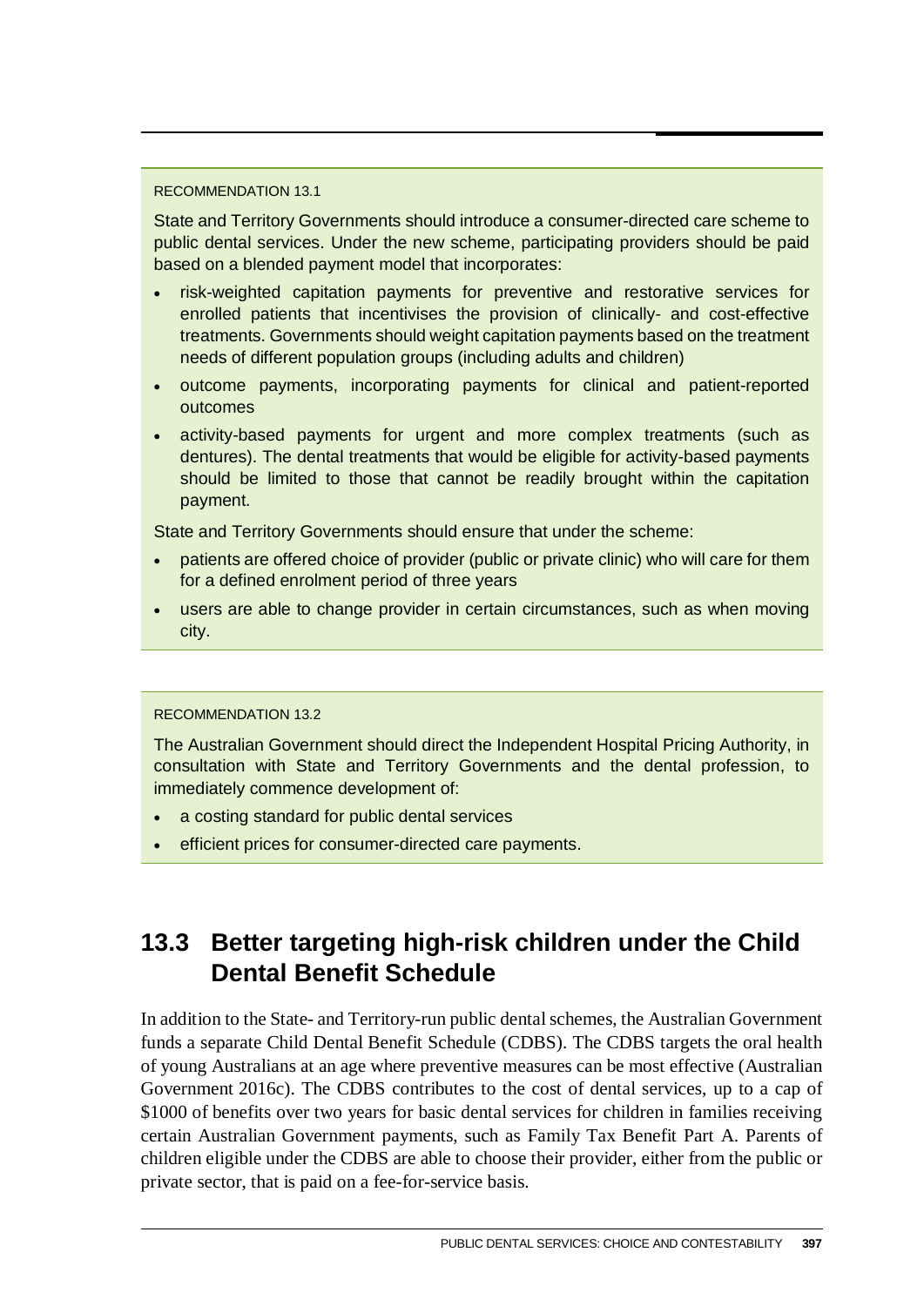RECOMMENDATION 13.1

State and Territory Governments should introduce a consumer-directed care scheme to public dental services. Under the new scheme, participating providers should be paid based on a blended payment model that incorporates:

- risk-weighted capitation payments for preventive and restorative services for enrolled patients that incentivises the provision of clinically- and cost-effective treatments. Governments should weight capitation payments based on the treatment needs of different population groups (including adults and children)
- outcome payments, incorporating payments for clinical and patient-reported outcomes
- activity-based payments for urgent and more complex treatments (such as dentures). The dental treatments that would be eligible for activity-based payments should be limited to those that cannot be readily brought within the capitation payment.

State and Territory Governments should ensure that under the scheme:

- patients are offered choice of provider (public or private clinic) who will care for them for a defined enrolment period of three years
- users are able to change provider in certain circumstances, such as when moving city.

RECOMMENDATION 13.2

The Australian Government should direct the Independent Hospital Pricing Authority, in consultation with State and Territory Governments and the dental profession, to immediately commence development of:

- a costing standard for public dental services
- efficient prices for consumer-directed care payments.

## 13.3 Better targeting high-risk children under the Child Dental Benefit Schedule

In addition to the State- and Territory-run public dental schemes, the Australian Government funds a separate Child Dental Benefit Schedule (CDBS). The CDBS targets the oral health of young Australians at an age where preventive measures can be most effective (Australian Government 2016c). The CDBS contributes to the cost of dental services, up to a cap of $1000 of benefits over two years for basic dental services for children in families receiving certain Australian Government payments, such as Family Tax Benefit Part A. Parents of children eligible under the CDBS are able to choose their provider, either from the public or private sector, that is paid on a fee-for-service basis.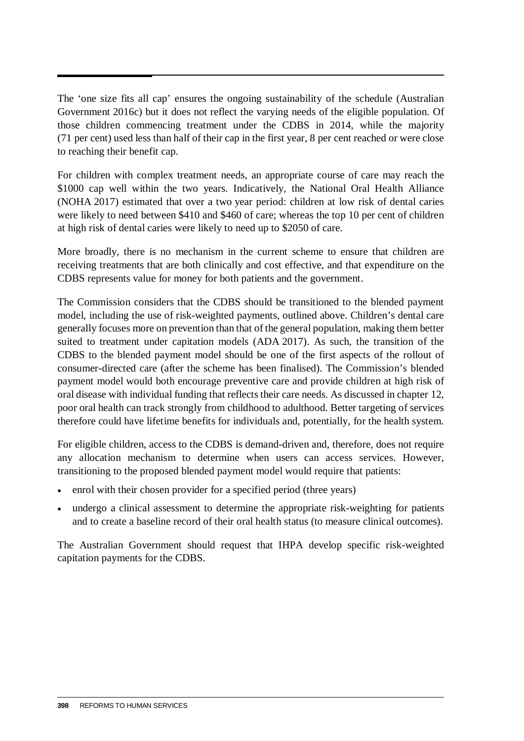The 'one size fits all cap' ensures the ongoing sustainability of the schedule (Australian Government 2016c) but it does not reflect the varying needs of the eligible population. Of those children commencing treatment under the CDBS in 2014, while the majority (71 per cent) used less than half of their cap in the first year, 8 per cent reached or were close to reaching their benefit cap.

For children with complex treatment needs, an appropriate course of care may reach the $1000 cap well within the two years. Indicatively, the National Oral Health Alliance (NOHA 2017) estimated that over a two year period: children at low risk of dental caries were likely to need between $410 and $460 of care; whereas the top 10 per cent of children at high risk of dental caries were likely to need up to $2050 of care.

More broadly, there is no mechanism in the current scheme to ensure that children are receiving treatments that are both clinically and cost effective, and that expenditure on the CDBS represents value for money for both patients and the government.

The Commission considers that the CDBS should be transitioned to the blended payment model, including the use of risk-weighted payments, outlined above. Children's dental care generally focuses more on prevention than that of the general population, making them better suited to treatment under capitation models (ADA 2017). As such, the transition of the CDBS to the blended payment model should be one of the first aspects of the rollout of consumer-directed care (after the scheme has been finalised). The Commission's blended payment model would both encourage preventive care and provide children at high risk of oral disease with individual funding that reflects their care needs. As discussed in chapter 12, poor oral health can track strongly from childhood to adulthood. Better targeting of services therefore could have lifetime benefits for individuals and, potentially, for the health system.

For eligible children, access to the CDBS is demand-driven and, therefore, does not require any allocation mechanism to determine when users can access services. However, transitioning to the proposed blended payment model would require that patients:

- enrol with their chosen provider for a specified period (three years)
- undergo a clinical assessment to determine the appropriate risk-weighting for patients and to create a baseline record of their oral health status (to measure clinical outcomes).

The Australian Government should request that IHPA develop specific risk-weighted capitation payments for the CDBS.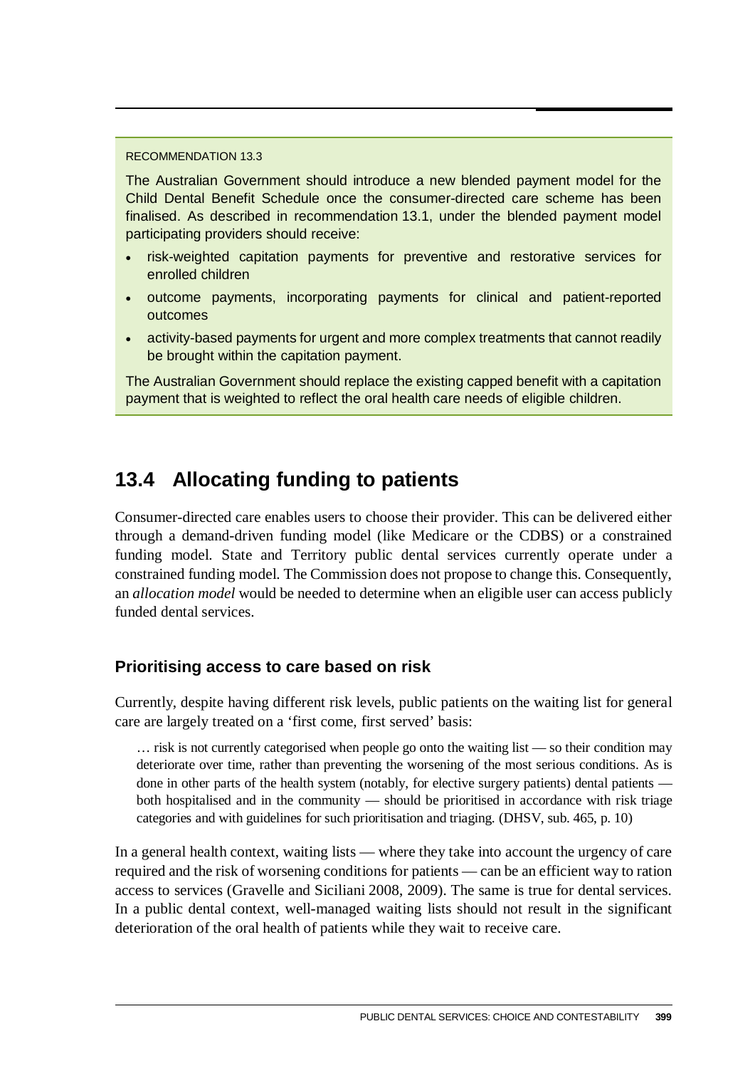RECOMMENDATION 13.3

The Australian Government should introduce a new blended payment model for the Child Dental Benefit Schedule once the consumer-directed care scheme has been finalised. As described in recommendation 13.1, under the blended payment model participating providers should receive:

- risk-weighted capitation payments for preventive and restorative services for enrolled children
- outcome payments, incorporating payments for clinical and patient-reported outcomes
- activity-based payments for urgent and more complex treatments that cannot readily be brought within the capitation payment.

The Australian Government should replace the existing capped benefit with a capitation payment that is weighted to reflect the oral health care needs of eligible children.

## 13.4 Allocating funding to patients

Consumer-directed care enables users to choose their provider. This can be delivered either through a demand-driven funding model (like Medicare or the CDBS) or a constrained funding model. State and Territory public dental services currently operate under a constrained funding model. The Commission does not propose to change this. Consequently, an *allocation model* would be needed to determine when an eligible user can access publicly funded dental services.

### Prioritising access to care based on risk

Currently, despite having different risk levels, public patients on the waiting list for general care are largely treated on a 'first come, first served' basis:

> … risk is not currently categorised when people go onto the waiting list — so their condition may deteriorate over time, rather than preventing the worsening of the most serious conditions. As is done in other parts of the health system (notably, for elective surgery patients) dental patients — both hospitalised and in the community — should be prioritised in accordance with risk triage categories and with guidelines for such prioritisation and triaging. (DHSV, sub. 465, p. 10)

In a general health context, waiting lists — where they take into account the urgency of care required and the risk of worsening conditions for patients — can be an efficient way to ration access to services (Gravelle and Siciliani 2008, 2009). The same is true for dental services. In a public dental context, well-managed waiting lists should not result in the significant deterioration of the oral health of patients while they wait to receive care.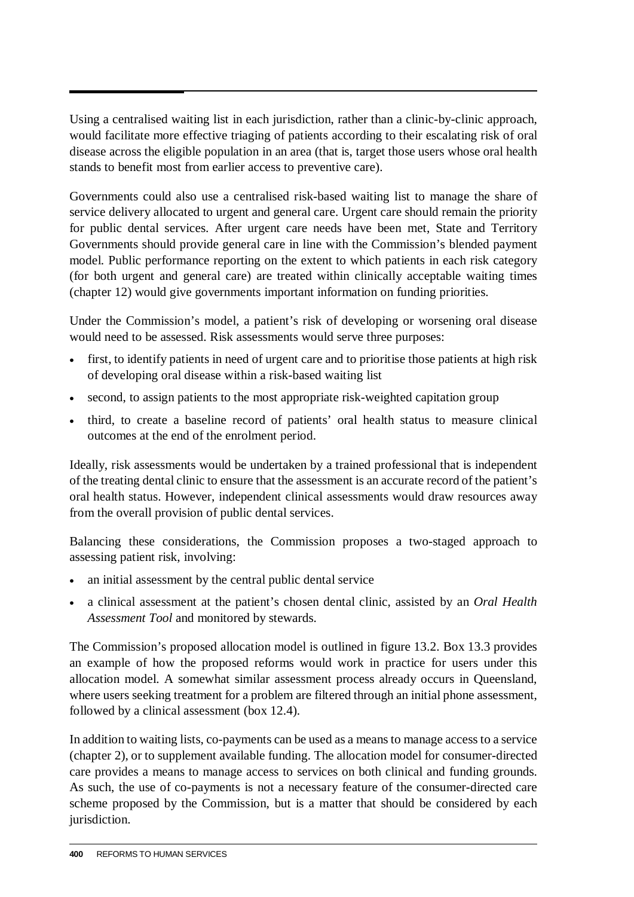Using a centralised waiting list in each jurisdiction, rather than a clinic-by-clinic approach, would facilitate more effective triaging of patients according to their escalating risk of oral disease across the eligible population in an area (that is, target those users whose oral health stands to benefit most from earlier access to preventive care).

Governments could also use a centralised risk-based waiting list to manage the share of service delivery allocated to urgent and general care. Urgent care should remain the priority for public dental services. After urgent care needs have been met, State and Territory Governments should provide general care in line with the Commission's blended payment model. Public performance reporting on the extent to which patients in each risk category (for both urgent and general care) are treated within clinically acceptable waiting times (chapter 12) would give governments important information on funding priorities.

Under the Commission's model, a patient's risk of developing or worsening oral disease would need to be assessed. Risk assessments would serve three purposes:

- first, to identify patients in need of urgent care and to prioritise those patients at high risk of developing oral disease within a risk-based waiting list
- second, to assign patients to the most appropriate risk-weighted capitation group
- third, to create a baseline record of patients' oral health status to measure clinical outcomes at the end of the enrolment period.

Ideally, risk assessments would be undertaken by a trained professional that is independent of the treating dental clinic to ensure that the assessment is an accurate record of the patient's oral health status. However, independent clinical assessments would draw resources away from the overall provision of public dental services.

Balancing these considerations, the Commission proposes a two-staged approach to assessing patient risk, involving:

- an initial assessment by the central public dental service
- a clinical assessment at the patient's chosen dental clinic, assisted by an *Oral Health Assessment Tool* and monitored by stewards.

The Commission's proposed allocation model is outlined in figure 13.2. Box 13.3 provides an example of how the proposed reforms would work in practice for users under this allocation model. A somewhat similar assessment process already occurs in Queensland, where users seeking treatment for a problem are filtered through an initial phone assessment, followed by a clinical assessment (box 12.4).

In addition to waiting lists, co-payments can be used as a means to manage access to a service (chapter 2), or to supplement available funding. The allocation model for consumer-directed care provides a means to manage access to services on both clinical and funding grounds. As such, the use of co-payments is not a necessary feature of the consumer-directed care scheme proposed by the Commission, but is a matter that should be considered by each jurisdiction.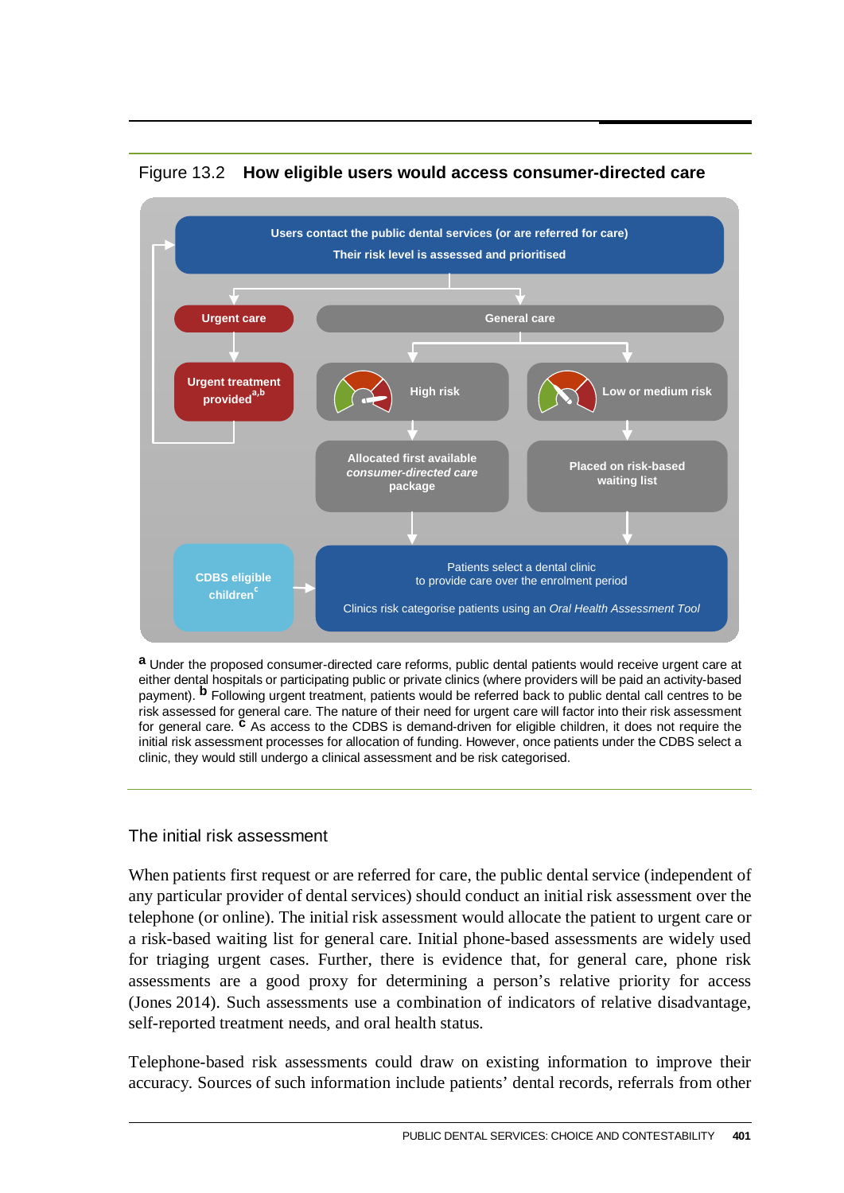Figure 13.2 **How eligible users would access consumer-directed care**

**Users contact the public dental services (or are referred for care)**
**Their risk level is assessed and prioritised**

- **Urgent care** → **Urgent treatment provided**[a,b] → (returns to users contact the public dental services)
- **General care**
  - **High risk** → **Allocated first available *consumer-directed care* package** → Patients select a dental clinic
  - **Low or medium risk** → **Placed on risk-based waiting list** → Patients select a dental clinic

**CDBS eligible children**[c] → Patients select a dental clinic

Patients select a dental clinic to provide care over the enrolment period

Clinics risk categorise patients using an *Oral Health Assessment Tool*

[a] Under the proposed consumer-directed care reforms, public dental patients would receive urgent care at either dental hospitals or participating public or private clinics (where providers will be paid an activity-based payment). [b] Following urgent treatment, patients would be referred back to public dental call centres to be risk assessed for general care. The nature of their need for urgent care will factor into their risk assessment for general care. [c] As access to the CDBS is demand-driven for eligible children, it does not require the initial risk assessment processes for allocation of funding. However, once patients under the CDBS select a clinic, they would still undergo a clinical assessment and be risk categorised.

## The initial risk assessment

When patients first request or are referred for care, the public dental service (independent of any particular provider of dental services) should conduct an initial risk assessment over the telephone (or online). The initial risk assessment would allocate the patient to urgent care or a risk-based waiting list for general care. Initial phone-based assessments are widely used for triaging urgent cases. Further, there is evidence that, for general care, phone risk assessments are a good proxy for determining a person's relative priority for access (Jones 2014). Such assessments use a combination of indicators of relative disadvantage, self-reported treatment needs, and oral health status.

Telephone-based risk assessments could draw on existing information to improve their accuracy. Sources of such information include patients' dental records, referrals from other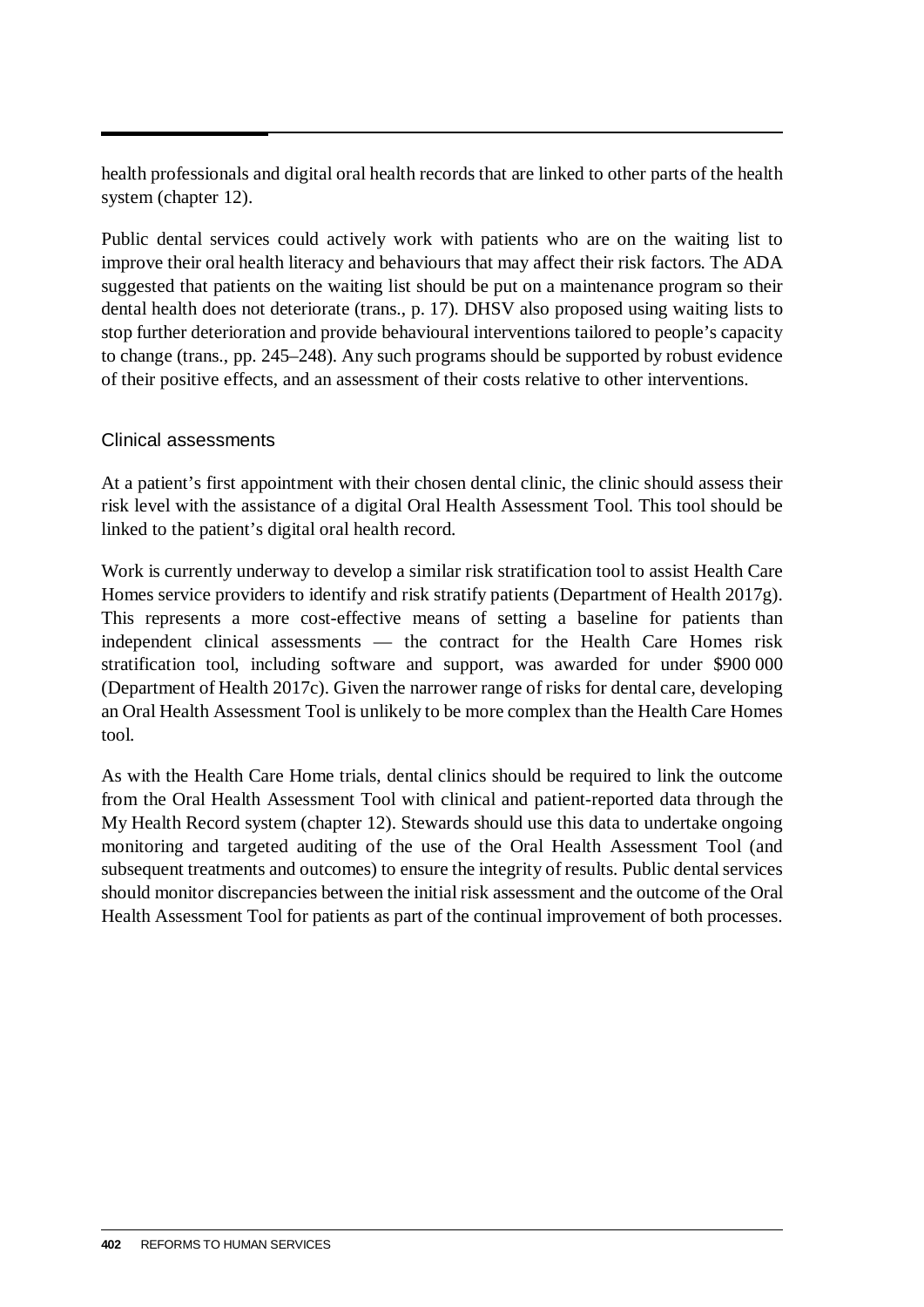health professionals and digital oral health records that are linked to other parts of the health system (chapter 12).

Public dental services could actively work with patients who are on the waiting list to improve their oral health literacy and behaviours that may affect their risk factors. The ADA suggested that patients on the waiting list should be put on a maintenance program so their dental health does not deteriorate (trans., p. 17). DHSV also proposed using waiting lists to stop further deterioration and provide behavioural interventions tailored to people's capacity to change (trans., pp. 245–248). Any such programs should be supported by robust evidence of their positive effects, and an assessment of their costs relative to other interventions.

### Clinical assessments

At a patient's first appointment with their chosen dental clinic, the clinic should assess their risk level with the assistance of a digital Oral Health Assessment Tool. This tool should be linked to the patient's digital oral health record.

Work is currently underway to develop a similar risk stratification tool to assist Health Care Homes service providers to identify and risk stratify patients (Department of Health 2017g). This represents a more cost-effective means of setting a baseline for patients than independent clinical assessments — the contract for the Health Care Homes risk stratification tool, including software and support, was awarded for under $900 000 (Department of Health 2017c). Given the narrower range of risks for dental care, developing an Oral Health Assessment Tool is unlikely to be more complex than the Health Care Homes tool.

As with the Health Care Home trials, dental clinics should be required to link the outcome from the Oral Health Assessment Tool with clinical and patient-reported data through the My Health Record system (chapter 12). Stewards should use this data to undertake ongoing monitoring and targeted auditing of the use of the Oral Health Assessment Tool (and subsequent treatments and outcomes) to ensure the integrity of results. Public dental services should monitor discrepancies between the initial risk assessment and the outcome of the Oral Health Assessment Tool for patients as part of the continual improvement of both processes.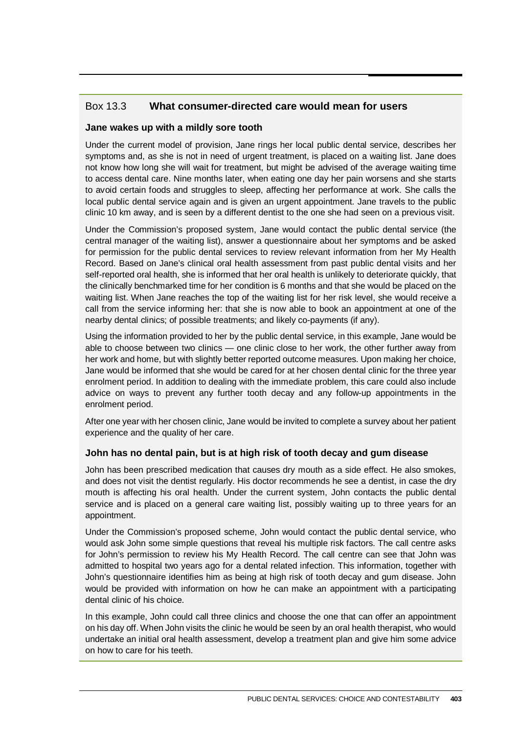## Box 13.3 What consumer-directed care would mean for users

### Jane wakes up with a mildly sore tooth

Under the current model of provision, Jane rings her local public dental service, describes her symptoms and, as she is not in need of urgent treatment, is placed on a waiting list. Jane does not know how long she will wait for treatment, but might be advised of the average waiting time to access dental care. Nine months later, when eating one day her pain worsens and she starts to avoid certain foods and struggles to sleep, affecting her performance at work. She calls the local public dental service again and is given an urgent appointment. Jane travels to the public clinic 10 km away, and is seen by a different dentist to the one she had seen on a previous visit.

Under the Commission's proposed system, Jane would contact the public dental service (the central manager of the waiting list), answer a questionnaire about her symptoms and be asked for permission for the public dental services to review relevant information from her My Health Record. Based on Jane's clinical oral health assessment from past public dental visits and her self-reported oral health, she is informed that her oral health is unlikely to deteriorate quickly, that the clinically benchmarked time for her condition is 6 months and that she would be placed on the waiting list. When Jane reaches the top of the waiting list for her risk level, she would receive a call from the service informing her: that she is now able to book an appointment at one of the nearby dental clinics; of possible treatments; and likely co-payments (if any).

Using the information provided to her by the public dental service, in this example, Jane would be able to choose between two clinics — one clinic close to her work, the other further away from her work and home, but with slightly better reported outcome measures. Upon making her choice, Jane would be informed that she would be cared for at her chosen dental clinic for the three year enrolment period. In addition to dealing with the immediate problem, this care could also include advice on ways to prevent any further tooth decay and any follow-up appointments in the enrolment period.

After one year with her chosen clinic, Jane would be invited to complete a survey about her patient experience and the quality of her care.

### John has no dental pain, but is at high risk of tooth decay and gum disease

John has been prescribed medication that causes dry mouth as a side effect. He also smokes, and does not visit the dentist regularly. His doctor recommends he see a dentist, in case the dry mouth is affecting his oral health. Under the current system, John contacts the public dental service and is placed on a general care waiting list, possibly waiting up to three years for an appointment.

Under the Commission's proposed scheme, John would contact the public dental service, who would ask John some simple questions that reveal his multiple risk factors. The call centre asks for John's permission to review his My Health Record. The call centre can see that John was admitted to hospital two years ago for a dental related infection. This information, together with John's questionnaire identifies him as being at high risk of tooth decay and gum disease. John would be provided with information on how he can make an appointment with a participating dental clinic of his choice.

In this example, John could call three clinics and choose the one that can offer an appointment on his day off. When John visits the clinic he would be seen by an oral health therapist, who would undertake an initial oral health assessment, develop a treatment plan and give him some advice on how to care for his teeth.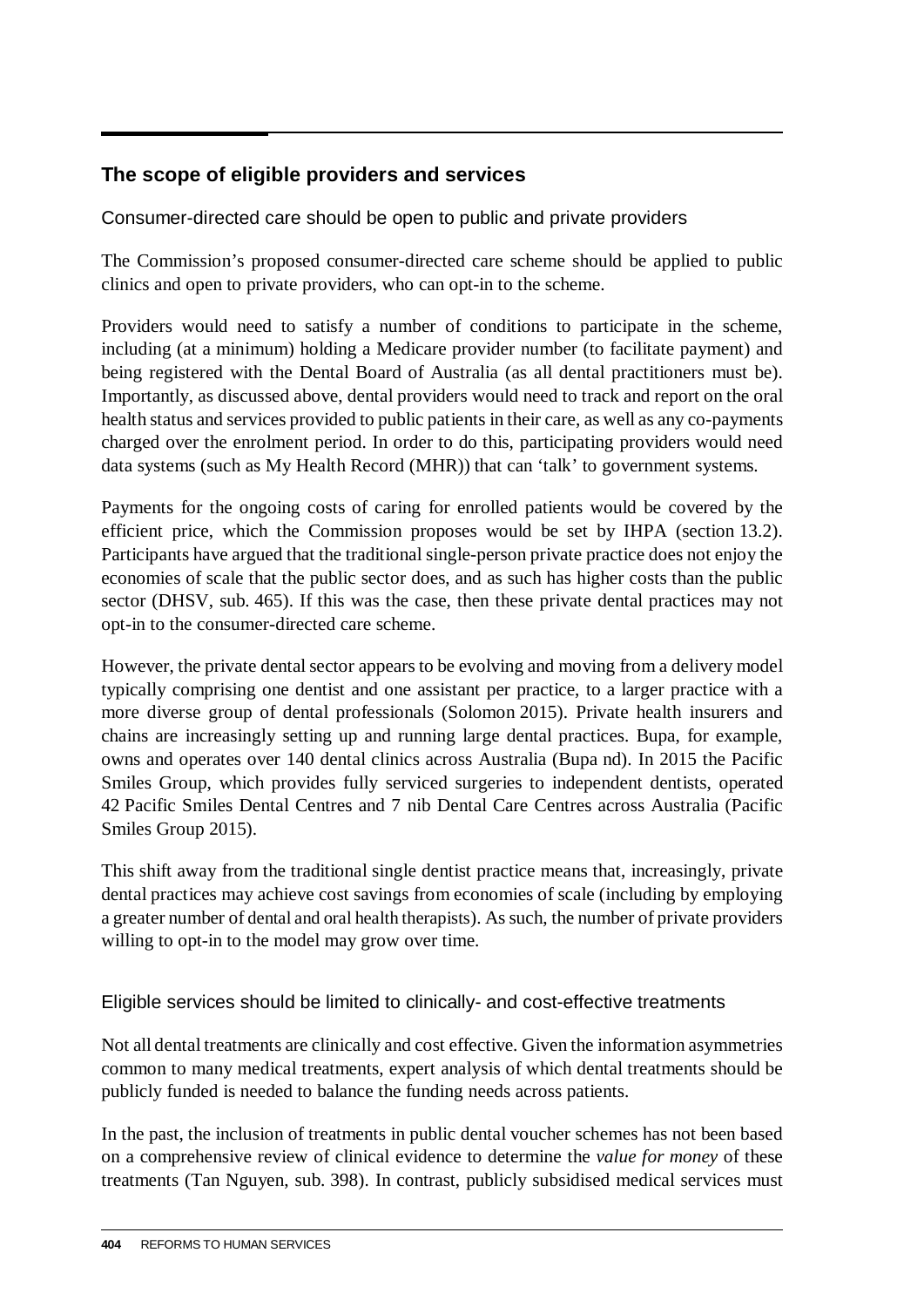## The scope of eligible providers and services

### Consumer-directed care should be open to public and private providers

The Commission's proposed consumer-directed care scheme should be applied to public clinics and open to private providers, who can opt-in to the scheme.

Providers would need to satisfy a number of conditions to participate in the scheme, including (at a minimum) holding a Medicare provider number (to facilitate payment) and being registered with the Dental Board of Australia (as all dental practitioners must be). Importantly, as discussed above, dental providers would need to track and report on the oral health status and services provided to public patients in their care, as well as any co-payments charged over the enrolment period. In order to do this, participating providers would need data systems (such as My Health Record (MHR)) that can 'talk' to government systems.

Payments for the ongoing costs of caring for enrolled patients would be covered by the efficient price, which the Commission proposes would be set by IHPA (section 13.2). Participants have argued that the traditional single-person private practice does not enjoy the economies of scale that the public sector does, and as such has higher costs than the public sector (DHSV, sub. 465). If this was the case, then these private dental practices may not opt-in to the consumer-directed care scheme.

However, the private dental sector appears to be evolving and moving from a delivery model typically comprising one dentist and one assistant per practice, to a larger practice with a more diverse group of dental professionals (Solomon 2015). Private health insurers and chains are increasingly setting up and running large dental practices. Bupa, for example, owns and operates over 140 dental clinics across Australia (Bupa nd). In 2015 the Pacific Smiles Group, which provides fully serviced surgeries to independent dentists, operated 42 Pacific Smiles Dental Centres and 7 nib Dental Care Centres across Australia (Pacific Smiles Group 2015).

This shift away from the traditional single dentist practice means that, increasingly, private dental practices may achieve cost savings from economies of scale (including by employing a greater number of dental and oral health therapists). As such, the number of private providers willing to opt-in to the model may grow over time.

### Eligible services should be limited to clinically- and cost-effective treatments

Not all dental treatments are clinically and cost effective. Given the information asymmetries common to many medical treatments, expert analysis of which dental treatments should be publicly funded is needed to balance the funding needs across patients.

In the past, the inclusion of treatments in public dental voucher schemes has not been based on a comprehensive review of clinical evidence to determine the *value for money* of these treatments (Tan Nguyen, sub. 398). In contrast, publicly subsidised medical services must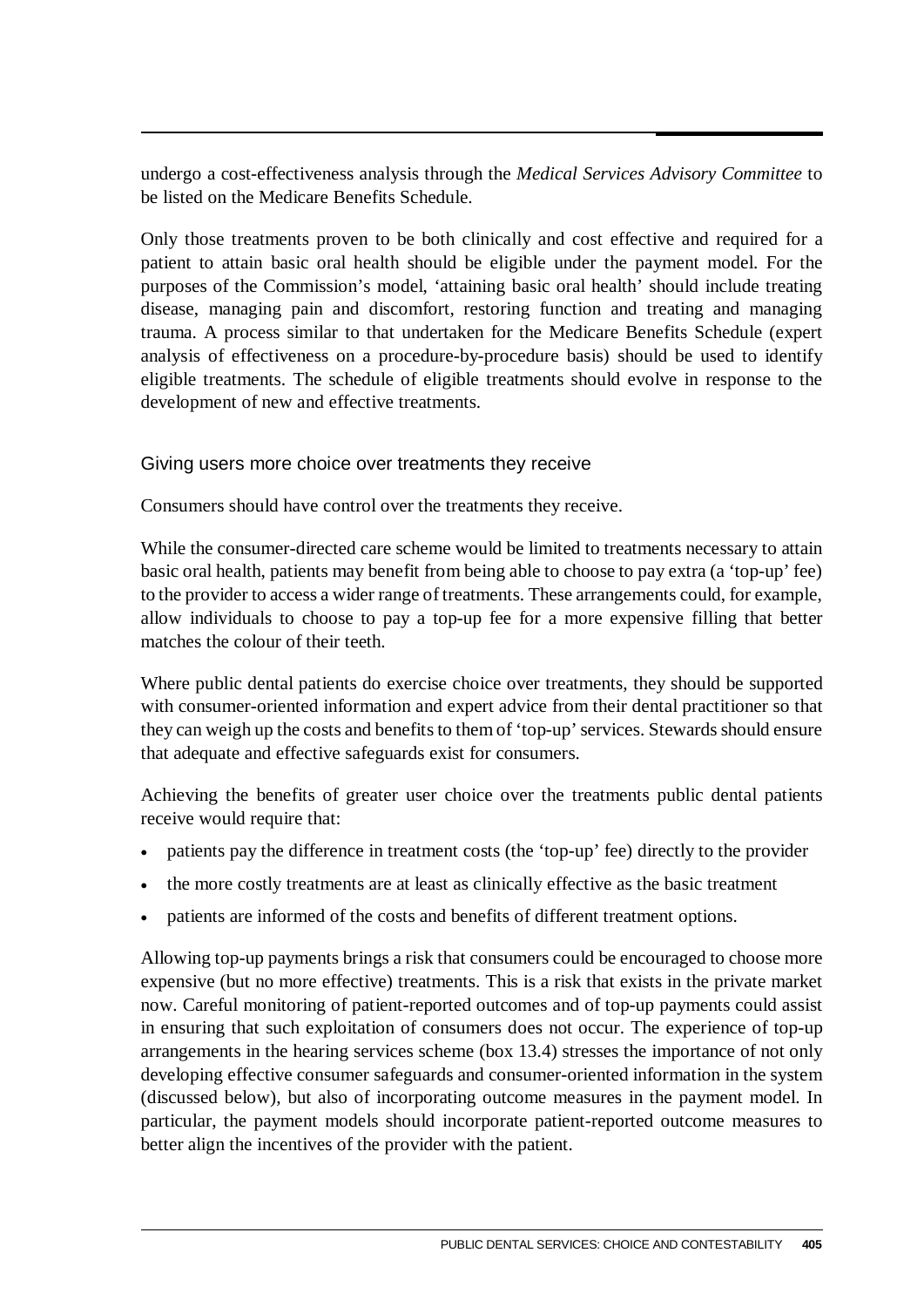undergo a cost-effectiveness analysis through the *Medical Services Advisory Committee* to be listed on the Medicare Benefits Schedule.

Only those treatments proven to be both clinically and cost effective and required for a patient to attain basic oral health should be eligible under the payment model. For the purposes of the Commission's model, 'attaining basic oral health' should include treating disease, managing pain and discomfort, restoring function and treating and managing trauma. A process similar to that undertaken for the Medicare Benefits Schedule (expert analysis of effectiveness on a procedure-by-procedure basis) should be used to identify eligible treatments. The schedule of eligible treatments should evolve in response to the development of new and effective treatments.

### Giving users more choice over treatments they receive

Consumers should have control over the treatments they receive.

While the consumer-directed care scheme would be limited to treatments necessary to attain basic oral health, patients may benefit from being able to choose to pay extra (a 'top-up' fee) to the provider to access a wider range of treatments. These arrangements could, for example, allow individuals to choose to pay a top-up fee for a more expensive filling that better matches the colour of their teeth.

Where public dental patients do exercise choice over treatments, they should be supported with consumer-oriented information and expert advice from their dental practitioner so that they can weigh up the costs and benefits to them of 'top-up' services. Stewards should ensure that adequate and effective safeguards exist for consumers.

Achieving the benefits of greater user choice over the treatments public dental patients receive would require that:

- patients pay the difference in treatment costs (the 'top-up' fee) directly to the provider
- the more costly treatments are at least as clinically effective as the basic treatment
- patients are informed of the costs and benefits of different treatment options.

Allowing top-up payments brings a risk that consumers could be encouraged to choose more expensive (but no more effective) treatments. This is a risk that exists in the private market now. Careful monitoring of patient-reported outcomes and of top-up payments could assist in ensuring that such exploitation of consumers does not occur. The experience of top-up arrangements in the hearing services scheme (box 13.4) stresses the importance of not only developing effective consumer safeguards and consumer-oriented information in the system (discussed below), but also of incorporating outcome measures in the payment model. In particular, the payment models should incorporate patient-reported outcome measures to better align the incentives of the provider with the patient.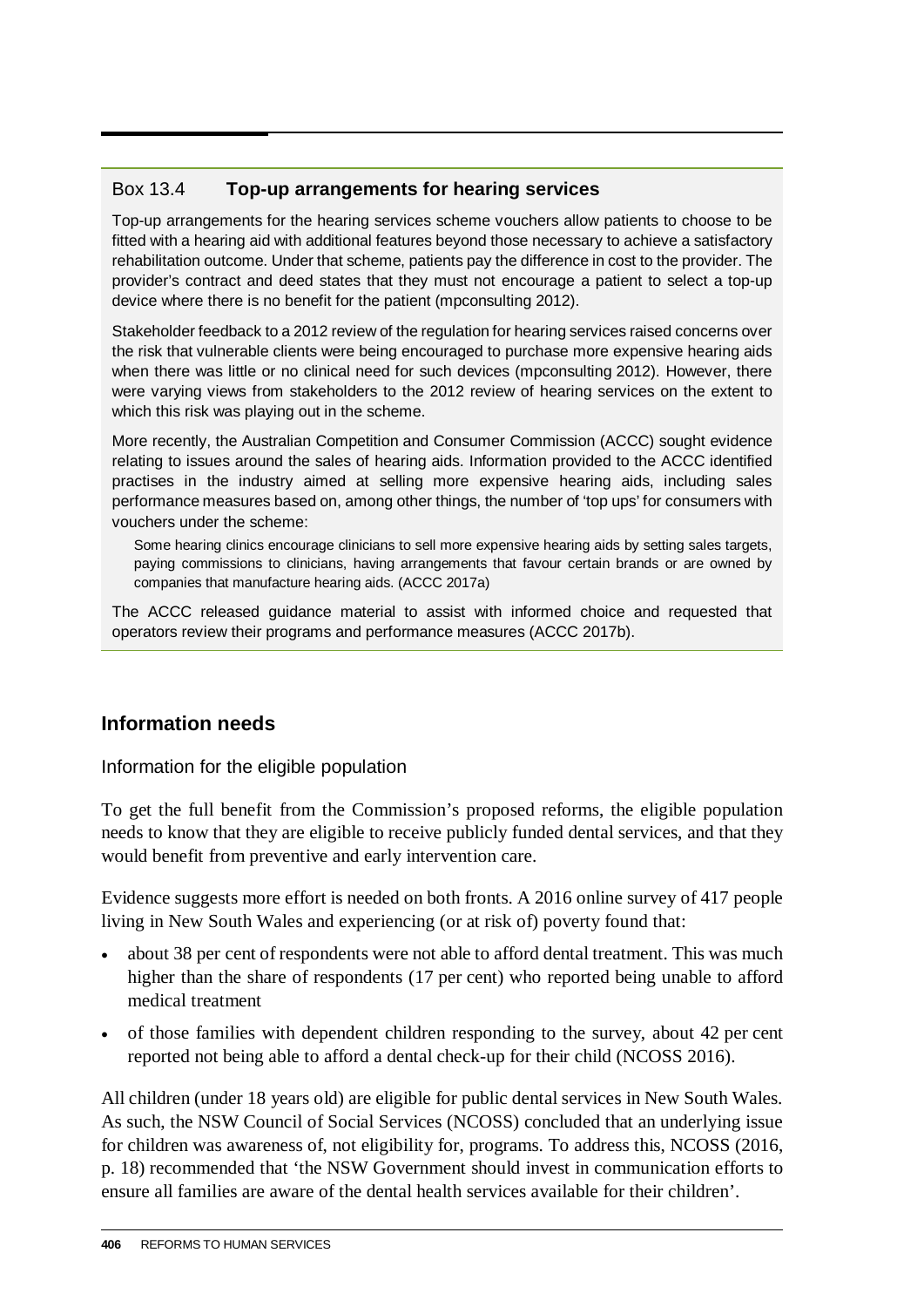### Box 13.4 **Top-up arrangements for hearing services**

Top-up arrangements for the hearing services scheme vouchers allow patients to choose to be fitted with a hearing aid with additional features beyond those necessary to achieve a satisfactory rehabilitation outcome. Under that scheme, patients pay the difference in cost to the provider. The provider's contract and deed states that they must not encourage a patient to select a top-up device where there is no benefit for the patient (mpconsulting 2012).

Stakeholder feedback to a 2012 review of the regulation for hearing services raised concerns over the risk that vulnerable clients were being encouraged to purchase more expensive hearing aids when there was little or no clinical need for such devices (mpconsulting 2012). However, there were varying views from stakeholders to the 2012 review of hearing services on the extent to which this risk was playing out in the scheme.

More recently, the Australian Competition and Consumer Commission (ACCC) sought evidence relating to issues around the sales of hearing aids. Information provided to the ACCC identified practises in the industry aimed at selling more expensive hearing aids, including sales performance measures based on, among other things, the number of 'top ups' for consumers with vouchers under the scheme:

> Some hearing clinics encourage clinicians to sell more expensive hearing aids by setting sales targets, paying commissions to clinicians, having arrangements that favour certain brands or are owned by companies that manufacture hearing aids. (ACCC 2017a)

The ACCC released guidance material to assist with informed choice and requested that operators review their programs and performance measures (ACCC 2017b).

## Information needs

### Information for the eligible population

To get the full benefit from the Commission's proposed reforms, the eligible population needs to know that they are eligible to receive publicly funded dental services, and that they would benefit from preventive and early intervention care.

Evidence suggests more effort is needed on both fronts. A 2016 online survey of 417 people living in New South Wales and experiencing (or at risk of) poverty found that:

- about 38 per cent of respondents were not able to afford dental treatment. This was much higher than the share of respondents (17 per cent) who reported being unable to afford medical treatment
- of those families with dependent children responding to the survey, about 42 per cent reported not being able to afford a dental check-up for their child (NCOSS 2016).

All children (under 18 years old) are eligible for public dental services in New South Wales. As such, the NSW Council of Social Services (NCOSS) concluded that an underlying issue for children was awareness of, not eligibility for, programs. To address this, NCOSS (2016, p. 18) recommended that 'the NSW Government should invest in communication efforts to ensure all families are aware of the dental health services available for their children'.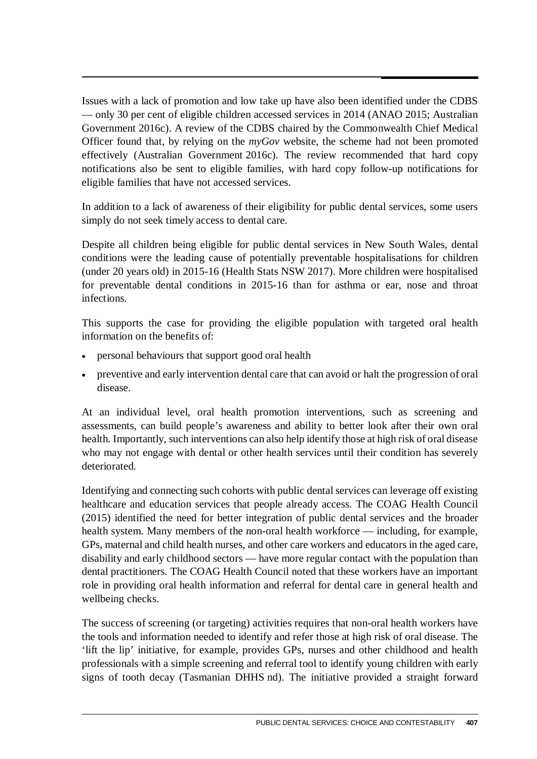Issues with a lack of promotion and low take up have also been identified under the CDBS — only 30 per cent of eligible children accessed services in 2014 (ANAO 2015; Australian Government 2016c). A review of the CDBS chaired by the Commonwealth Chief Medical Officer found that, by relying on the *myGov* website, the scheme had not been promoted effectively (Australian Government 2016c). The review recommended that hard copy notifications also be sent to eligible families, with hard copy follow-up notifications for eligible families that have not accessed services.

In addition to a lack of awareness of their eligibility for public dental services, some users simply do not seek timely access to dental care.

Despite all children being eligible for public dental services in New South Wales, dental conditions were the leading cause of potentially preventable hospitalisations for children (under 20 years old) in 2015-16 (Health Stats NSW 2017). More children were hospitalised for preventable dental conditions in 2015-16 than for asthma or ear, nose and throat infections.

This supports the case for providing the eligible population with targeted oral health information on the benefits of:

- personal behaviours that support good oral health
- preventive and early intervention dental care that can avoid or halt the progression of oral disease.

At an individual level, oral health promotion interventions, such as screening and assessments, can build people's awareness and ability to better look after their own oral health. Importantly, such interventions can also help identify those at high risk of oral disease who may not engage with dental or other health services until their condition has severely deteriorated.

Identifying and connecting such cohorts with public dental services can leverage off existing healthcare and education services that people already access. The COAG Health Council (2015) identified the need for better integration of public dental services and the broader health system. Many members of the non-oral health workforce — including, for example, GPs, maternal and child health nurses, and other care workers and educators in the aged care, disability and early childhood sectors — have more regular contact with the population than dental practitioners. The COAG Health Council noted that these workers have an important role in providing oral health information and referral for dental care in general health and wellbeing checks.

The success of screening (or targeting) activities requires that non-oral health workers have the tools and information needed to identify and refer those at high risk of oral disease. The 'lift the lip' initiative, for example, provides GPs, nurses and other childhood and health professionals with a simple screening and referral tool to identify young children with early signs of tooth decay (Tasmanian DHHS nd). The initiative provided a straight forward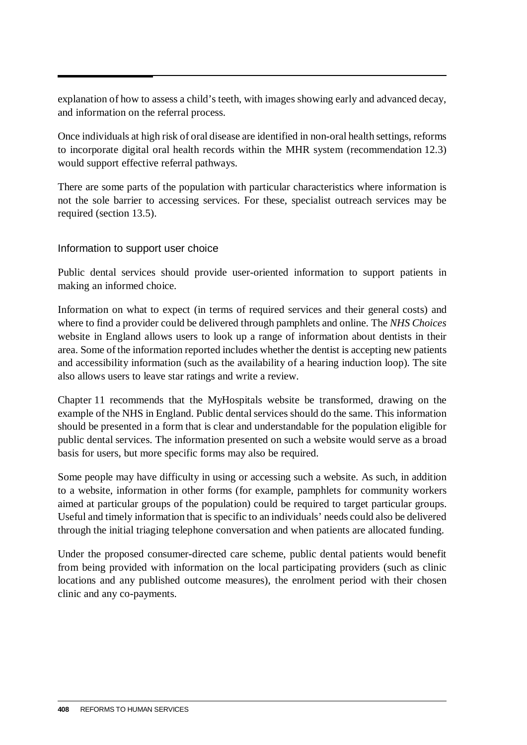explanation of how to assess a child's teeth, with images showing early and advanced decay, and information on the referral process.

Once individuals at high risk of oral disease are identified in non-oral health settings, reforms to incorporate digital oral health records within the MHR system (recommendation 12.3) would support effective referral pathways.

There are some parts of the population with particular characteristics where information is not the sole barrier to accessing services. For these, specialist outreach services may be required (section 13.5).

### Information to support user choice

Public dental services should provide user-oriented information to support patients in making an informed choice.

Information on what to expect (in terms of required services and their general costs) and where to find a provider could be delivered through pamphlets and online. The *NHS Choices* website in England allows users to look up a range of information about dentists in their area. Some of the information reported includes whether the dentist is accepting new patients and accessibility information (such as the availability of a hearing induction loop). The site also allows users to leave star ratings and write a review.

Chapter 11 recommends that the MyHospitals website be transformed, drawing on the example of the NHS in England. Public dental services should do the same. This information should be presented in a form that is clear and understandable for the population eligible for public dental services. The information presented on such a website would serve as a broad basis for users, but more specific forms may also be required.

Some people may have difficulty in using or accessing such a website. As such, in addition to a website, information in other forms (for example, pamphlets for community workers aimed at particular groups of the population) could be required to target particular groups. Useful and timely information that is specific to an individuals' needs could also be delivered through the initial triaging telephone conversation and when patients are allocated funding.

Under the proposed consumer-directed care scheme, public dental patients would benefit from being provided with information on the local participating providers (such as clinic locations and any published outcome measures), the enrolment period with their chosen clinic and any co-payments.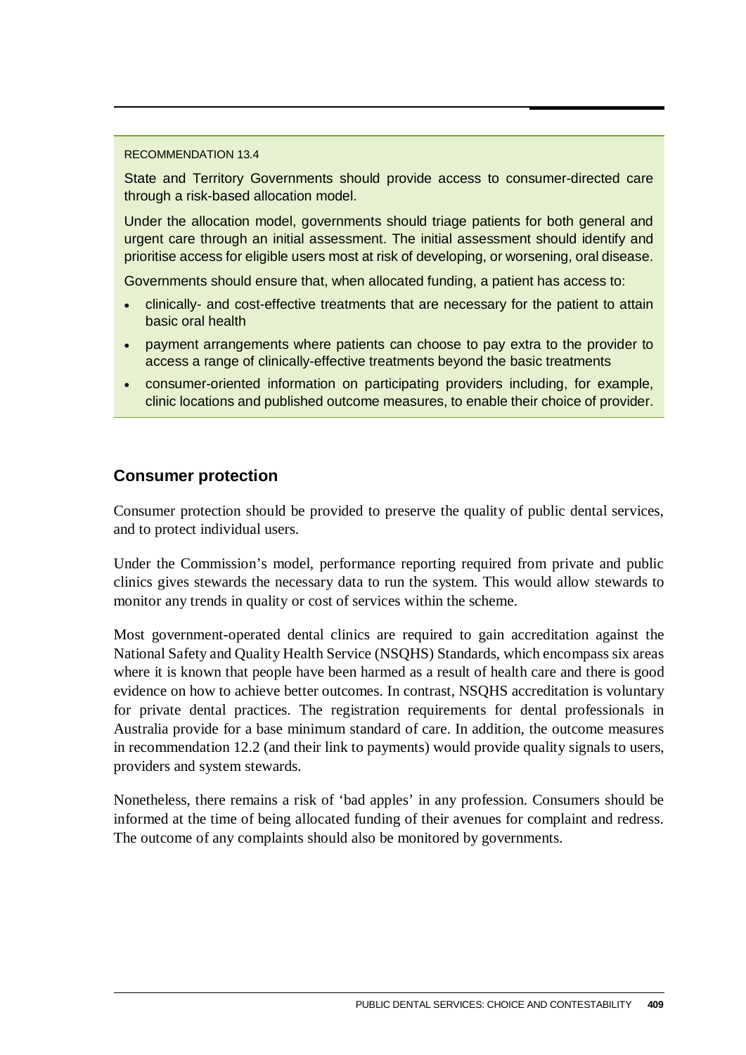RECOMMENDATION 13.4

State and Territory Governments should provide access to consumer-directed care through a risk-based allocation model.

Under the allocation model, governments should triage patients for both general and urgent care through an initial assessment. The initial assessment should identify and prioritise access for eligible users most at risk of developing, or worsening, oral disease.

Governments should ensure that, when allocated funding, a patient has access to:

- clinically- and cost-effective treatments that are necessary for the patient to attain basic oral health
- payment arrangements where patients can choose to pay extra to the provider to access a range of clinically-effective treatments beyond the basic treatments
- consumer-oriented information on participating providers including, for example, clinic locations and published outcome measures, to enable their choice of provider.

## Consumer protection

Consumer protection should be provided to preserve the quality of public dental services, and to protect individual users.

Under the Commission's model, performance reporting required from private and public clinics gives stewards the necessary data to run the system. This would allow stewards to monitor any trends in quality or cost of services within the scheme.

Most government-operated dental clinics are required to gain accreditation against the National Safety and Quality Health Service (NSQHS) Standards, which encompass six areas where it is known that people have been harmed as a result of health care and there is good evidence on how to achieve better outcomes. In contrast, NSQHS accreditation is voluntary for private dental practices. The registration requirements for dental professionals in Australia provide for a base minimum standard of care. In addition, the outcome measures in recommendation 12.2 (and their link to payments) would provide quality signals to users, providers and system stewards.

Nonetheless, there remains a risk of 'bad apples' in any profession. Consumers should be informed at the time of being allocated funding of their avenues for complaint and redress. The outcome of any complaints should also be monitored by governments.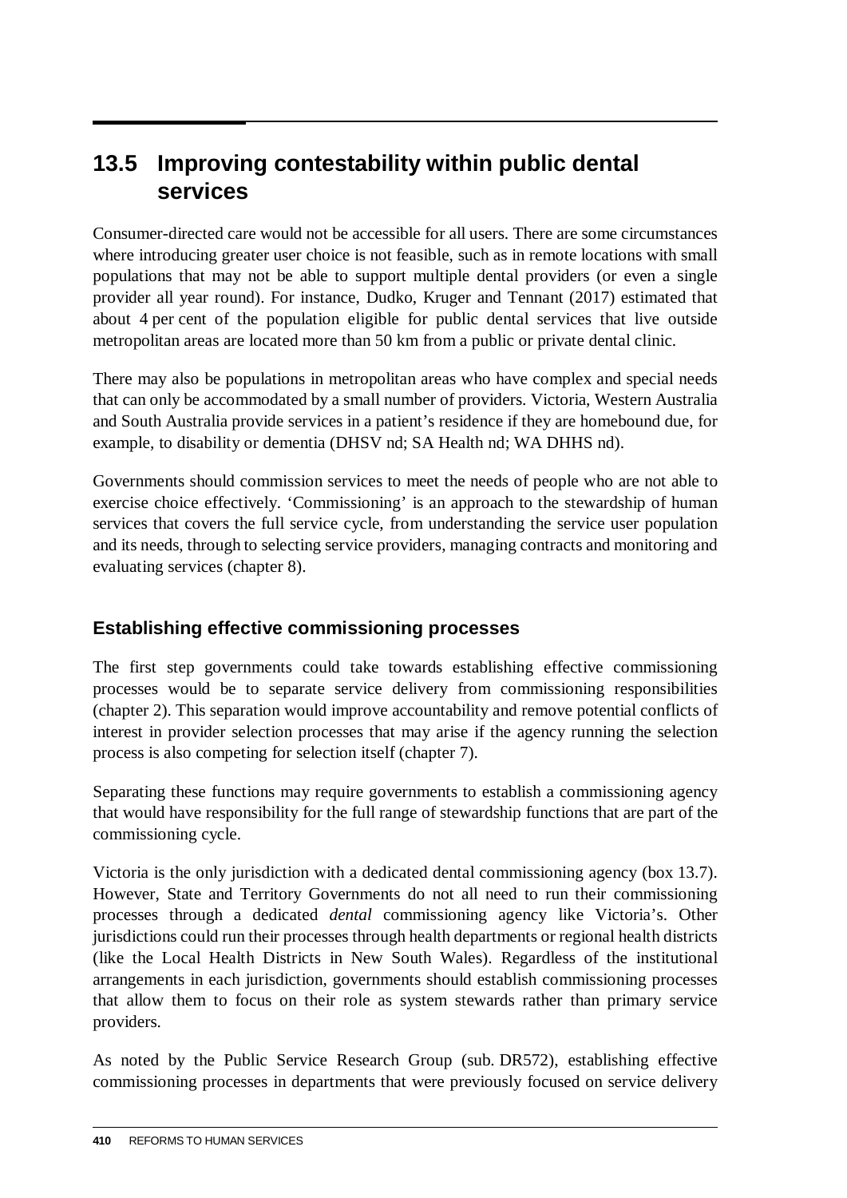## 13.5 Improving contestability within public dental services

Consumer-directed care would not be accessible for all users. There are some circumstances where introducing greater user choice is not feasible, such as in remote locations with small populations that may not be able to support multiple dental providers (or even a single provider all year round). For instance, Dudko, Kruger and Tennant (2017) estimated that about 4 per cent of the population eligible for public dental services that live outside metropolitan areas are located more than 50 km from a public or private dental clinic.

There may also be populations in metropolitan areas who have complex and special needs that can only be accommodated by a small number of providers. Victoria, Western Australia and South Australia provide services in a patient's residence if they are homebound due, for example, to disability or dementia (DHSV nd; SA Health nd; WA DHHS nd).

Governments should commission services to meet the needs of people who are not able to exercise choice effectively. 'Commissioning' is an approach to the stewardship of human services that covers the full service cycle, from understanding the service user population and its needs, through to selecting service providers, managing contracts and monitoring and evaluating services (chapter 8).

### Establishing effective commissioning processes

The first step governments could take towards establishing effective commissioning processes would be to separate service delivery from commissioning responsibilities (chapter 2). This separation would improve accountability and remove potential conflicts of interest in provider selection processes that may arise if the agency running the selection process is also competing for selection itself (chapter 7).

Separating these functions may require governments to establish a commissioning agency that would have responsibility for the full range of stewardship functions that are part of the commissioning cycle.

Victoria is the only jurisdiction with a dedicated dental commissioning agency (box 13.7). However, State and Territory Governments do not all need to run their commissioning processes through a dedicated *dental* commissioning agency like Victoria's. Other jurisdictions could run their processes through health departments or regional health districts (like the Local Health Districts in New South Wales). Regardless of the institutional arrangements in each jurisdiction, governments should establish commissioning processes that allow them to focus on their role as system stewards rather than primary service providers.

As noted by the Public Service Research Group (sub. DR572), establishing effective commissioning processes in departments that were previously focused on service delivery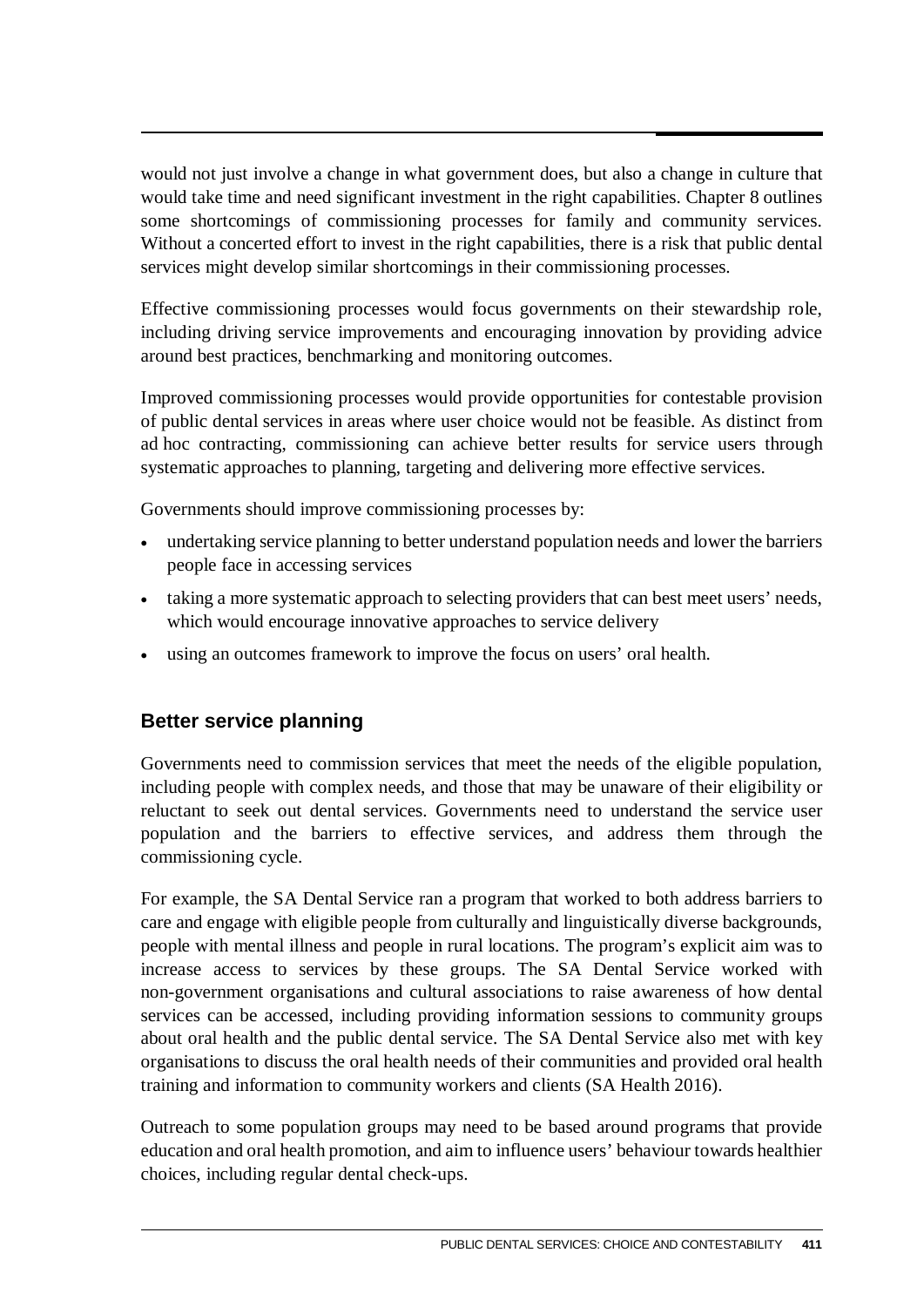would not just involve a change in what government does, but also a change in culture that would take time and need significant investment in the right capabilities. Chapter 8 outlines some shortcomings of commissioning processes for family and community services. Without a concerted effort to invest in the right capabilities, there is a risk that public dental services might develop similar shortcomings in their commissioning processes.

Effective commissioning processes would focus governments on their stewardship role, including driving service improvements and encouraging innovation by providing advice around best practices, benchmarking and monitoring outcomes.

Improved commissioning processes would provide opportunities for contestable provision of public dental services in areas where user choice would not be feasible. As distinct from ad hoc contracting, commissioning can achieve better results for service users through systematic approaches to planning, targeting and delivering more effective services.

Governments should improve commissioning processes by:

- undertaking service planning to better understand population needs and lower the barriers people face in accessing services
- taking a more systematic approach to selecting providers that can best meet users' needs, which would encourage innovative approaches to service delivery
- using an outcomes framework to improve the focus on users' oral health.

### Better service planning

Governments need to commission services that meet the needs of the eligible population, including people with complex needs, and those that may be unaware of their eligibility or reluctant to seek out dental services. Governments need to understand the service user population and the barriers to effective services, and address them through the commissioning cycle.

For example, the SA Dental Service ran a program that worked to both address barriers to care and engage with eligible people from culturally and linguistically diverse backgrounds, people with mental illness and people in rural locations. The program's explicit aim was to increase access to services by these groups. The SA Dental Service worked with non-government organisations and cultural associations to raise awareness of how dental services can be accessed, including providing information sessions to community groups about oral health and the public dental service. The SA Dental Service also met with key organisations to discuss the oral health needs of their communities and provided oral health training and information to community workers and clients (SA Health 2016).

Outreach to some population groups may need to be based around programs that provide education and oral health promotion, and aim to influence users' behaviour towards healthier choices, including regular dental check-ups.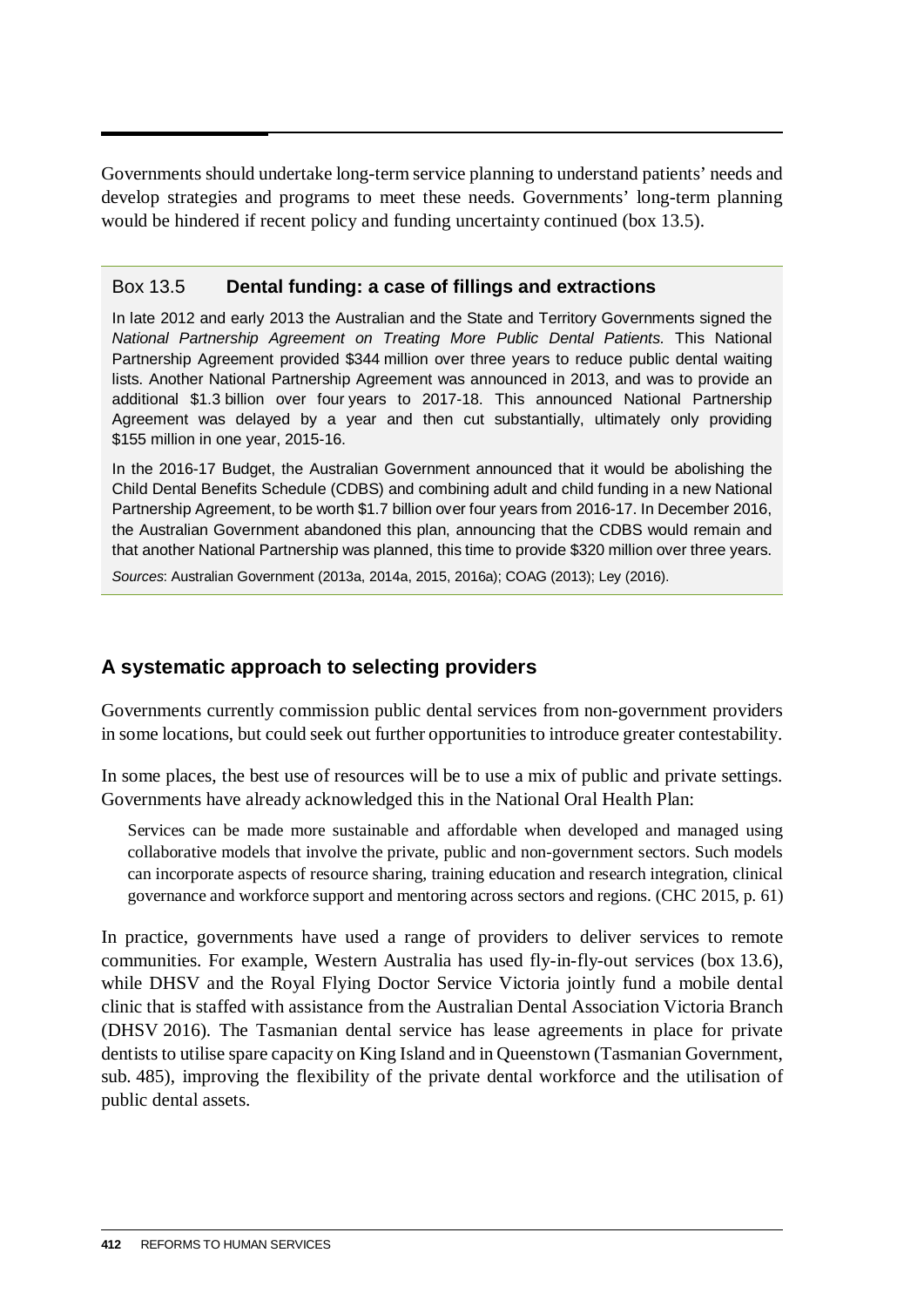Governments should undertake long-term service planning to understand patients' needs and develop strategies and programs to meet these needs. Governments' long-term planning would be hindered if recent policy and funding uncertainty continued (box 13.5).

> **Box 13.5 Dental funding: a case of fillings and extractions**
>
> In late 2012 and early 2013 the Australian and the State and Territory Governments signed the *National Partnership Agreement on Treating More Public Dental Patients.* This National Partnership Agreement provided $344 million over three years to reduce public dental waiting lists. Another National Partnership Agreement was announced in 2013, and was to provide an additional $1.3 billion over four years to 2017-18. This announced National Partnership Agreement was delayed by a year and then cut substantially, ultimately only providing $155 million in one year, 2015-16.
>
> In the 2016-17 Budget, the Australian Government announced that it would be abolishing the Child Dental Benefits Schedule (CDBS) and combining adult and child funding in a new National Partnership Agreement, to be worth $1.7 billion over four years from 2016-17. In December 2016, the Australian Government abandoned this plan, announcing that the CDBS would remain and that another National Partnership was planned, this time to provide $320 million over three years.
>
> *Sources*: Australian Government (2013a, 2014a, 2015, 2016a); COAG (2013); Ley (2016).

## A systematic approach to selecting providers

Governments currently commission public dental services from non-government providers in some locations, but could seek out further opportunities to introduce greater contestability.

In some places, the best use of resources will be to use a mix of public and private settings. Governments have already acknowledged this in the National Oral Health Plan:

> Services can be made more sustainable and affordable when developed and managed using collaborative models that involve the private, public and non-government sectors. Such models can incorporate aspects of resource sharing, training education and research integration, clinical governance and workforce support and mentoring across sectors and regions. (CHC 2015, p. 61)

In practice, governments have used a range of providers to deliver services to remote communities. For example, Western Australia has used fly-in-fly-out services (box 13.6), while DHSV and the Royal Flying Doctor Service Victoria jointly fund a mobile dental clinic that is staffed with assistance from the Australian Dental Association Victoria Branch (DHSV 2016). The Tasmanian dental service has lease agreements in place for private dentists to utilise spare capacity on King Island and in Queenstown (Tasmanian Government, sub. 485), improving the flexibility of the private dental workforce and the utilisation of public dental assets.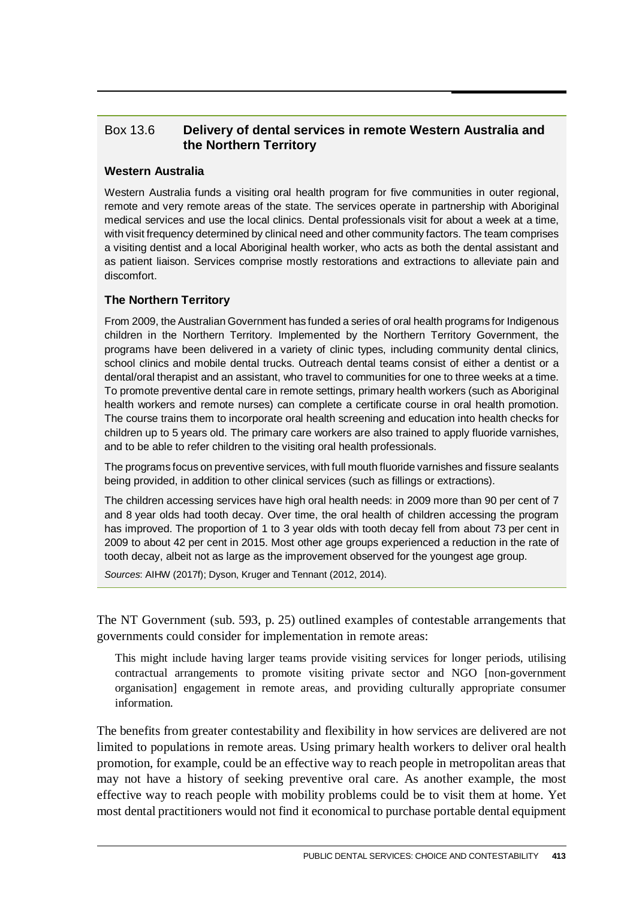### Box 13.6 Delivery of dental services in remote Western Australia and the Northern Territory

**Western Australia**

Western Australia funds a visiting oral health program for five communities in outer regional, remote and very remote areas of the state. The services operate in partnership with Aboriginal medical services and use the local clinics. Dental professionals visit for about a week at a time, with visit frequency determined by clinical need and other community factors. The team comprises a visiting dentist and a local Aboriginal health worker, who acts as both the dental assistant and as patient liaison. Services comprise mostly restorations and extractions to alleviate pain and discomfort.

**The Northern Territory**

From 2009, the Australian Government has funded a series of oral health programs for Indigenous children in the Northern Territory. Implemented by the Northern Territory Government, the programs have been delivered in a variety of clinic types, including community dental clinics, school clinics and mobile dental trucks. Outreach dental teams consist of either a dentist or a dental/oral therapist and an assistant, who travel to communities for one to three weeks at a time. To promote preventive dental care in remote settings, primary health workers (such as Aboriginal health workers and remote nurses) can complete a certificate course in oral health promotion. The course trains them to incorporate oral health screening and education into health checks for children up to 5 years old. The primary care workers are also trained to apply fluoride varnishes, and to be able to refer children to the visiting oral health professionals.

The programs focus on preventive services, with full mouth fluoride varnishes and fissure sealants being provided, in addition to other clinical services (such as fillings or extractions).

The children accessing services have high oral health needs: in 2009 more than 90 per cent of 7 and 8 year olds had tooth decay. Over time, the oral health of children accessing the program has improved. The proportion of 1 to 3 year olds with tooth decay fell from about 73 per cent in 2009 to about 42 per cent in 2015. Most other age groups experienced a reduction in the rate of tooth decay, albeit not as large as the improvement observed for the youngest age group.

*Sources*: AIHW (2017f); Dyson, Kruger and Tennant (2012, 2014).

The NT Government (sub. 593, p. 25) outlined examples of contestable arrangements that governments could consider for implementation in remote areas:

> This might include having larger teams provide visiting services for longer periods, utilising contractual arrangements to promote visiting private sector and NGO [non-government organisation] engagement in remote areas, and providing culturally appropriate consumer information.

The benefits from greater contestability and flexibility in how services are delivered are not limited to populations in remote areas. Using primary health workers to deliver oral health promotion, for example, could be an effective way to reach people in metropolitan areas that may not have a history of seeking preventive oral care. As another example, the most effective way to reach people with mobility problems could be to visit them at home. Yet most dental practitioners would not find it economical to purchase portable dental equipment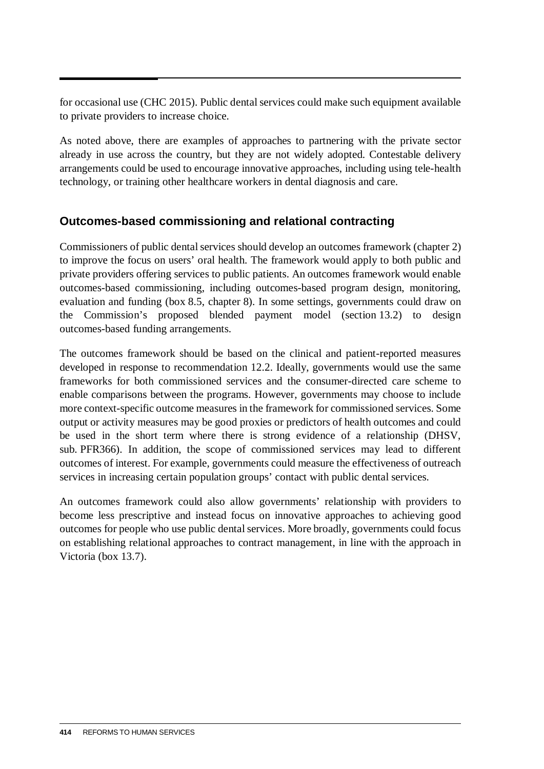for occasional use (CHC 2015). Public dental services could make such equipment available to private providers to increase choice.

As noted above, there are examples of approaches to partnering with the private sector already in use across the country, but they are not widely adopted. Contestable delivery arrangements could be used to encourage innovative approaches, including using tele-health technology, or training other healthcare workers in dental diagnosis and care.

### Outcomes-based commissioning and relational contracting

Commissioners of public dental services should develop an outcomes framework (chapter 2) to improve the focus on users' oral health. The framework would apply to both public and private providers offering services to public patients. An outcomes framework would enable outcomes-based commissioning, including outcomes-based program design, monitoring, evaluation and funding (box 8.5, chapter 8). In some settings, governments could draw on the Commission's proposed blended payment model (section 13.2) to design outcomes-based funding arrangements.

The outcomes framework should be based on the clinical and patient-reported measures developed in response to recommendation 12.2. Ideally, governments would use the same frameworks for both commissioned services and the consumer-directed care scheme to enable comparisons between the programs. However, governments may choose to include more context-specific outcome measures in the framework for commissioned services. Some output or activity measures may be good proxies or predictors of health outcomes and could be used in the short term where there is strong evidence of a relationship (DHSV, sub. PFR366). In addition, the scope of commissioned services may lead to different outcomes of interest. For example, governments could measure the effectiveness of outreach services in increasing certain population groups' contact with public dental services.

An outcomes framework could also allow governments' relationship with providers to become less prescriptive and instead focus on innovative approaches to achieving good outcomes for people who use public dental services. More broadly, governments could focus on establishing relational approaches to contract management, in line with the approach in Victoria (box 13.7).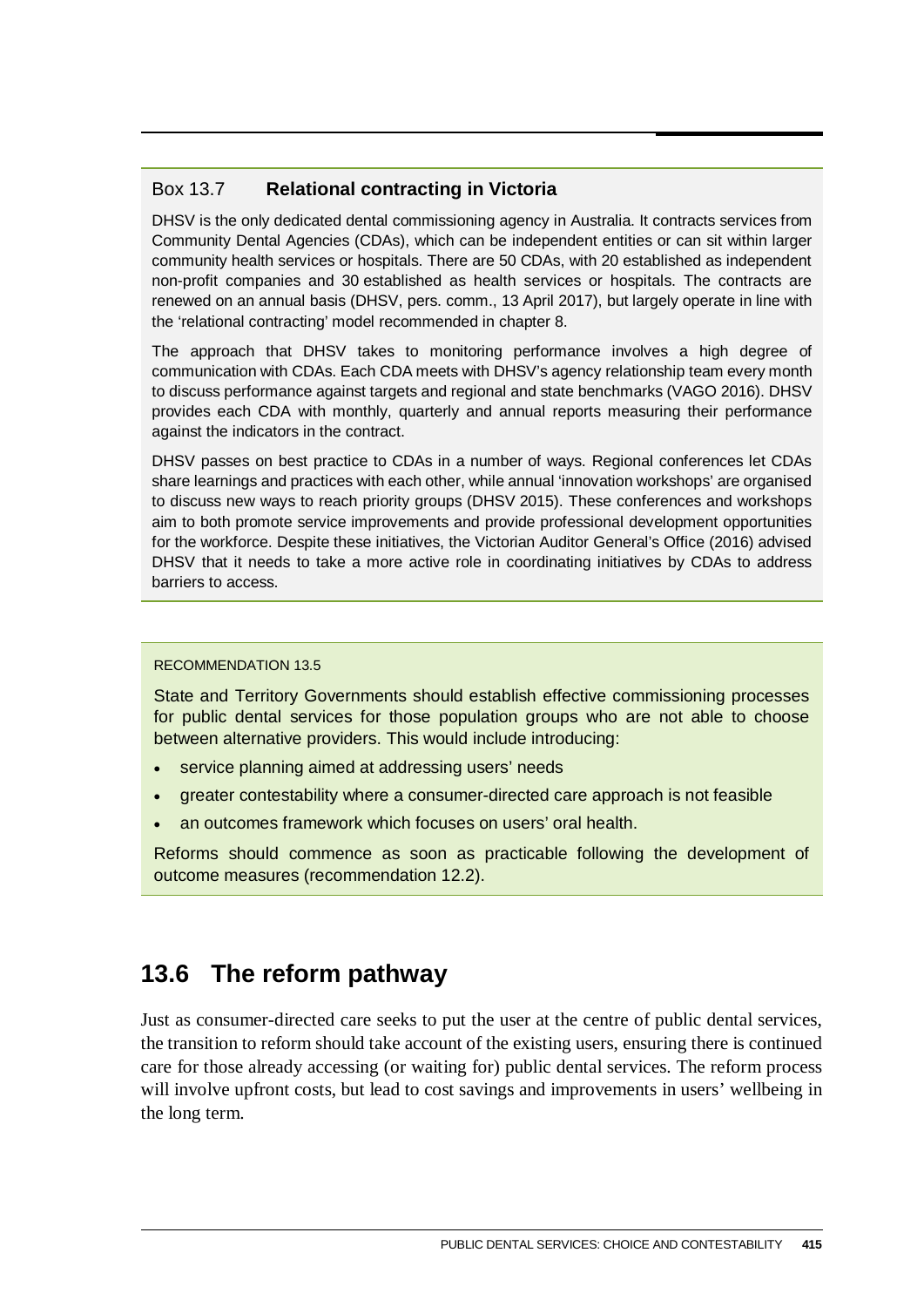### Box 13.7 **Relational contracting in Victoria**

DHSV is the only dedicated dental commissioning agency in Australia. It contracts services from Community Dental Agencies (CDAs), which can be independent entities or can sit within larger community health services or hospitals. There are 50 CDAs, with 20 established as independent non-profit companies and 30 established as health services or hospitals. The contracts are renewed on an annual basis (DHSV, pers. comm., 13 April 2017), but largely operate in line with the 'relational contracting' model recommended in chapter 8.

The approach that DHSV takes to monitoring performance involves a high degree of communication with CDAs. Each CDA meets with DHSV's agency relationship team every month to discuss performance against targets and regional and state benchmarks (VAGO 2016). DHSV provides each CDA with monthly, quarterly and annual reports measuring their performance against the indicators in the contract.

DHSV passes on best practice to CDAs in a number of ways. Regional conferences let CDAs share learnings and practices with each other, while annual 'innovation workshops' are organised to discuss new ways to reach priority groups (DHSV 2015). These conferences and workshops aim to both promote service improvements and provide professional development opportunities for the workforce. Despite these initiatives, the Victorian Auditor General's Office (2016) advised DHSV that it needs to take a more active role in coordinating initiatives by CDAs to address barriers to access.

RECOMMENDATION 13.5

State and Territory Governments should establish effective commissioning processes for public dental services for those population groups who are not able to choose between alternative providers. This would include introducing:

- service planning aimed at addressing users' needs
- greater contestability where a consumer-directed care approach is not feasible
- an outcomes framework which focuses on users' oral health.

Reforms should commence as soon as practicable following the development of outcome measures (recommendation 12.2).

## 13.6 The reform pathway

Just as consumer-directed care seeks to put the user at the centre of public dental services, the transition to reform should take account of the existing users, ensuring there is continued care for those already accessing (or waiting for) public dental services. The reform process will involve upfront costs, but lead to cost savings and improvements in users' wellbeing in the long term.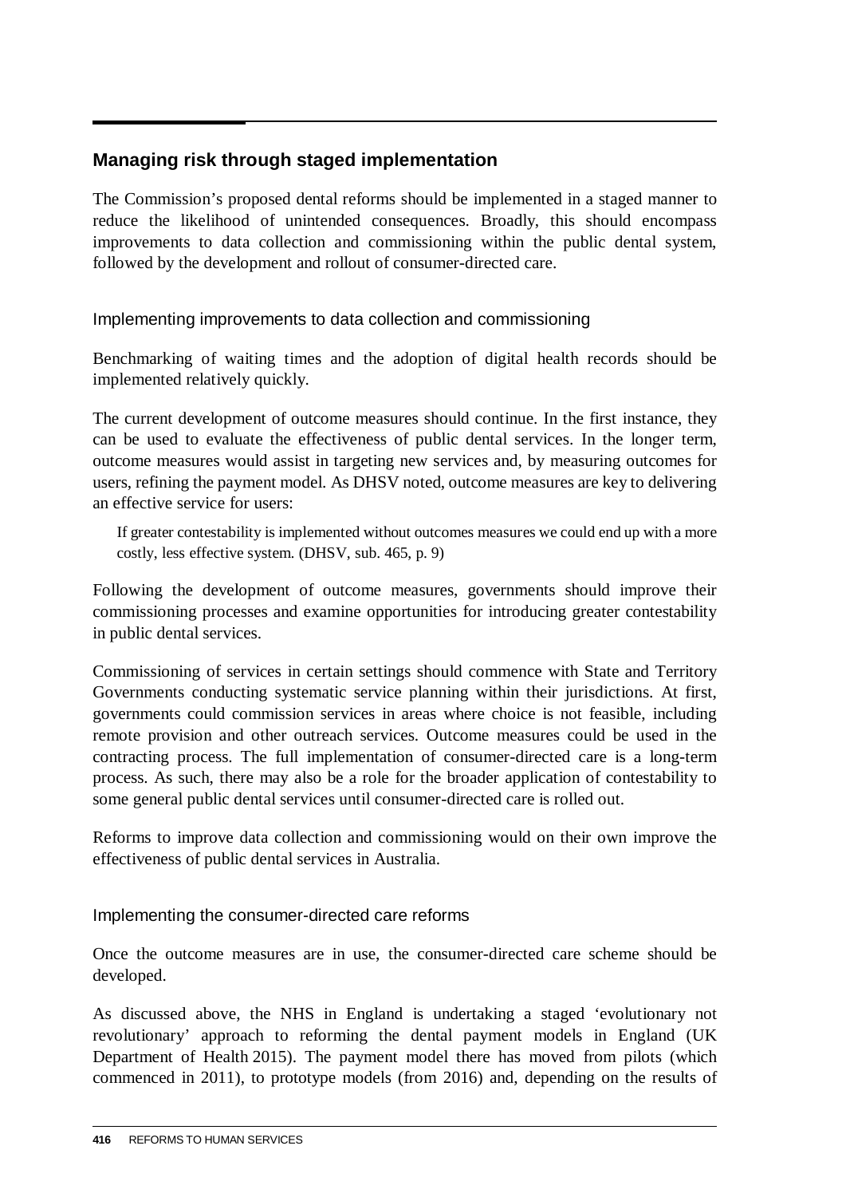## Managing risk through staged implementation

The Commission's proposed dental reforms should be implemented in a staged manner to reduce the likelihood of unintended consequences. Broadly, this should encompass improvements to data collection and commissioning within the public dental system, followed by the development and rollout of consumer-directed care.

### Implementing improvements to data collection and commissioning

Benchmarking of waiting times and the adoption of digital health records should be implemented relatively quickly.

The current development of outcome measures should continue. In the first instance, they can be used to evaluate the effectiveness of public dental services. In the longer term, outcome measures would assist in targeting new services and, by measuring outcomes for users, refining the payment model. As DHSV noted, outcome measures are key to delivering an effective service for users:

> If greater contestability is implemented without outcomes measures we could end up with a more costly, less effective system. (DHSV, sub. 465, p. 9)

Following the development of outcome measures, governments should improve their commissioning processes and examine opportunities for introducing greater contestability in public dental services.

Commissioning of services in certain settings should commence with State and Territory Governments conducting systematic service planning within their jurisdictions. At first, governments could commission services in areas where choice is not feasible, including remote provision and other outreach services. Outcome measures could be used in the contracting process. The full implementation of consumer-directed care is a long-term process. As such, there may also be a role for the broader application of contestability to some general public dental services until consumer-directed care is rolled out.

Reforms to improve data collection and commissioning would on their own improve the effectiveness of public dental services in Australia.

### Implementing the consumer-directed care reforms

Once the outcome measures are in use, the consumer-directed care scheme should be developed.

As discussed above, the NHS in England is undertaking a staged 'evolutionary not revolutionary' approach to reforming the dental payment models in England (UK Department of Health 2015). The payment model there has moved from pilots (which commenced in 2011), to prototype models (from 2016) and, depending on the results of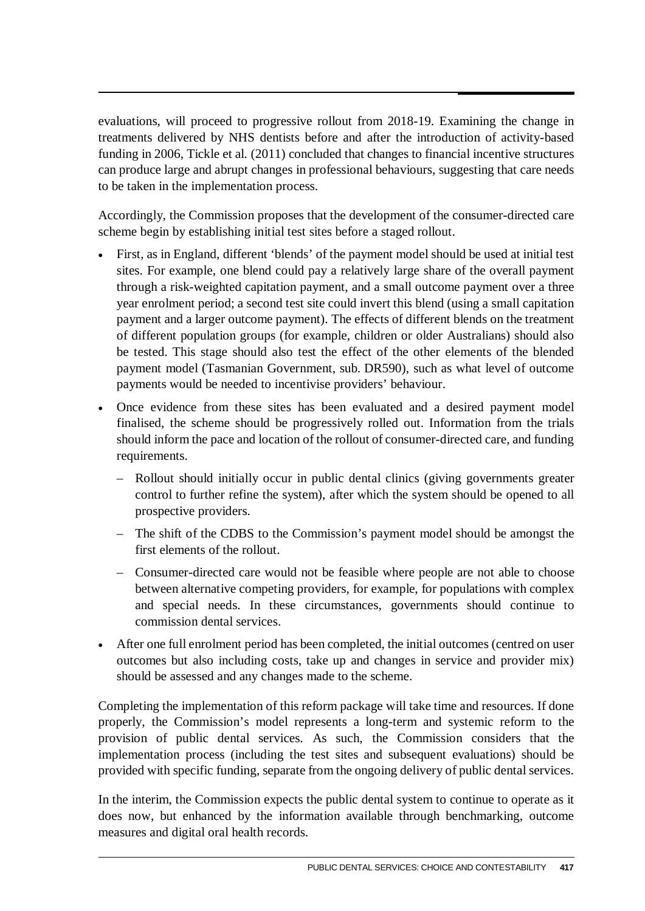evaluations, will proceed to progressive rollout from 2018-19. Examining the change in treatments delivered by NHS dentists before and after the introduction of activity-based funding in 2006, Tickle et al. (2011) concluded that changes to financial incentive structures can produce large and abrupt changes in professional behaviours, suggesting that care needs to be taken in the implementation process.

Accordingly, the Commission proposes that the development of the consumer-directed care scheme begin by establishing initial test sites before a staged rollout.

- First, as in England, different 'blends' of the payment model should be used at initial test sites. For example, one blend could pay a relatively large share of the overall payment through a risk-weighted capitation payment, and a small outcome payment over a three year enrolment period; a second test site could invert this blend (using a small capitation payment and a larger outcome payment). The effects of different blends on the treatment of different population groups (for example, children or older Australians) should also be tested. This stage should also test the effect of the other elements of the blended payment model (Tasmanian Government, sub. DR590), such as what level of outcome payments would be needed to incentivise providers' behaviour.
- Once evidence from these sites has been evaluated and a desired payment model finalised, the scheme should be progressively rolled out. Information from the trials should inform the pace and location of the rollout of consumer-directed care, and funding requirements.
  - Rollout should initially occur in public dental clinics (giving governments greater control to further refine the system), after which the system should be opened to all prospective providers.
  - The shift of the CDBS to the Commission's payment model should be amongst the first elements of the rollout.
  - Consumer-directed care would not be feasible where people are not able to choose between alternative competing providers, for example, for populations with complex and special needs. In these circumstances, governments should continue to commission dental services.
- After one full enrolment period has been completed, the initial outcomes (centred on user outcomes but also including costs, take up and changes in service and provider mix) should be assessed and any changes made to the scheme.

Completing the implementation of this reform package will take time and resources. If done properly, the Commission's model represents a long-term and systemic reform to the provision of public dental services. As such, the Commission considers that the implementation process (including the test sites and subsequent evaluations) should be provided with specific funding, separate from the ongoing delivery of public dental services.

In the interim, the Commission expects the public dental system to continue to operate as it does now, but enhanced by the information available through benchmarking, outcome measures and digital oral health records.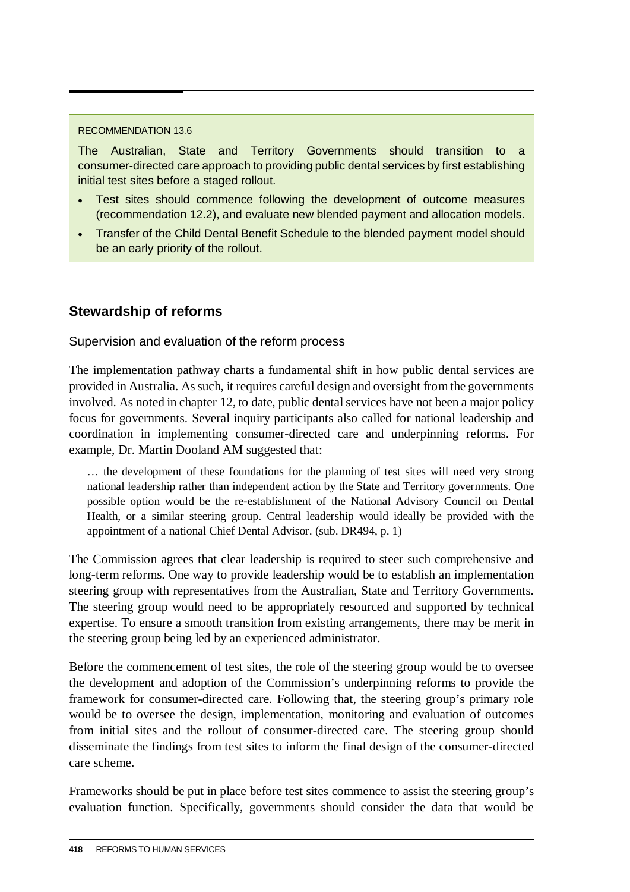RECOMMENDATION 13.6

The Australian, State and Territory Governments should transition to a consumer-directed care approach to providing public dental services by first establishing initial test sites before a staged rollout.

- Test sites should commence following the development of outcome measures (recommendation 12.2), and evaluate new blended payment and allocation models.
- Transfer of the Child Dental Benefit Schedule to the blended payment model should be an early priority of the rollout.

## Stewardship of reforms

### Supervision and evaluation of the reform process

The implementation pathway charts a fundamental shift in how public dental services are provided in Australia. As such, it requires careful design and oversight from the governments involved. As noted in chapter 12, to date, public dental services have not been a major policy focus for governments. Several inquiry participants also called for national leadership and coordination in implementing consumer-directed care and underpinning reforms. For example, Dr. Martin Dooland AM suggested that:

> … the development of these foundations for the planning of test sites will need very strong national leadership rather than independent action by the State and Territory governments. One possible option would be the re-establishment of the National Advisory Council on Dental Health, or a similar steering group. Central leadership would ideally be provided with the appointment of a national Chief Dental Advisor. (sub. DR494, p. 1)

The Commission agrees that clear leadership is required to steer such comprehensive and long-term reforms. One way to provide leadership would be to establish an implementation steering group with representatives from the Australian, State and Territory Governments. The steering group would need to be appropriately resourced and supported by technical expertise. To ensure a smooth transition from existing arrangements, there may be merit in the steering group being led by an experienced administrator.

Before the commencement of test sites, the role of the steering group would be to oversee the development and adoption of the Commission's underpinning reforms to provide the framework for consumer-directed care. Following that, the steering group's primary role would be to oversee the design, implementation, monitoring and evaluation of outcomes from initial sites and the rollout of consumer-directed care. The steering group should disseminate the findings from test sites to inform the final design of the consumer-directed care scheme.

Frameworks should be put in place before test sites commence to assist the steering group's evaluation function. Specifically, governments should consider the data that would be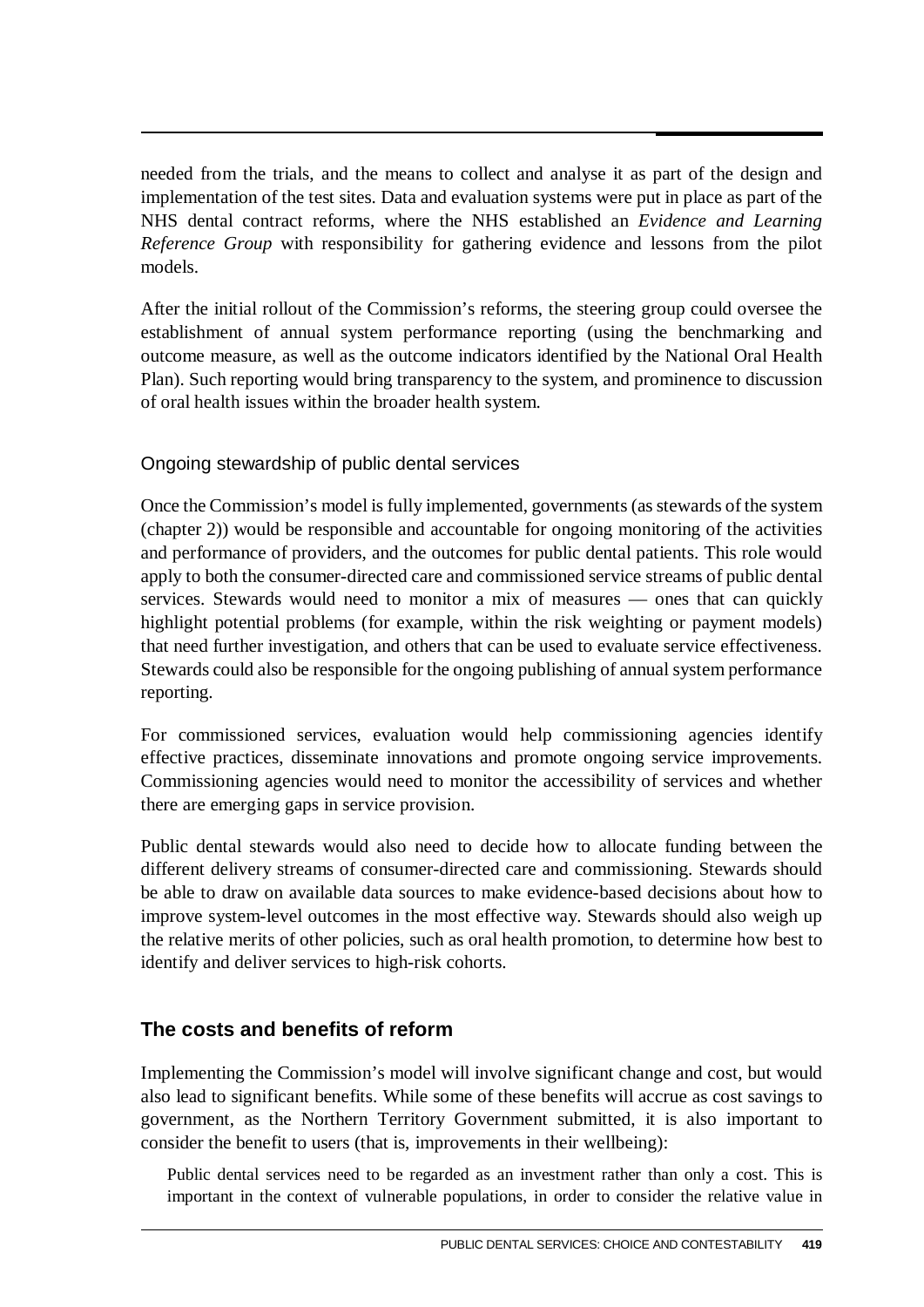needed from the trials, and the means to collect and analyse it as part of the design and implementation of the test sites. Data and evaluation systems were put in place as part of the NHS dental contract reforms, where the NHS established an *Evidence and Learning Reference Group* with responsibility for gathering evidence and lessons from the pilot models.

After the initial rollout of the Commission's reforms, the steering group could oversee the establishment of annual system performance reporting (using the benchmarking and outcome measure, as well as the outcome indicators identified by the National Oral Health Plan). Such reporting would bring transparency to the system, and prominence to discussion of oral health issues within the broader health system.

### Ongoing stewardship of public dental services

Once the Commission's model is fully implemented, governments (as stewards of the system (chapter 2)) would be responsible and accountable for ongoing monitoring of the activities and performance of providers, and the outcomes for public dental patients. This role would apply to both the consumer-directed care and commissioned service streams of public dental services. Stewards would need to monitor a mix of measures — ones that can quickly highlight potential problems (for example, within the risk weighting or payment models) that need further investigation, and others that can be used to evaluate service effectiveness. Stewards could also be responsible for the ongoing publishing of annual system performance reporting.

For commissioned services, evaluation would help commissioning agencies identify effective practices, disseminate innovations and promote ongoing service improvements. Commissioning agencies would need to monitor the accessibility of services and whether there are emerging gaps in service provision.

Public dental stewards would also need to decide how to allocate funding between the different delivery streams of consumer-directed care and commissioning. Stewards should be able to draw on available data sources to make evidence-based decisions about how to improve system-level outcomes in the most effective way. Stewards should also weigh up the relative merits of other policies, such as oral health promotion, to determine how best to identify and deliver services to high-risk cohorts.

## The costs and benefits of reform

Implementing the Commission's model will involve significant change and cost, but would also lead to significant benefits. While some of these benefits will accrue as cost savings to government, as the Northern Territory Government submitted, it is also important to consider the benefit to users (that is, improvements in their wellbeing):

> Public dental services need to be regarded as an investment rather than only a cost. This is important in the context of vulnerable populations, in order to consider the relative value in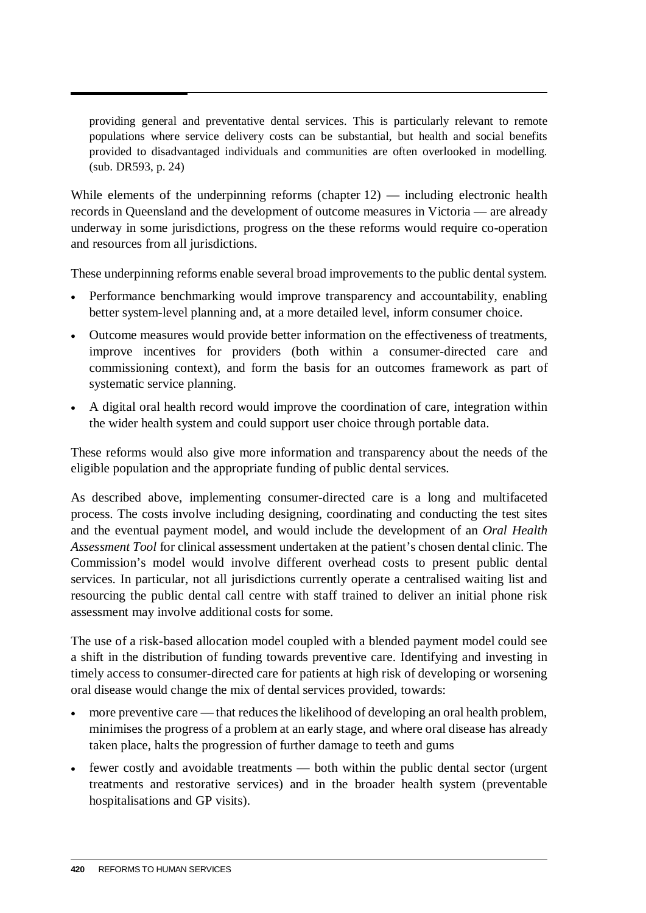providing general and preventative dental services. This is particularly relevant to remote populations where service delivery costs can be substantial, but health and social benefits provided to disadvantaged individuals and communities are often overlooked in modelling. (sub. DR593, p. 24)

While elements of the underpinning reforms (chapter 12) — including electronic health records in Queensland and the development of outcome measures in Victoria — are already underway in some jurisdictions, progress on the these reforms would require co-operation and resources from all jurisdictions.

These underpinning reforms enable several broad improvements to the public dental system.

- Performance benchmarking would improve transparency and accountability, enabling better system-level planning and, at a more detailed level, inform consumer choice.
- Outcome measures would provide better information on the effectiveness of treatments, improve incentives for providers (both within a consumer-directed care and commissioning context), and form the basis for an outcomes framework as part of systematic service planning.
- A digital oral health record would improve the coordination of care, integration within the wider health system and could support user choice through portable data.

These reforms would also give more information and transparency about the needs of the eligible population and the appropriate funding of public dental services.

As described above, implementing consumer-directed care is a long and multifaceted process. The costs involve including designing, coordinating and conducting the test sites and the eventual payment model, and would include the development of an *Oral Health Assessment Tool* for clinical assessment undertaken at the patient's chosen dental clinic. The Commission's model would involve different overhead costs to present public dental services. In particular, not all jurisdictions currently operate a centralised waiting list and resourcing the public dental call centre with staff trained to deliver an initial phone risk assessment may involve additional costs for some.

The use of a risk-based allocation model coupled with a blended payment model could see a shift in the distribution of funding towards preventive care. Identifying and investing in timely access to consumer-directed care for patients at high risk of developing or worsening oral disease would change the mix of dental services provided, towards:

- more preventive care — that reduces the likelihood of developing an oral health problem, minimises the progress of a problem at an early stage, and where oral disease has already taken place, halts the progression of further damage to teeth and gums
- fewer costly and avoidable treatments — both within the public dental sector (urgent treatments and restorative services) and in the broader health system (preventable hospitalisations and GP visits).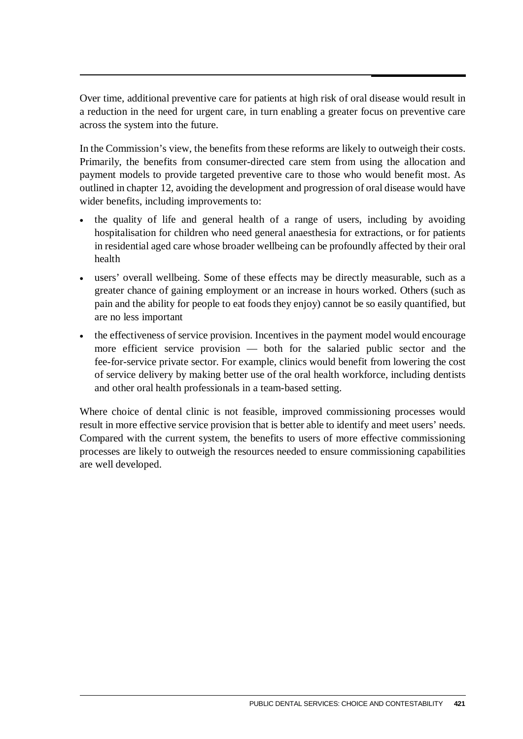Over time, additional preventive care for patients at high risk of oral disease would result in a reduction in the need for urgent care, in turn enabling a greater focus on preventive care across the system into the future.

In the Commission's view, the benefits from these reforms are likely to outweigh their costs. Primarily, the benefits from consumer-directed care stem from using the allocation and payment models to provide targeted preventive care to those who would benefit most. As outlined in chapter 12, avoiding the development and progression of oral disease would have wider benefits, including improvements to:

- the quality of life and general health of a range of users, including by avoiding hospitalisation for children who need general anaesthesia for extractions, or for patients in residential aged care whose broader wellbeing can be profoundly affected by their oral health
- users' overall wellbeing. Some of these effects may be directly measurable, such as a greater chance of gaining employment or an increase in hours worked. Others (such as pain and the ability for people to eat foods they enjoy) cannot be so easily quantified, but are no less important
- the effectiveness of service provision. Incentives in the payment model would encourage more efficient service provision — both for the salaried public sector and the fee-for-service private sector. For example, clinics would benefit from lowering the cost of service delivery by making better use of the oral health workforce, including dentists and other oral health professionals in a team-based setting.

Where choice of dental clinic is not feasible, improved commissioning processes would result in more effective service provision that is better able to identify and meet users' needs. Compared with the current system, the benefits to users of more effective commissioning processes are likely to outweigh the resources needed to ensure commissioning capabilities are well developed.